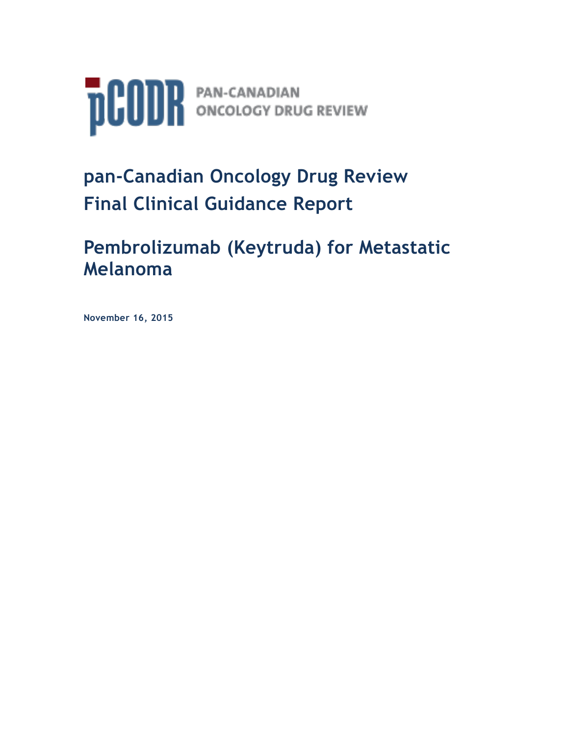pCODR PAN-CANADIAN ONCOLOGY DRUG REVIEW

# pan-Canadian Oncology Drug Review Final Clinical Guidance Report

# Pembrolizumab (Keytruda) for Metastatic Melanoma

**November 16, 2015**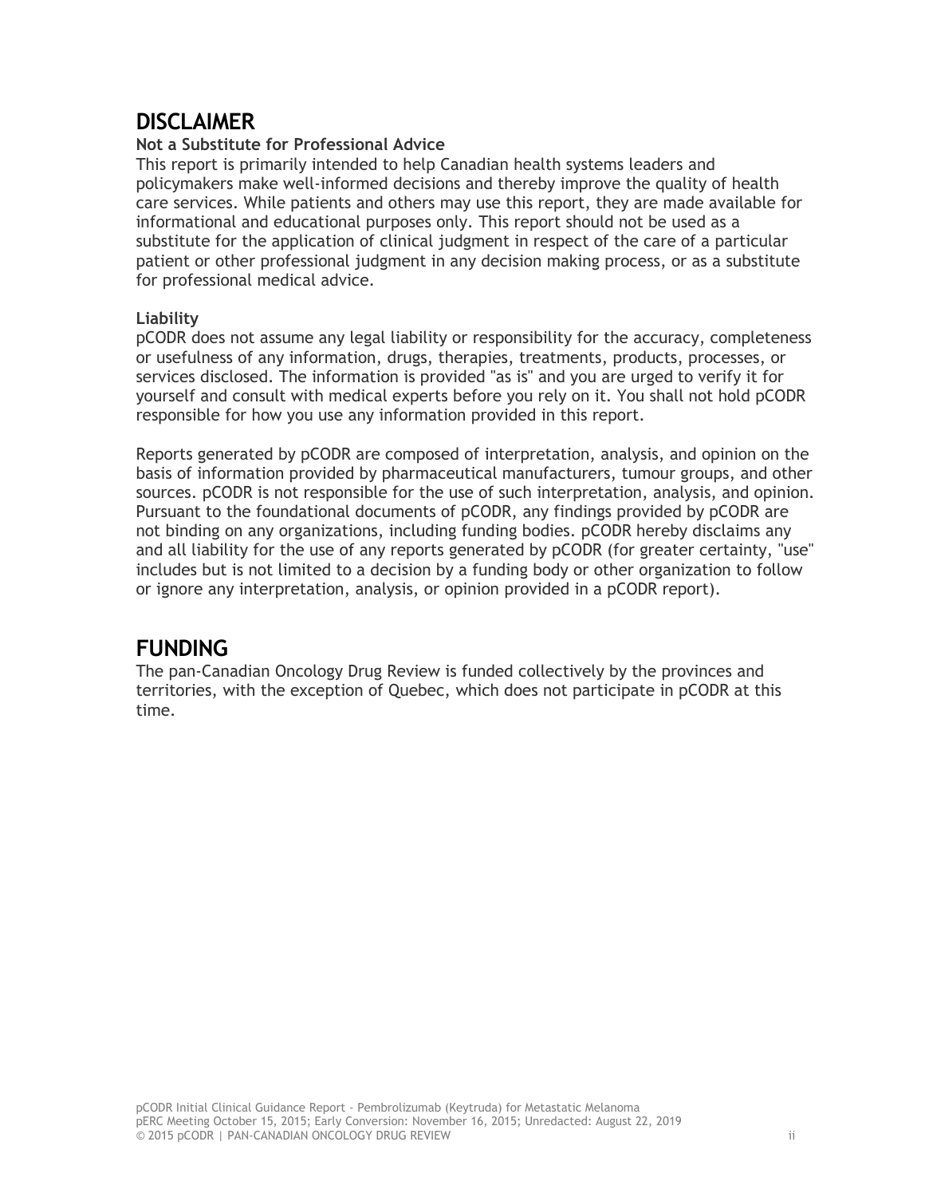## DISCLAIMER

**Not a Substitute for Professional Advice**

This report is primarily intended to help Canadian health systems leaders and policymakers make well-informed decisions and thereby improve the quality of health care services. While patients and others may use this report, they are made available for informational and educational purposes only. This report should not be used as a substitute for the application of clinical judgment in respect of the care of a particular patient or other professional judgment in any decision making process, or as a substitute for professional medical advice.

**Liability**

pCODR does not assume any legal liability or responsibility for the accuracy, completeness or usefulness of any information, drugs, therapies, treatments, products, processes, or services disclosed. The information is provided "as is" and you are urged to verify it for yourself and consult with medical experts before you rely on it. You shall not hold pCODR responsible for how you use any information provided in this report.

Reports generated by pCODR are composed of interpretation, analysis, and opinion on the basis of information provided by pharmaceutical manufacturers, tumour groups, and other sources. pCODR is not responsible for the use of such interpretation, analysis, and opinion. Pursuant to the foundational documents of pCODR, any findings provided by pCODR are not binding on any organizations, including funding bodies. pCODR hereby disclaims any and all liability for the use of any reports generated by pCODR (for greater certainty, "use" includes but is not limited to a decision by a funding body or other organization to follow or ignore any interpretation, analysis, or opinion provided in a pCODR report).

## FUNDING

The pan-Canadian Oncology Drug Review is funded collectively by the provinces and territories, with the exception of Quebec, which does not participate in pCODR at this time.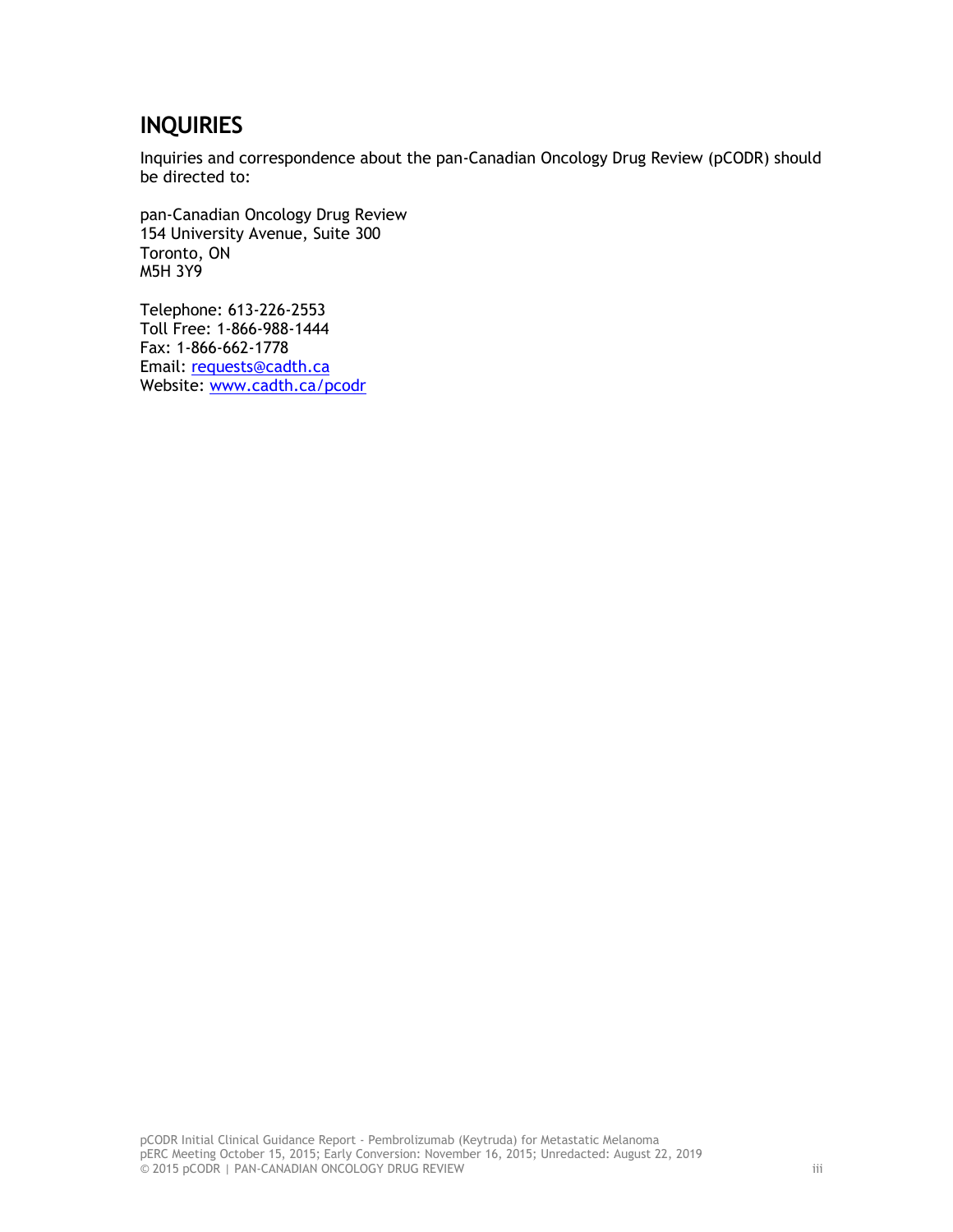## INQUIRIES

Inquiries and correspondence about the pan-Canadian Oncology Drug Review (pCODR) should be directed to:

pan-Canadian Oncology Drug Review
154 University Avenue, Suite 300
Toronto, ON
M5H 3Y9

Telephone: 613-226-2553
Toll Free: 1-866-988-1444
Fax: 1-866-662-1778
Email: requests@cadth.ca
Website: www.cadth.ca/pcodr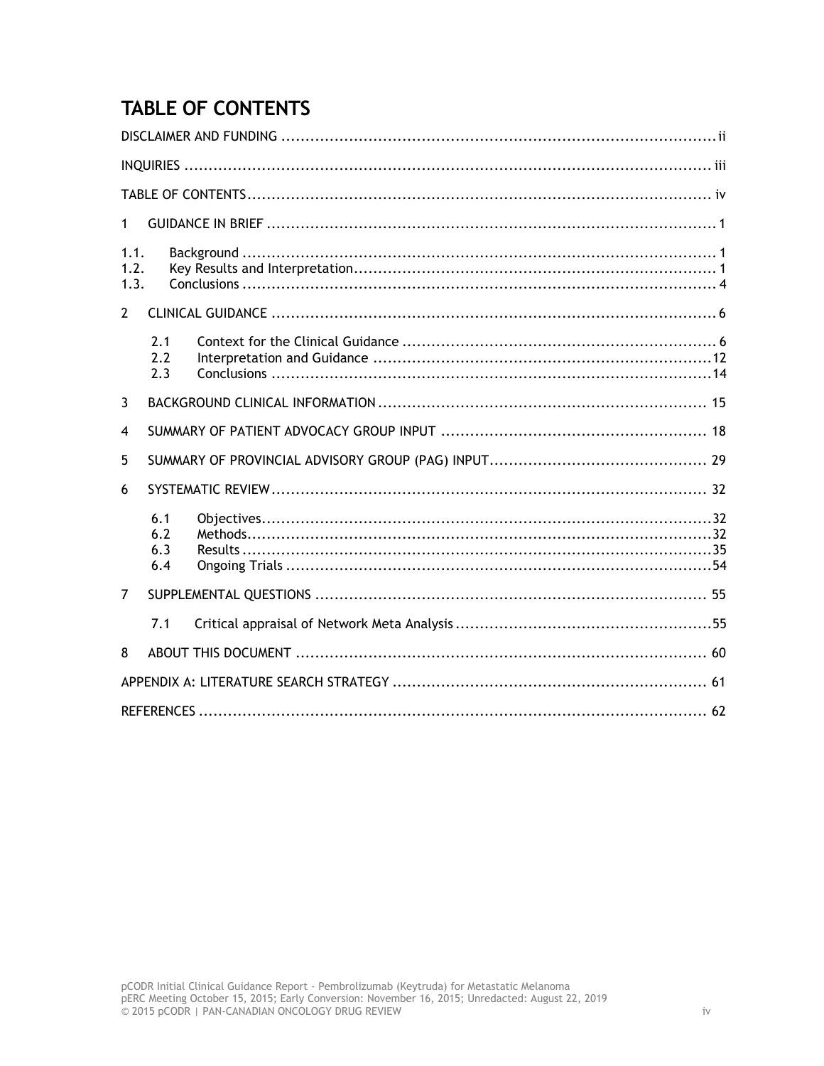# TABLE OF CONTENTS

DISCLAIMER AND FUNDING ..... ii

INQUIRIES ..... iii

TABLE OF CONTENTS ..... iv

1 GUIDANCE IN BRIEF ..... 1

1.1. Background ..... 1
1.2. Key Results and Interpretation ..... 1
1.3. Conclusions ..... 4

2 CLINICAL GUIDANCE ..... 6

2.1 Context for the Clinical Guidance ..... 6
2.2 Interpretation and Guidance ..... 12
2.3 Conclusions ..... 14

3 BACKGROUND CLINICAL INFORMATION ..... 15

4 SUMMARY OF PATIENT ADVOCACY GROUP INPUT ..... 18

5 SUMMARY OF PROVINCIAL ADVISORY GROUP (PAG) INPUT ..... 29

6 SYSTEMATIC REVIEW ..... 32

6.1 Objectives ..... 32
6.2 Methods ..... 32
6.3 Results ..... 35
6.4 Ongoing Trials ..... 54

7 SUPPLEMENTAL QUESTIONS ..... 55

7.1 Critical appraisal of Network Meta Analysis ..... 55

8 ABOUT THIS DOCUMENT ..... 60

APPENDIX A: LITERATURE SEARCH STRATEGY ..... 61

REFERENCES ..... 62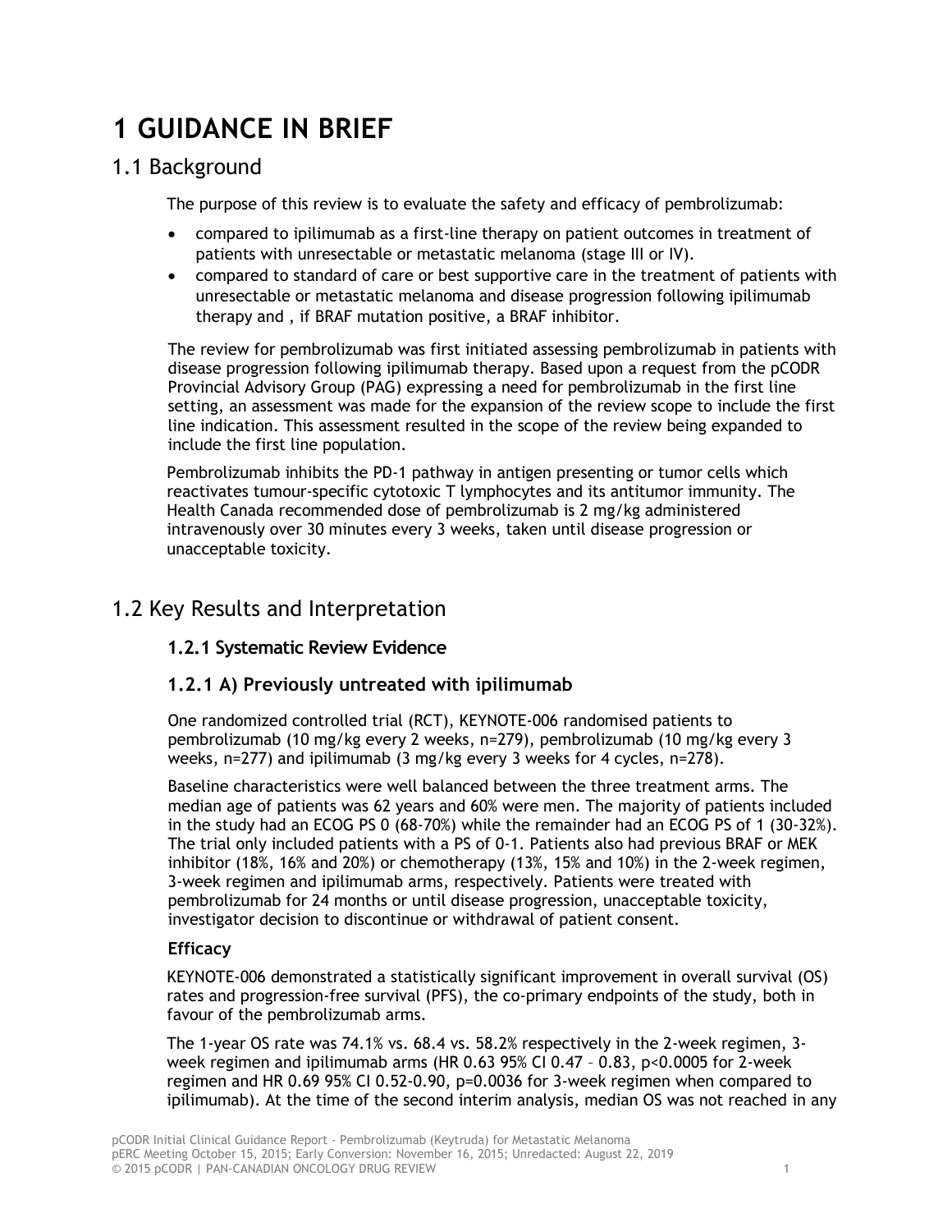# 1 GUIDANCE IN BRIEF

## 1.1 Background

The purpose of this review is to evaluate the safety and efficacy of pembrolizumab:

- compared to ipilimumab as a first-line therapy on patient outcomes in treatment of patients with unresectable or metastatic melanoma (stage III or IV).
- compared to standard of care or best supportive care in the treatment of patients with unresectable or metastatic melanoma and disease progression following ipilimumab therapy and , if BRAF mutation positive, a BRAF inhibitor.

The review for pembrolizumab was first initiated assessing pembrolizumab in patients with disease progression following ipilimumab therapy. Based upon a request from the pCODR Provincial Advisory Group (PAG) expressing a need for pembrolizumab in the first line setting, an assessment was made for the expansion of the review scope to include the first line indication. This assessment resulted in the scope of the review being expanded to include the first line population.

Pembrolizumab inhibits the PD-1 pathway in antigen presenting or tumor cells which reactivates tumour-specific cytotoxic T lymphocytes and its antitumor immunity. The Health Canada recommended dose of pembrolizumab is 2 mg/kg administered intravenously over 30 minutes every 3 weeks, taken until disease progression or unacceptable toxicity.

## 1.2 Key Results and Interpretation

### 1.2.1 Systematic Review Evidence

### 1.2.1 A) Previously untreated with ipilimumab

One randomized controlled trial (RCT), KEYNOTE-006 randomised patients to pembrolizumab (10 mg/kg every 2 weeks, n=279), pembrolizumab (10 mg/kg every 3 weeks, n=277) and ipilimumab (3 mg/kg every 3 weeks for 4 cycles, n=278).

Baseline characteristics were well balanced between the three treatment arms. The median age of patients was 62 years and 60% were men. The majority of patients included in the study had an ECOG PS 0 (68-70%) while the remainder had an ECOG PS of 1 (30-32%). The trial only included patients with a PS of 0-1. Patients also had previous BRAF or MEK inhibitor (18%, 16% and 20%) or chemotherapy (13%, 15% and 10%) in the 2-week regimen, 3-week regimen and ipilimumab arms, respectively. Patients were treated with pembrolizumab for 24 months or until disease progression, unacceptable toxicity, investigator decision to discontinue or withdrawal of patient consent.

#### Efficacy

KEYNOTE-006 demonstrated a statistically significant improvement in overall survival (OS) rates and progression-free survival (PFS), the co-primary endpoints of the study, both in favour of the pembrolizumab arms.

The 1-year OS rate was 74.1% vs. 68.4 vs. 58.2% respectively in the 2-week regimen, 3-week regimen and ipilimumab arms (HR 0.63 95% CI 0.47 – 0.83, p<0.0005 for 2-week regimen and HR 0.69 95% CI 0.52-0.90, p=0.0036 for 3-week regimen when compared to ipilimumab). At the time of the second interim analysis, median OS was not reached in any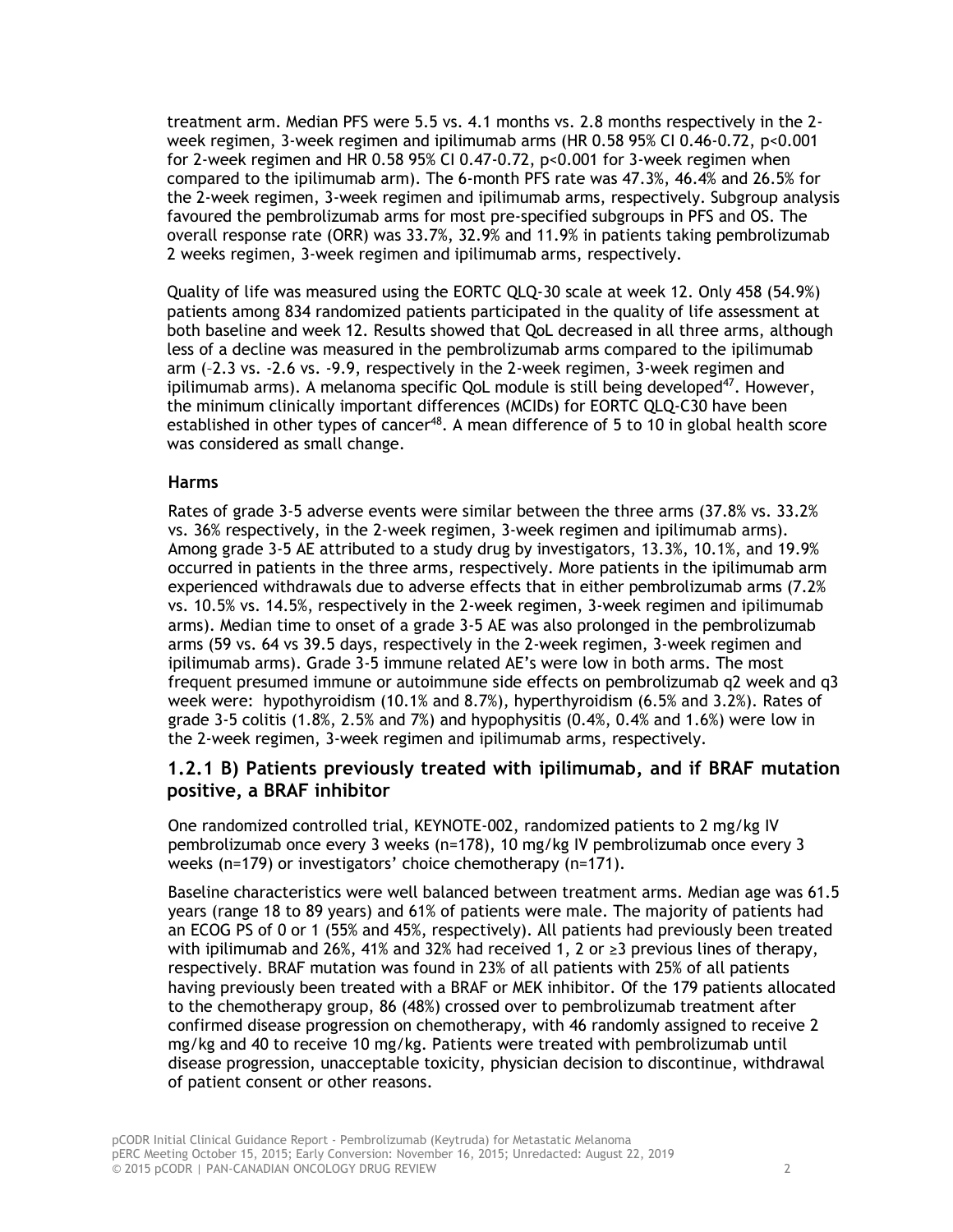treatment arm. Median PFS were 5.5 vs. 4.1 months vs. 2.8 months respectively in the 2-week regimen, 3-week regimen and ipilimumab arms (HR 0.58 95% CI 0.46-0.72, p<0.001 for 2-week regimen and HR 0.58 95% CI 0.47-0.72, p<0.001 for 3-week regimen when compared to the ipilimumab arm). The 6-month PFS rate was 47.3%, 46.4% and 26.5% for the 2-week regimen, 3-week regimen and ipilimumab arms, respectively. Subgroup analysis favoured the pembrolizumab arms for most pre-specified subgroups in PFS and OS. The overall response rate (ORR) was 33.7%, 32.9% and 11.9% in patients taking pembrolizumab 2 weeks regimen, 3-week regimen and ipilimumab arms, respectively.

Quality of life was measured using the EORTC QLQ-30 scale at week 12. Only 458 (54.9%) patients among 834 randomized patients participated in the quality of life assessment at both baseline and week 12. Results showed that QoL decreased in all three arms, although less of a decline was measured in the pembrolizumab arms compared to the ipilimumab arm (–2.3 vs. -2.6 vs. -9.9, respectively in the 2-week regimen, 3-week regimen and ipilimumab arms). A melanoma specific QoL module is still being developed[47]. However, the minimum clinically important differences (MCIDs) for EORTC QLQ-C30 have been established in other types of cancer[48]. A mean difference of 5 to 10 in global health score was considered as small change.

### Harms

Rates of grade 3-5 adverse events were similar between the three arms (37.8% vs. 33.2% vs. 36% respectively, in the 2-week regimen, 3-week regimen and ipilimumab arms). Among grade 3-5 AE attributed to a study drug by investigators, 13.3%, 10.1%, and 19.9% occurred in patients in the three arms, respectively. More patients in the ipilimumab arm experienced withdrawals due to adverse effects that in either pembrolizumab arms (7.2% vs. 10.5% vs. 14.5%, respectively in the 2-week regimen, 3-week regimen and ipilimumab arms). Median time to onset of a grade 3-5 AE was also prolonged in the pembrolizumab arms (59 vs. 64 vs 39.5 days, respectively in the 2-week regimen, 3-week regimen and ipilimumab arms). Grade 3-5 immune related AE's were low in both arms. The most frequent presumed immune or autoimmune side effects on pembrolizumab q2 week and q3 week were: hypothyroidism (10.1% and 8.7%), hyperthyroidism (6.5% and 3.2%). Rates of grade 3-5 colitis (1.8%, 2.5% and 7%) and hypophysitis (0.4%, 0.4% and 1.6%) were low in the 2-week regimen, 3-week regimen and ipilimumab arms, respectively.

## 1.2.1 B) Patients previously treated with ipilimumab, and if BRAF mutation positive, a BRAF inhibitor

One randomized controlled trial, KEYNOTE-002, randomized patients to 2 mg/kg IV pembrolizumab once every 3 weeks (n=178), 10 mg/kg IV pembrolizumab once every 3 weeks (n=179) or investigators' choice chemotherapy (n=171).

Baseline characteristics were well balanced between treatment arms. Median age was 61.5 years (range 18 to 89 years) and 61% of patients were male. The majority of patients had an ECOG PS of 0 or 1 (55% and 45%, respectively). All patients had previously been treated with ipilimumab and 26%, 41% and 32% had received 1, 2 or ≥3 previous lines of therapy, respectively. BRAF mutation was found in 23% of all patients with 25% of all patients having previously been treated with a BRAF or MEK inhibitor. Of the 179 patients allocated to the chemotherapy group, 86 (48%) crossed over to pembrolizumab treatment after confirmed disease progression on chemotherapy, with 46 randomly assigned to receive 2 mg/kg and 40 to receive 10 mg/kg. Patients were treated with pembrolizumab until disease progression, unacceptable toxicity, physician decision to discontinue, withdrawal of patient consent or other reasons.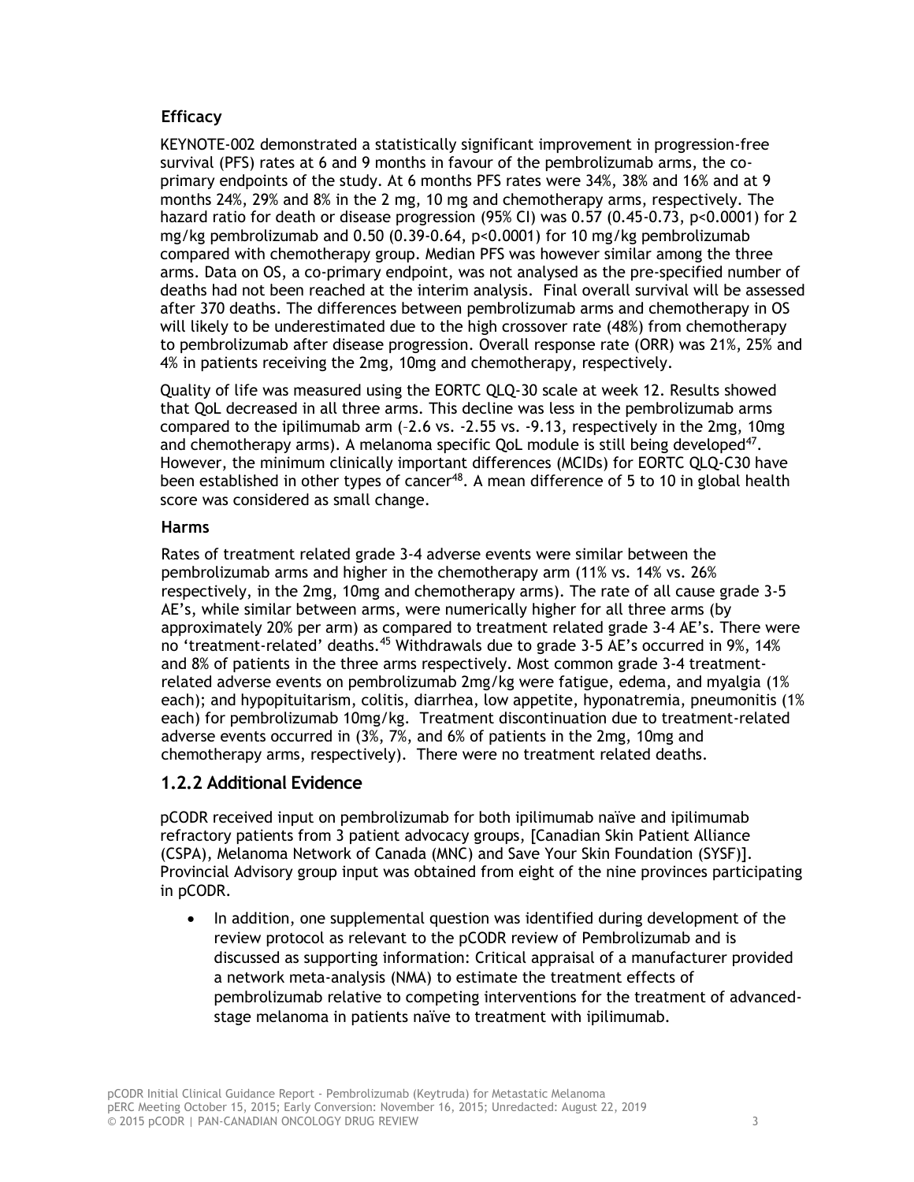### Efficacy

KEYNOTE-002 demonstrated a statistically significant improvement in progression-free survival (PFS) rates at 6 and 9 months in favour of the pembrolizumab arms, the co-primary endpoints of the study. At 6 months PFS rates were 34%, 38% and 16% and at 9 months 24%, 29% and 8% in the 2 mg, 10 mg and chemotherapy arms, respectively. The hazard ratio for death or disease progression (95% CI) was 0.57 (0.45-0.73, p<0.0001) for 2 mg/kg pembrolizumab and 0.50 (0.39-0.64, p<0.0001) for 10 mg/kg pembrolizumab compared with chemotherapy group. Median PFS was however similar among the three arms. Data on OS, a co-primary endpoint, was not analysed as the pre-specified number of deaths had not been reached at the interim analysis. Final overall survival will be assessed after 370 deaths. The differences between pembrolizumab arms and chemotherapy in OS will likely to be underestimated due to the high crossover rate (48%) from chemotherapy to pembrolizumab after disease progression. Overall response rate (ORR) was 21%, 25% and 4% in patients receiving the 2mg, 10mg and chemotherapy, respectively.

Quality of life was measured using the EORTC QLQ-30 scale at week 12. Results showed that QoL decreased in all three arms. This decline was less in the pembrolizumab arms compared to the ipilimumab arm (–2.6 vs. -2.55 vs. -9.13, respectively in the 2mg, 10mg and chemotherapy arms). A melanoma specific QoL module is still being developed[47]. However, the minimum clinically important differences (MCIDs) for EORTC QLQ-C30 have been established in other types of cancer[48]. A mean difference of 5 to 10 in global health score was considered as small change.

### Harms

Rates of treatment related grade 3-4 adverse events were similar between the pembrolizumab arms and higher in the chemotherapy arm (11% vs. 14% vs. 26% respectively, in the 2mg, 10mg and chemotherapy arms). The rate of all cause grade 3-5 AE's, while similar between arms, were numerically higher for all three arms (by approximately 20% per arm) as compared to treatment related grade 3-4 AE's. There were no 'treatment-related' deaths.[45] Withdrawals due to grade 3-5 AE's occurred in 9%, 14% and 8% of patients in the three arms respectively. Most common grade 3-4 treatment-related adverse events on pembrolizumab 2mg/kg were fatigue, edema, and myalgia (1% each); and hypopituitarism, colitis, diarrhea, low appetite, hyponatremia, pneumonitis (1% each) for pembrolizumab 10mg/kg. Treatment discontinuation due to treatment-related adverse events occurred in (3%, 7%, and 6% of patients in the 2mg, 10mg and chemotherapy arms, respectively). There were no treatment related deaths.

## 1.2.2 Additional Evidence

pCODR received input on pembrolizumab for both ipilimumab naïve and ipilimumab refractory patients from 3 patient advocacy groups, [Canadian Skin Patient Alliance (CSPA), Melanoma Network of Canada (MNC) and Save Your Skin Foundation (SYSF)]. Provincial Advisory group input was obtained from eight of the nine provinces participating in pCODR.

- In addition, one supplemental question was identified during development of the review protocol as relevant to the pCODR review of Pembrolizumab and is discussed as supporting information: Critical appraisal of a manufacturer provided a network meta-analysis (NMA) to estimate the treatment effects of pembrolizumab relative to competing interventions for the treatment of advanced-stage melanoma in patients naïve to treatment with ipilimumab.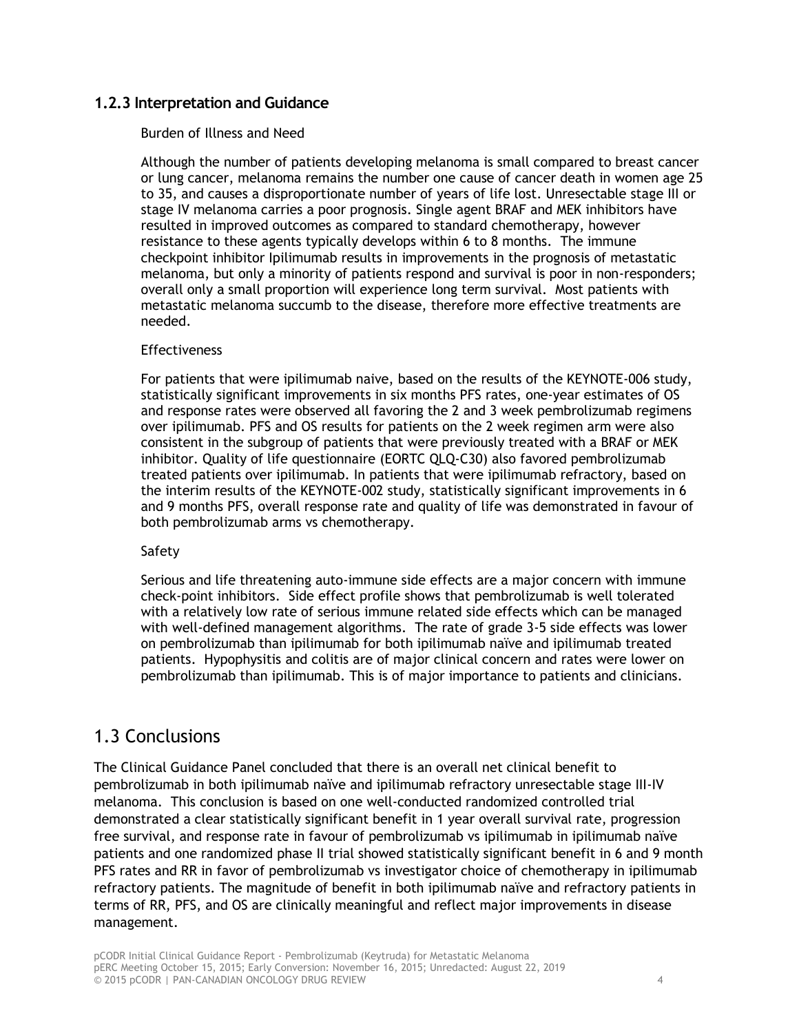### 1.2.3 Interpretation and Guidance

Burden of Illness and Need

Although the number of patients developing melanoma is small compared to breast cancer or lung cancer, melanoma remains the number one cause of cancer death in women age 25 to 35, and causes a disproportionate number of years of life lost. Unresectable stage III or stage IV melanoma carries a poor prognosis. Single agent BRAF and MEK inhibitors have resulted in improved outcomes as compared to standard chemotherapy, however resistance to these agents typically develops within 6 to 8 months. The immune checkpoint inhibitor Ipilimumab results in improvements in the prognosis of metastatic melanoma, but only a minority of patients respond and survival is poor in non-responders; overall only a small proportion will experience long term survival. Most patients with metastatic melanoma succumb to the disease, therefore more effective treatments are needed.

Effectiveness

For patients that were ipilimumab naive, based on the results of the KEYNOTE-006 study, statistically significant improvements in six months PFS rates, one-year estimates of OS and response rates were observed all favoring the 2 and 3 week pembrolizumab regimens over ipilimumab. PFS and OS results for patients on the 2 week regimen arm were also consistent in the subgroup of patients that were previously treated with a BRAF or MEK inhibitor. Quality of life questionnaire (EORTC QLQ-C30) also favored pembrolizumab treated patients over ipilimumab. In patients that were ipilimumab refractory, based on the interim results of the KEYNOTE-002 study, statistically significant improvements in 6 and 9 months PFS, overall response rate and quality of life was demonstrated in favour of both pembrolizumab arms vs chemotherapy.

Safety

Serious and life threatening auto-immune side effects are a major concern with immune check-point inhibitors. Side effect profile shows that pembrolizumab is well tolerated with a relatively low rate of serious immune related side effects which can be managed with well-defined management algorithms. The rate of grade 3-5 side effects was lower on pembrolizumab than ipilimumab for both ipilimumab naïve and ipilimumab treated patients. Hypophysitis and colitis are of major clinical concern and rates were lower on pembrolizumab than ipilimumab. This is of major importance to patients and clinicians.

## 1.3 Conclusions

The Clinical Guidance Panel concluded that there is an overall net clinical benefit to pembrolizumab in both ipilimumab naïve and ipilimumab refractory unresectable stage III-IV melanoma. This conclusion is based on one well-conducted randomized controlled trial demonstrated a clear statistically significant benefit in 1 year overall survival rate, progression free survival, and response rate in favour of pembrolizumab vs ipilimumab in ipilimumab naïve patients and one randomized phase II trial showed statistically significant benefit in 6 and 9 month PFS rates and RR in favor of pembrolizumab vs investigator choice of chemotherapy in ipilimumab refractory patients. The magnitude of benefit in both ipilimumab naïve and refractory patients in terms of RR, PFS, and OS are clinically meaningful and reflect major improvements in disease management.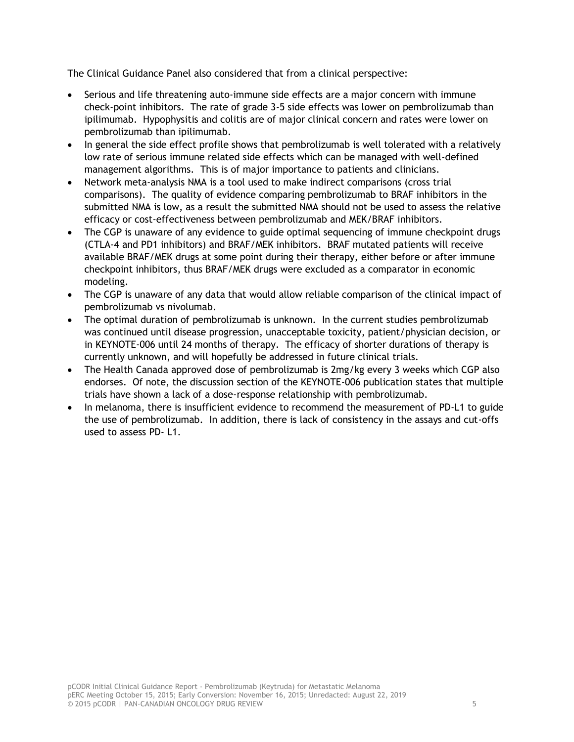The Clinical Guidance Panel also considered that from a clinical perspective:

- Serious and life threatening auto-immune side effects are a major concern with immune check-point inhibitors. The rate of grade 3-5 side effects was lower on pembrolizumab than ipilimumab. Hypophysitis and colitis are of major clinical concern and rates were lower on pembrolizumab than ipilimumab.
- In general the side effect profile shows that pembrolizumab is well tolerated with a relatively low rate of serious immune related side effects which can be managed with well-defined management algorithms. This is of major importance to patients and clinicians.
- Network meta-analysis NMA is a tool used to make indirect comparisons (cross trial comparisons). The quality of evidence comparing pembrolizumab to BRAF inhibitors in the submitted NMA is low, as a result the submitted NMA should not be used to assess the relative efficacy or cost-effectiveness between pembrolizumab and MEK/BRAF inhibitors.
- The CGP is unaware of any evidence to guide optimal sequencing of immune checkpoint drugs (CTLA-4 and PD1 inhibitors) and BRAF/MEK inhibitors. BRAF mutated patients will receive available BRAF/MEK drugs at some point during their therapy, either before or after immune checkpoint inhibitors, thus BRAF/MEK drugs were excluded as a comparator in economic modeling.
- The CGP is unaware of any data that would allow reliable comparison of the clinical impact of pembrolizumab vs nivolumab.
- The optimal duration of pembrolizumab is unknown. In the current studies pembrolizumab was continued until disease progression, unacceptable toxicity, patient/physician decision, or in KEYNOTE-006 until 24 months of therapy. The efficacy of shorter durations of therapy is currently unknown, and will hopefully be addressed in future clinical trials.
- The Health Canada approved dose of pembrolizumab is 2mg/kg every 3 weeks which CGP also endorses. Of note, the discussion section of the KEYNOTE-006 publication states that multiple trials have shown a lack of a dose-response relationship with pembrolizumab.
- In melanoma, there is insufficient evidence to recommend the measurement of PD-L1 to guide the use of pembrolizumab. In addition, there is lack of consistency in the assays and cut-offs used to assess PD- L1.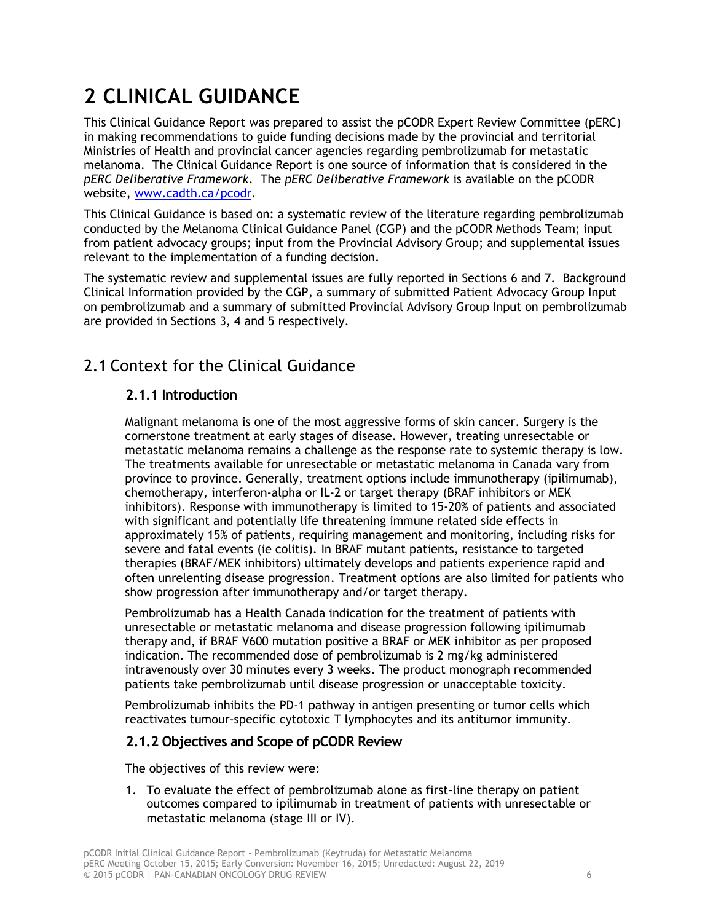# 2 CLINICAL GUIDANCE

This Clinical Guidance Report was prepared to assist the pCODR Expert Review Committee (pERC) in making recommendations to guide funding decisions made by the provincial and territorial Ministries of Health and provincial cancer agencies regarding pembrolizumab for metastatic melanoma. The Clinical Guidance Report is one source of information that is considered in the *pERC Deliberative Framework*. The *pERC Deliberative Framework* is available on the pCODR website, www.cadth.ca/pcodr.

This Clinical Guidance is based on: a systematic review of the literature regarding pembrolizumab conducted by the Melanoma Clinical Guidance Panel (CGP) and the pCODR Methods Team; input from patient advocacy groups; input from the Provincial Advisory Group; and supplemental issues relevant to the implementation of a funding decision.

The systematic review and supplemental issues are fully reported in Sections 6 and 7. Background Clinical Information provided by the CGP, a summary of submitted Patient Advocacy Group Input on pembrolizumab and a summary of submitted Provincial Advisory Group Input on pembrolizumab are provided in Sections 3, 4 and 5 respectively.

## 2.1 Context for the Clinical Guidance

### 2.1.1 Introduction

Malignant melanoma is one of the most aggressive forms of skin cancer. Surgery is the cornerstone treatment at early stages of disease. However, treating unresectable or metastatic melanoma remains a challenge as the response rate to systemic therapy is low. The treatments available for unresectable or metastatic melanoma in Canada vary from province to province. Generally, treatment options include immunotherapy (ipilimumab), chemotherapy, interferon-alpha or IL-2 or target therapy (BRAF inhibitors or MEK inhibitors). Response with immunotherapy is limited to 15-20% of patients and associated with significant and potentially life threatening immune related side effects in approximately 15% of patients, requiring management and monitoring, including risks for severe and fatal events (ie colitis). In BRAF mutant patients, resistance to targeted therapies (BRAF/MEK inhibitors) ultimately develops and patients experience rapid and often unrelenting disease progression. Treatment options are also limited for patients who show progression after immunotherapy and/or target therapy.

Pembrolizumab has a Health Canada indication for the treatment of patients with unresectable or metastatic melanoma and disease progression following ipilimumab therapy and, if BRAF V600 mutation positive a BRAF or MEK inhibitor as per proposed indication. The recommended dose of pembrolizumab is 2 mg/kg administered intravenously over 30 minutes every 3 weeks. The product monograph recommended patients take pembrolizumab until disease progression or unacceptable toxicity.

Pembrolizumab inhibits the PD-1 pathway in antigen presenting or tumor cells which reactivates tumour-specific cytotoxic T lymphocytes and its antitumor immunity.

### 2.1.2 Objectives and Scope of pCODR Review

The objectives of this review were:

1. To evaluate the effect of pembrolizumab alone as first-line therapy on patient outcomes compared to ipilimumab in treatment of patients with unresectable or metastatic melanoma (stage III or IV).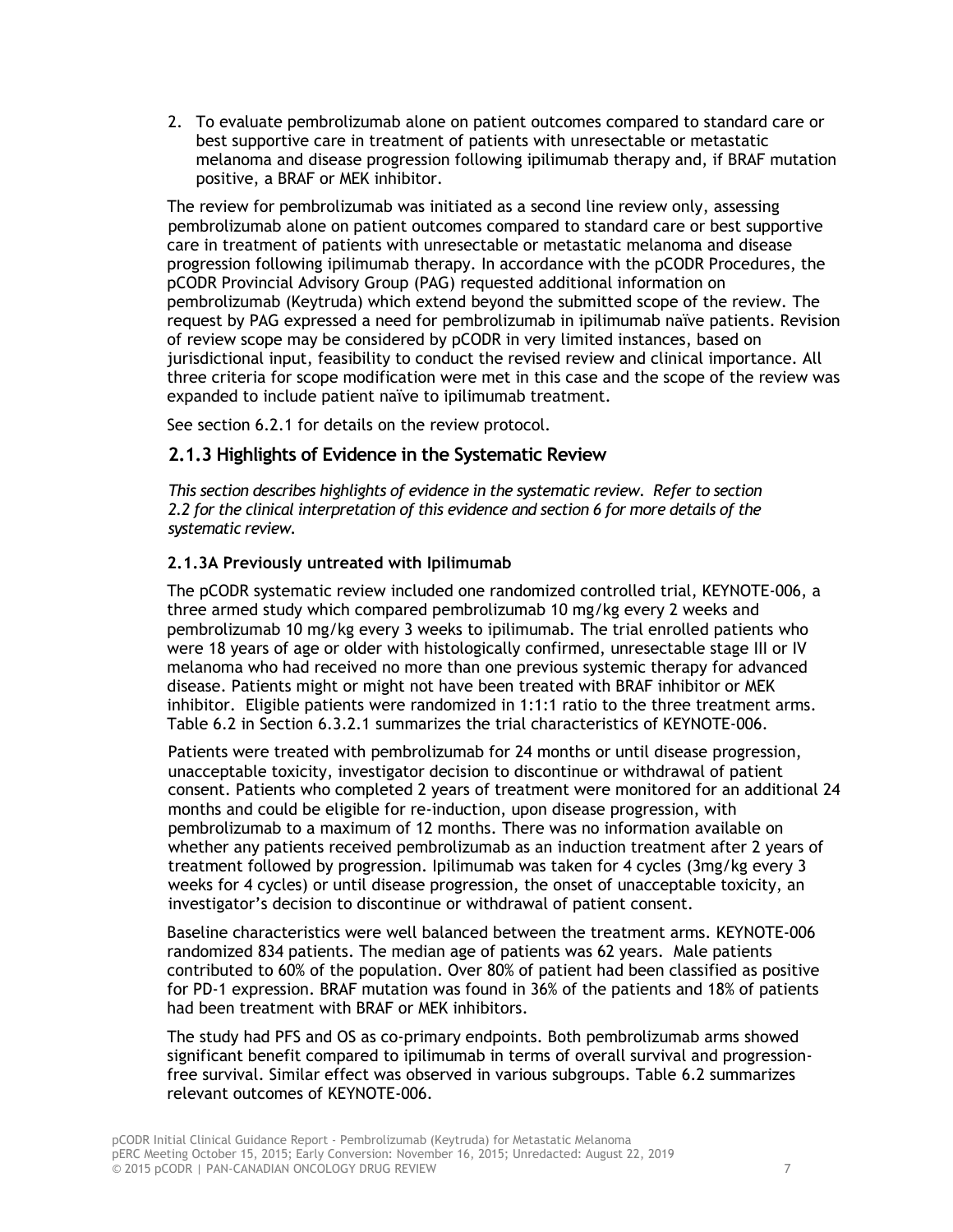2. To evaluate pembrolizumab alone on patient outcomes compared to standard care or best supportive care in treatment of patients with unresectable or metastatic melanoma and disease progression following ipilimumab therapy and, if BRAF mutation positive, a BRAF or MEK inhibitor.

The review for pembrolizumab was initiated as a second line review only, assessing pembrolizumab alone on patient outcomes compared to standard care or best supportive care in treatment of patients with unresectable or metastatic melanoma and disease progression following ipilimumab therapy. In accordance with the pCODR Procedures, the pCODR Provincial Advisory Group (PAG) requested additional information on pembrolizumab (Keytruda) which extend beyond the submitted scope of the review. The request by PAG expressed a need for pembrolizumab in ipilimumab naïve patients. Revision of review scope may be considered by pCODR in very limited instances, based on jurisdictional input, feasibility to conduct the revised review and clinical importance. All three criteria for scope modification were met in this case and the scope of the review was expanded to include patient naïve to ipilimumab treatment.

See section 6.2.1 for details on the review protocol.

### 2.1.3 Highlights of Evidence in the Systematic Review

*This section describes highlights of evidence in the systematic review. Refer to section 2.2 for the clinical interpretation of this evidence and section 6 for more details of the systematic review.*

#### 2.1.3A Previously untreated with Ipilimumab

The pCODR systematic review included one randomized controlled trial, KEYNOTE-006, a three armed study which compared pembrolizumab 10 mg/kg every 2 weeks and pembrolizumab 10 mg/kg every 3 weeks to ipilimumab. The trial enrolled patients who were 18 years of age or older with histologically confirmed, unresectable stage III or IV melanoma who had received no more than one previous systemic therapy for advanced disease. Patients might or might not have been treated with BRAF inhibitor or MEK inhibitor. Eligible patients were randomized in 1:1:1 ratio to the three treatment arms. Table 6.2 in Section 6.3.2.1 summarizes the trial characteristics of KEYNOTE-006.

Patients were treated with pembrolizumab for 24 months or until disease progression, unacceptable toxicity, investigator decision to discontinue or withdrawal of patient consent. Patients who completed 2 years of treatment were monitored for an additional 24 months and could be eligible for re-induction, upon disease progression, with pembrolizumab to a maximum of 12 months. There was no information available on whether any patients received pembrolizumab as an induction treatment after 2 years of treatment followed by progression. Ipilimumab was taken for 4 cycles (3mg/kg every 3 weeks for 4 cycles) or until disease progression, the onset of unacceptable toxicity, an investigator's decision to discontinue or withdrawal of patient consent.

Baseline characteristics were well balanced between the treatment arms. KEYNOTE-006 randomized 834 patients. The median age of patients was 62 years. Male patients contributed to 60% of the population. Over 80% of patient had been classified as positive for PD-1 expression. BRAF mutation was found in 36% of the patients and 18% of patients had been treatment with BRAF or MEK inhibitors.

The study had PFS and OS as co-primary endpoints. Both pembrolizumab arms showed significant benefit compared to ipilimumab in terms of overall survival and progression-free survival. Similar effect was observed in various subgroups. Table 6.2 summarizes relevant outcomes of KEYNOTE-006.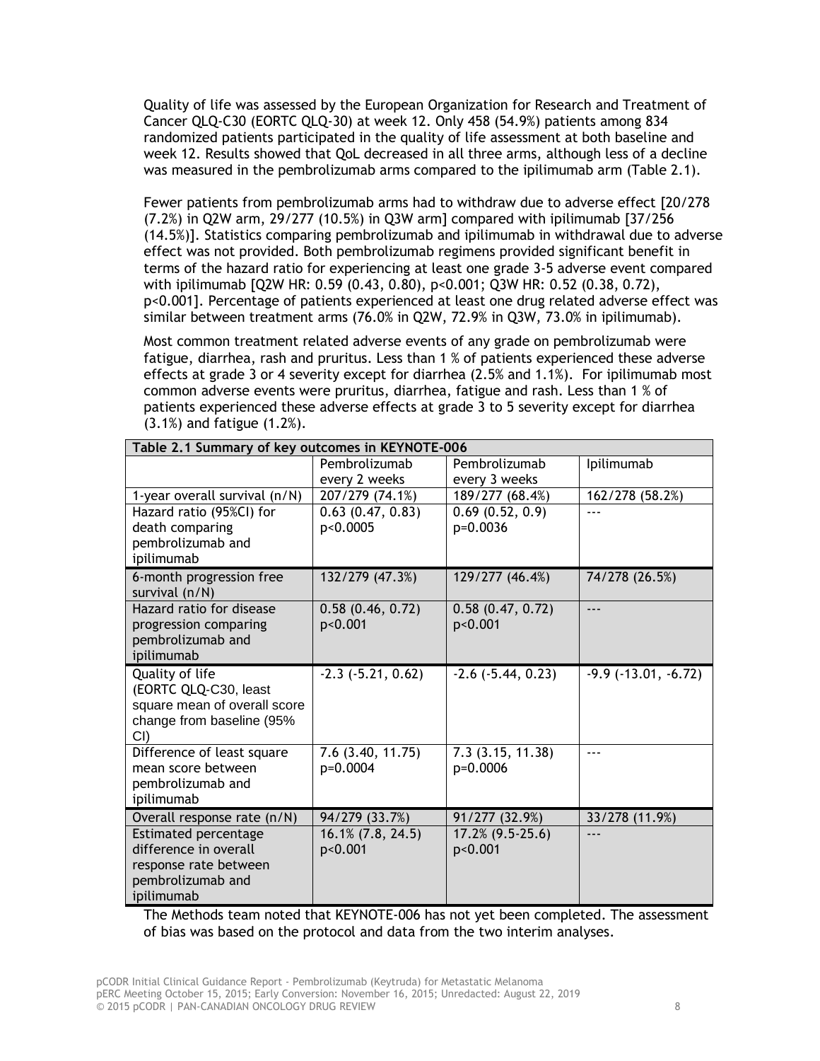Quality of life was assessed by the European Organization for Research and Treatment of Cancer QLQ-C30 (EORTC QLQ-30) at week 12. Only 458 (54.9%) patients among 834 randomized patients participated in the quality of life assessment at both baseline and week 12. Results showed that QoL decreased in all three arms, although less of a decline was measured in the pembrolizumab arms compared to the ipilimumab arm (Table 2.1).

Fewer patients from pembrolizumab arms had to withdraw due to adverse effect [20/278 (7.2%) in Q2W arm, 29/277 (10.5%) in Q3W arm] compared with ipilimumab [37/256 (14.5%)]. Statistics comparing pembrolizumab and ipilimumab in withdrawal due to adverse effect was not provided. Both pembrolizumab regimens provided significant benefit in terms of the hazard ratio for experiencing at least one grade 3-5 adverse event compared with ipilimumab [Q2W HR: 0.59 (0.43, 0.80), p<0.001; Q3W HR: 0.52 (0.38, 0.72), p<0.001]. Percentage of patients experienced at least one drug related adverse effect was similar between treatment arms (76.0% in Q2W, 72.9% in Q3W, 73.0% in ipilimumab).

Most common treatment related adverse events of any grade on pembrolizumab were fatigue, diarrhea, rash and pruritus. Less than 1 % of patients experienced these adverse effects at grade 3 or 4 severity except for diarrhea (2.5% and 1.1%). For ipilimumab most common adverse events were pruritus, diarrhea, fatigue and rash. Less than 1 % of patients experienced these adverse effects at grade 3 to 5 severity except for diarrhea (3.1%) and fatigue (1.2%).

**Table 2.1 Summary of key outcomes in KEYNOTE-006**

| | Pembrolizumab every 2 weeks | Pembrolizumab every 3 weeks | Ipilimumab |
|---|---|---|---|
| 1-year overall survival (n/N) | 207/279 (74.1%) | 189/277 (68.4%) | 162/278 (58.2%) |
| Hazard ratio (95%CI) for death comparing pembrolizumab and ipilimumab | 0.63 (0.47, 0.83) p<0.0005 | 0.69 (0.52, 0.9) p=0.0036 | --- |
| 6-month progression free survival (n/N) | 132/279 (47.3%) | 129/277 (46.4%) | 74/278 (26.5%) |
| Hazard ratio for disease progression comparing pembrolizumab and ipilimumab | 0.58 (0.46, 0.72) p<0.001 | 0.58 (0.47, 0.72) p<0.001 | --- |
| Quality of life (EORTC QLQ-C30, least square mean of overall score change from baseline (95% CI) | -2.3 (-5.21, 0.62) | -2.6 (-5.44, 0.23) | -9.9 (-13.01, -6.72) |
| Difference of least square mean score between pembrolizumab and ipilimumab | 7.6 (3.40, 11.75) p=0.0004 | 7.3 (3.15, 11.38) p=0.0006 | --- |
| Overall response rate (n/N) | 94/279 (33.7%) | 91/277 (32.9%) | 33/278 (11.9%) |
| Estimated percentage difference in overall response rate between pembrolizumab and ipilimumab | 16.1% (7.8, 24.5) p<0.001 | 17.2% (9.5-25.6) p<0.001 | --- |

The Methods team noted that KEYNOTE-006 has not yet been completed. The assessment of bias was based on the protocol and data from the two interim analyses.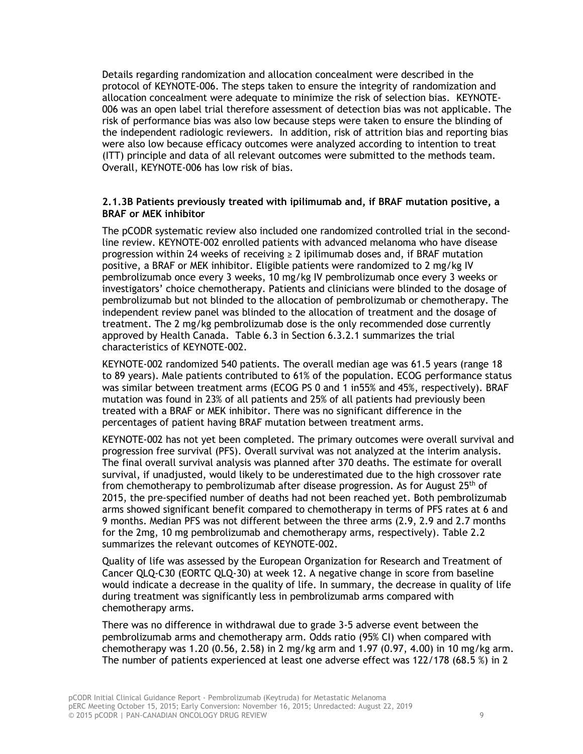Details regarding randomization and allocation concealment were described in the protocol of KEYNOTE-006. The steps taken to ensure the integrity of randomization and allocation concealment were adequate to minimize the risk of selection bias. KEYNOTE-006 was an open label trial therefore assessment of detection bias was not applicable. The risk of performance bias was also low because steps were taken to ensure the blinding of the independent radiologic reviewers. In addition, risk of attrition bias and reporting bias were also low because efficacy outcomes were analyzed according to intention to treat (ITT) principle and data of all relevant outcomes were submitted to the methods team. Overall, KEYNOTE-006 has low risk of bias.

### 2.1.3B Patients previously treated with ipilimumab and, if BRAF mutation positive, a BRAF or MEK inhibitor

The pCODR systematic review also included one randomized controlled trial in the second-line review. KEYNOTE-002 enrolled patients with advanced melanoma who have disease progression within 24 weeks of receiving ≥ 2 ipilimumab doses and, if BRAF mutation positive, a BRAF or MEK inhibitor. Eligible patients were randomized to 2 mg/kg IV pembrolizumab once every 3 weeks, 10 mg/kg IV pembrolizumab once every 3 weeks or investigators' choice chemotherapy. Patients and clinicians were blinded to the dosage of pembrolizumab but not blinded to the allocation of pembrolizumab or chemotherapy. The independent review panel was blinded to the allocation of treatment and the dosage of treatment. The 2 mg/kg pembrolizumab dose is the only recommended dose currently approved by Health Canada. Table 6.3 in Section 6.3.2.1 summarizes the trial characteristics of KEYNOTE-002.

KEYNOTE-002 randomized 540 patients. The overall median age was 61.5 years (range 18 to 89 years). Male patients contributed to 61% of the population. ECOG performance status was similar between treatment arms (ECOG PS 0 and 1 in55% and 45%, respectively). BRAF mutation was found in 23% of all patients and 25% of all patients had previously been treated with a BRAF or MEK inhibitor. There was no significant difference in the percentages of patient having BRAF mutation between treatment arms.

KEYNOTE-002 has not yet been completed. The primary outcomes were overall survival and progression free survival (PFS). Overall survival was not analyzed at the interim analysis. The final overall survival analysis was planned after 370 deaths. The estimate for overall survival, if unadjusted, would likely to be underestimated due to the high crossover rate from chemotherapy to pembrolizumab after disease progression. As for August 25th of 2015, the pre-specified number of deaths had not been reached yet. Both pembrolizumab arms showed significant benefit compared to chemotherapy in terms of PFS rates at 6 and 9 months. Median PFS was not different between the three arms (2.9, 2.9 and 2.7 months for the 2mg, 10 mg pembrolizumab and chemotherapy arms, respectively). Table 2.2 summarizes the relevant outcomes of KEYNOTE-002.

Quality of life was assessed by the European Organization for Research and Treatment of Cancer QLQ-C30 (EORTC QLQ-30) at week 12. A negative change in score from baseline would indicate a decrease in the quality of life. In summary, the decrease in quality of life during treatment was significantly less in pembrolizumab arms compared with chemotherapy arms.

There was no difference in withdrawal due to grade 3-5 adverse event between the pembrolizumab arms and chemotherapy arm. Odds ratio (95% CI) when compared with chemotherapy was 1.20 (0.56, 2.58) in 2 mg/kg arm and 1.97 (0.97, 4.00) in 10 mg/kg arm. The number of patients experienced at least one adverse effect was 122/178 (68.5 %) in 2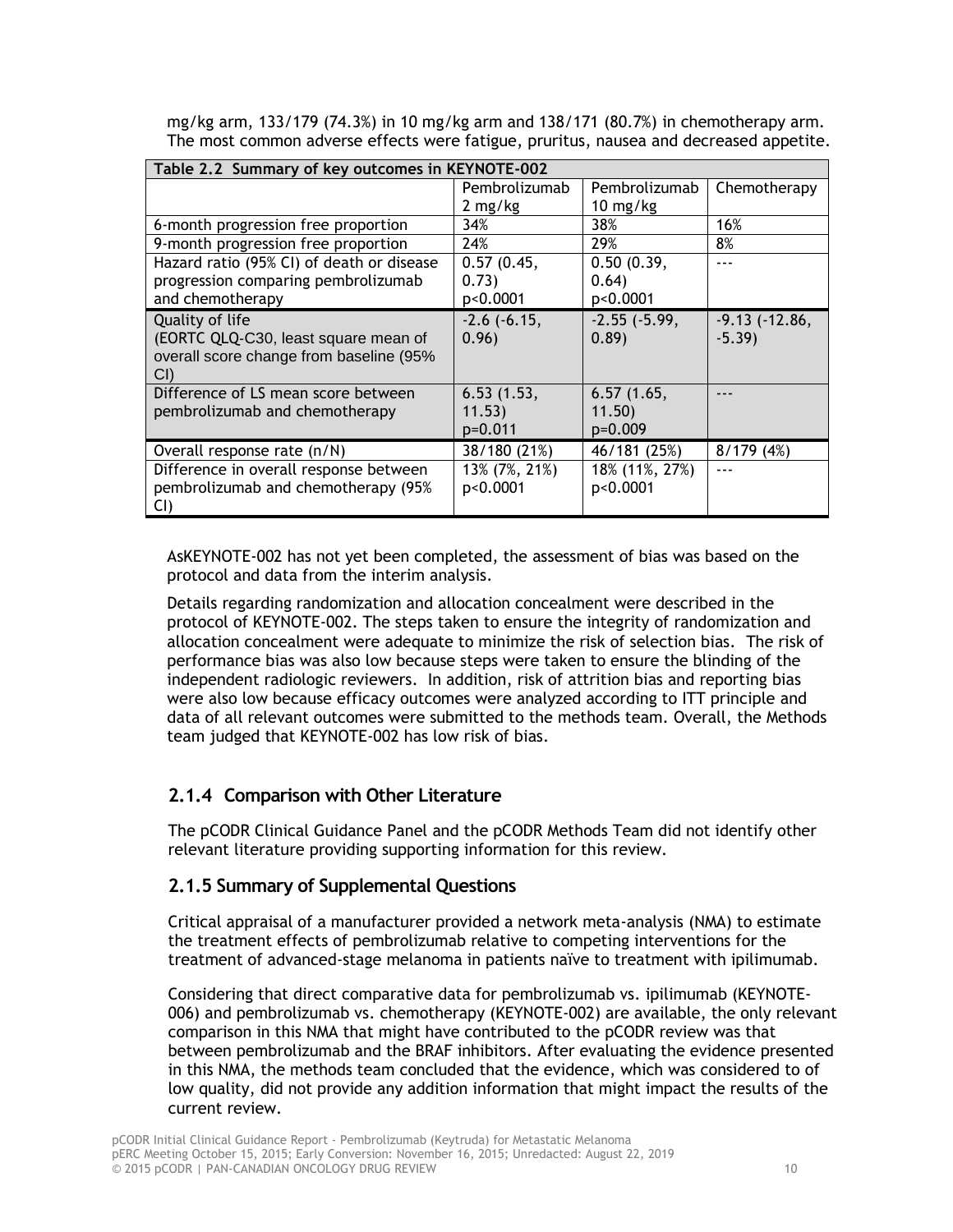mg/kg arm, 133/179 (74.3%) in 10 mg/kg arm and 138/171 (80.7%) in chemotherapy arm. The most common adverse effects were fatigue, pruritus, nausea and decreased appetite.

| Table 2.2 Summary of key outcomes in KEYNOTE-002 | | | |
|---|---|---|---|
| | Pembrolizumab 2 mg/kg | Pembrolizumab 10 mg/kg | Chemotherapy |
| 6-month progression free proportion | 34% | 38% | 16% |
| 9-month progression free proportion | 24% | 29% | 8% |
| Hazard ratio (95% CI) of death or disease progression comparing pembrolizumab and chemotherapy | 0.57 (0.45, 0.73) p<0.0001 | 0.50 (0.39, 0.64) p<0.0001 | --- |
| Quality of life (EORTC QLQ-C30, least square mean of overall score change from baseline (95% CI) | -2.6 (-6.15, 0.96) | -2.55 (-5.99, 0.89) | -9.13 (-12.86, -5.39) |
| Difference of LS mean score between pembrolizumab and chemotherapy | 6.53 (1.53, 11.53) p=0.011 | 6.57 (1.65, 11.50) p=0.009 | --- |
| Overall response rate (n/N) | 38/180 (21%) | 46/181 (25%) | 8/179 (4%) |
| Difference in overall response between pembrolizumab and chemotherapy (95% CI) | 13% (7%, 21%) p<0.0001 | 18% (11%, 27%) p<0.0001 | --- |

AsKEYNOTE-002 has not yet been completed, the assessment of bias was based on the protocol and data from the interim analysis.

Details regarding randomization and allocation concealment were described in the protocol of KEYNOTE-002. The steps taken to ensure the integrity of randomization and allocation concealment were adequate to minimize the risk of selection bias. The risk of performance bias was also low because steps were taken to ensure the blinding of the independent radiologic reviewers. In addition, risk of attrition bias and reporting bias were also low because efficacy outcomes were analyzed according to ITT principle and data of all relevant outcomes were submitted to the methods team. Overall, the Methods team judged that KEYNOTE-002 has low risk of bias.

### 2.1.4 Comparison with Other Literature

The pCODR Clinical Guidance Panel and the pCODR Methods Team did not identify other relevant literature providing supporting information for this review.

### 2.1.5 Summary of Supplemental Questions

Critical appraisal of a manufacturer provided a network meta-analysis (NMA) to estimate the treatment effects of pembrolizumab relative to competing interventions for the treatment of advanced-stage melanoma in patients naïve to treatment with ipilimumab.

Considering that direct comparative data for pembrolizumab vs. ipilimumab (KEYNOTE-006) and pembrolizumab vs. chemotherapy (KEYNOTE-002) are available, the only relevant comparison in this NMA that might have contributed to the pCODR review was that between pembrolizumab and the BRAF inhibitors. After evaluating the evidence presented in this NMA, the methods team concluded that the evidence, which was considered to of low quality, did not provide any addition information that might impact the results of the current review.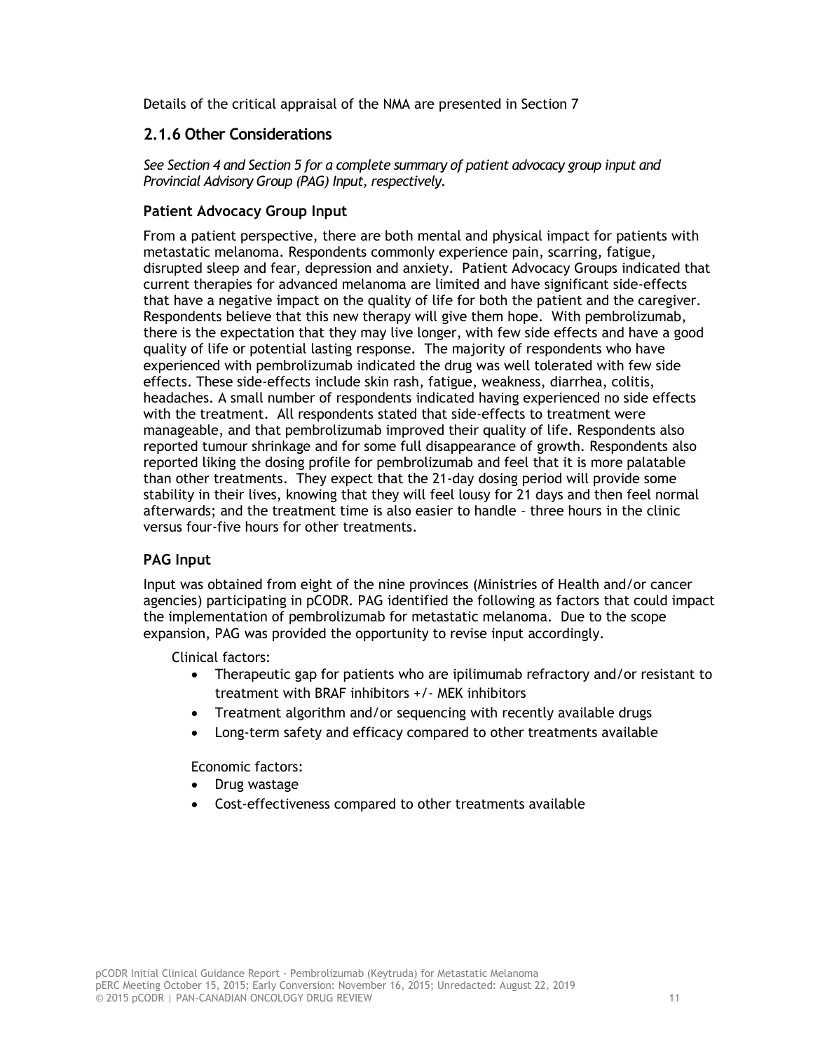Details of the critical appraisal of the NMA are presented in Section 7

### 2.1.6 Other Considerations

*See Section 4 and Section 5 for a complete summary of patient advocacy group input and Provincial Advisory Group (PAG) Input, respectively.*

#### Patient Advocacy Group Input

From a patient perspective, there are both mental and physical impact for patients with metastatic melanoma. Respondents commonly experience pain, scarring, fatigue, disrupted sleep and fear, depression and anxiety. Patient Advocacy Groups indicated that current therapies for advanced melanoma are limited and have significant side-effects that have a negative impact on the quality of life for both the patient and the caregiver. Respondents believe that this new therapy will give them hope. With pembrolizumab, there is the expectation that they may live longer, with few side effects and have a good quality of life or potential lasting response. The majority of respondents who have experienced with pembrolizumab indicated the drug was well tolerated with few side effects. These side-effects include skin rash, fatigue, weakness, diarrhea, colitis, headaches. A small number of respondents indicated having experienced no side effects with the treatment. All respondents stated that side-effects to treatment were manageable, and that pembrolizumab improved their quality of life. Respondents also reported tumour shrinkage and for some full disappearance of growth. Respondents also reported liking the dosing profile for pembrolizumab and feel that it is more palatable than other treatments. They expect that the 21-day dosing period will provide some stability in their lives, knowing that they will feel lousy for 21 days and then feel normal afterwards; and the treatment time is also easier to handle – three hours in the clinic versus four-five hours for other treatments.

#### PAG Input

Input was obtained from eight of the nine provinces (Ministries of Health and/or cancer agencies) participating in pCODR. PAG identified the following as factors that could impact the implementation of pembrolizumab for metastatic melanoma. Due to the scope expansion, PAG was provided the opportunity to revise input accordingly.

Clinical factors:

- Therapeutic gap for patients who are ipilimumab refractory and/or resistant to treatment with BRAF inhibitors +/- MEK inhibitors
- Treatment algorithm and/or sequencing with recently available drugs
- Long-term safety and efficacy compared to other treatments available

Economic factors:

- Drug wastage
- Cost-effectiveness compared to other treatments available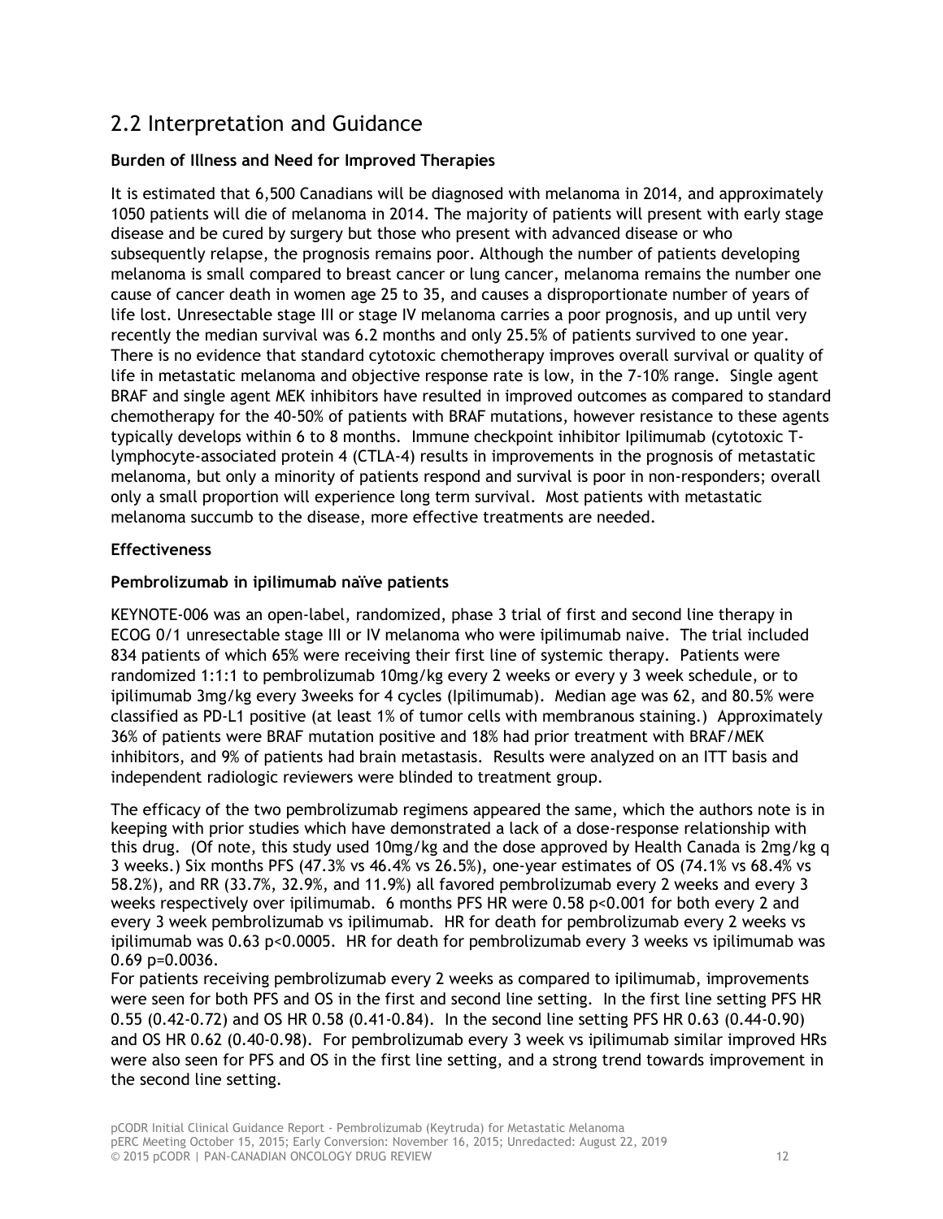## 2.2 Interpretation and Guidance

**Burden of Illness and Need for Improved Therapies**

It is estimated that 6,500 Canadians will be diagnosed with melanoma in 2014, and approximately 1050 patients will die of melanoma in 2014. The majority of patients will present with early stage disease and be cured by surgery but those who present with advanced disease or who subsequently relapse, the prognosis remains poor. Although the number of patients developing melanoma is small compared to breast cancer or lung cancer, melanoma remains the number one cause of cancer death in women age 25 to 35, and causes a disproportionate number of years of life lost. Unresectable stage III or stage IV melanoma carries a poor prognosis, and up until very recently the median survival was 6.2 months and only 25.5% of patients survived to one year. There is no evidence that standard cytotoxic chemotherapy improves overall survival or quality of life in metastatic melanoma and objective response rate is low, in the 7-10% range. Single agent BRAF and single agent MEK inhibitors have resulted in improved outcomes as compared to standard chemotherapy for the 40-50% of patients with BRAF mutations, however resistance to these agents typically develops within 6 to 8 months. Immune checkpoint inhibitor Ipilimumab (cytotoxic T-lymphocyte-associated protein 4 (CTLA-4) results in improvements in the prognosis of metastatic melanoma, but only a minority of patients respond and survival is poor in non-responders; overall only a small proportion will experience long term survival. Most patients with metastatic melanoma succumb to the disease, more effective treatments are needed.

**Effectiveness**

**Pembrolizumab in ipilimumab naïve patients**

KEYNOTE-006 was an open-label, randomized, phase 3 trial of first and second line therapy in ECOG 0/1 unresectable stage III or IV melanoma who were ipilimumab naive. The trial included 834 patients of which 65% were receiving their first line of systemic therapy. Patients were randomized 1:1:1 to pembrolizumab 10mg/kg every 2 weeks or every y 3 week schedule, or to ipilimumab 3mg/kg every 3weeks for 4 cycles (Ipilimumab). Median age was 62, and 80.5% were classified as PD-L1 positive (at least 1% of tumor cells with membranous staining.) Approximately 36% of patients were BRAF mutation positive and 18% had prior treatment with BRAF/MEK inhibitors, and 9% of patients had brain metastasis. Results were analyzed on an ITT basis and independent radiologic reviewers were blinded to treatment group.

The efficacy of the two pembrolizumab regimens appeared the same, which the authors note is in keeping with prior studies which have demonstrated a lack of a dose-response relationship with this drug. (Of note, this study used 10mg/kg and the dose approved by Health Canada is 2mg/kg q 3 weeks.) Six months PFS (47.3% vs 46.4% vs 26.5%), one-year estimates of OS (74.1% vs 68.4% vs 58.2%), and RR (33.7%, 32.9%, and 11.9%) all favored pembrolizumab every 2 weeks and every 3 weeks respectively over ipilimumab. 6 months PFS HR were 0.58 p<0.001 for both every 2 and every 3 week pembrolizumab vs ipilimumab. HR for death for pembrolizumab every 2 weeks vs ipilimumab was 0.63 p<0.0005. HR for death for pembrolizumab every 3 weeks vs ipilimumab was 0.69 p=0.0036.

For patients receiving pembrolizumab every 2 weeks as compared to ipilimumab, improvements were seen for both PFS and OS in the first and second line setting. In the first line setting PFS HR 0.55 (0.42-0.72) and OS HR 0.58 (0.41-0.84). In the second line setting PFS HR 0.63 (0.44-0.90) and OS HR 0.62 (0.40-0.98). For pembrolizumab every 3 week vs ipilimumab similar improved HRs were also seen for PFS and OS in the first line setting, and a strong trend towards improvement in the second line setting.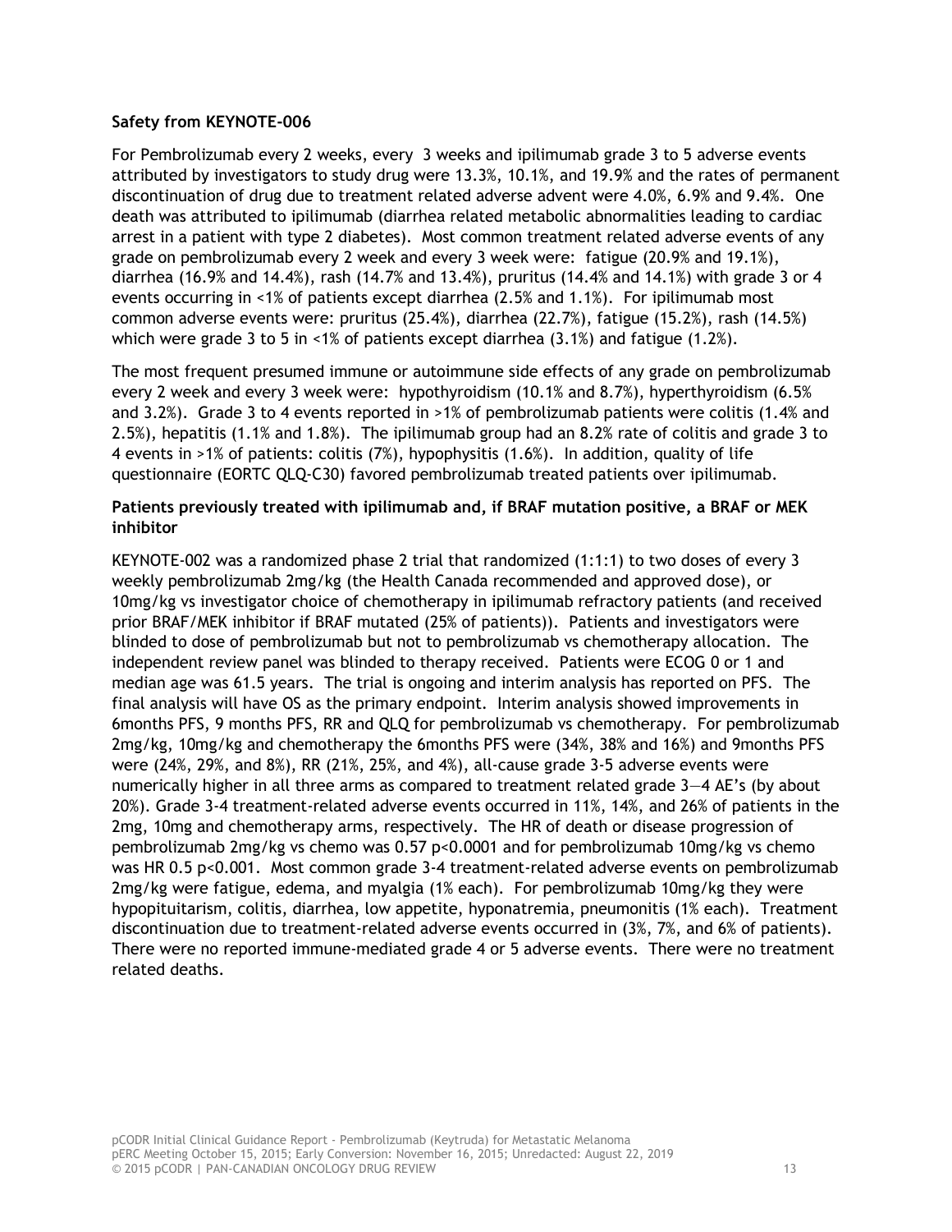**Safety from KEYNOTE-006**

For Pembrolizumab every 2 weeks, every 3 weeks and ipilimumab grade 3 to 5 adverse events attributed by investigators to study drug were 13.3%, 10.1%, and 19.9% and the rates of permanent discontinuation of drug due to treatment related adverse advent were 4.0%, 6.9% and 9.4%. One death was attributed to ipilimumab (diarrhea related metabolic abnormalities leading to cardiac arrest in a patient with type 2 diabetes). Most common treatment related adverse events of any grade on pembrolizumab every 2 week and every 3 week were: fatigue (20.9% and 19.1%), diarrhea (16.9% and 14.4%), rash (14.7% and 13.4%), pruritus (14.4% and 14.1%) with grade 3 or 4 events occurring in <1% of patients except diarrhea (2.5% and 1.1%). For ipilimumab most common adverse events were: pruritus (25.4%), diarrhea (22.7%), fatigue (15.2%), rash (14.5%) which were grade 3 to 5 in <1% of patients except diarrhea (3.1%) and fatigue (1.2%).

The most frequent presumed immune or autoimmune side effects of any grade on pembrolizumab every 2 week and every 3 week were: hypothyroidism (10.1% and 8.7%), hyperthyroidism (6.5% and 3.2%). Grade 3 to 4 events reported in >1% of pembrolizumab patients were colitis (1.4% and 2.5%), hepatitis (1.1% and 1.8%). The ipilimumab group had an 8.2% rate of colitis and grade 3 to 4 events in >1% of patients: colitis (7%), hypophysitis (1.6%). In addition, quality of life questionnaire (EORTC QLQ-C30) favored pembrolizumab treated patients over ipilimumab.

**Patients previously treated with ipilimumab and, if BRAF mutation positive, a BRAF or MEK inhibitor**

KEYNOTE-002 was a randomized phase 2 trial that randomized (1:1:1) to two doses of every 3 weekly pembrolizumab 2mg/kg (the Health Canada recommended and approved dose), or 10mg/kg vs investigator choice of chemotherapy in ipilimumab refractory patients (and received prior BRAF/MEK inhibitor if BRAF mutated (25% of patients)). Patients and investigators were blinded to dose of pembrolizumab but not to pembrolizumab vs chemotherapy allocation. The independent review panel was blinded to therapy received. Patients were ECOG 0 or 1 and median age was 61.5 years. The trial is ongoing and interim analysis has reported on PFS. The final analysis will have OS as the primary endpoint. Interim analysis showed improvements in 6months PFS, 9 months PFS, RR and QLQ for pembrolizumab vs chemotherapy. For pembrolizumab 2mg/kg, 10mg/kg and chemotherapy the 6months PFS were (34%, 38% and 16%) and 9months PFS were (24%, 29%, and 8%), RR (21%, 25%, and 4%), all-cause grade 3-5 adverse events were numerically higher in all three arms as compared to treatment related grade 3—4 AE's (by about 20%). Grade 3-4 treatment-related adverse events occurred in 11%, 14%, and 26% of patients in the 2mg, 10mg and chemotherapy arms, respectively. The HR of death or disease progression of pembrolizumab 2mg/kg vs chemo was 0.57 $p<0.0001$ and for pembrolizumab 10mg/kg vs chemo was HR 0.5 $p<0.001$. Most common grade 3-4 treatment-related adverse events on pembrolizumab 2mg/kg were fatigue, edema, and myalgia (1% each). For pembrolizumab 10mg/kg they were hypopituitarism, colitis, diarrhea, low appetite, hyponatremia, pneumonitis (1% each). Treatment discontinuation due to treatment-related adverse events occurred in (3%, 7%, and 6% of patients). There were no reported immune-mediated grade 4 or 5 adverse events. There were no treatment related deaths.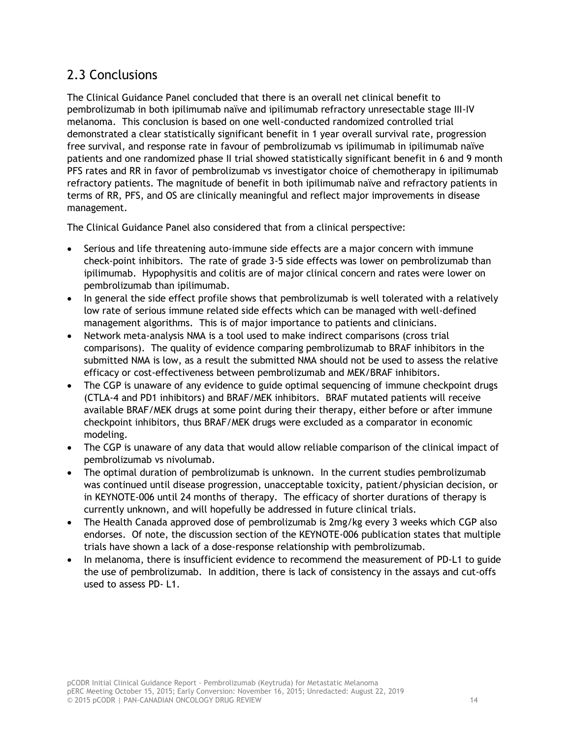## 2.3 Conclusions

The Clinical Guidance Panel concluded that there is an overall net clinical benefit to pembrolizumab in both ipilimumab naïve and ipilimumab refractory unresectable stage III-IV melanoma. This conclusion is based on one well-conducted randomized controlled trial demonstrated a clear statistically significant benefit in 1 year overall survival rate, progression free survival, and response rate in favour of pembrolizumab vs ipilimumab in ipilimumab naïve patients and one randomized phase II trial showed statistically significant benefit in 6 and 9 month PFS rates and RR in favor of pembrolizumab vs investigator choice of chemotherapy in ipilimumab refractory patients. The magnitude of benefit in both ipilimumab naïve and refractory patients in terms of RR, PFS, and OS are clinically meaningful and reflect major improvements in disease management.

The Clinical Guidance Panel also considered that from a clinical perspective:

- Serious and life threatening auto-immune side effects are a major concern with immune check-point inhibitors. The rate of grade 3-5 side effects was lower on pembrolizumab than ipilimumab. Hypophysitis and colitis are of major clinical concern and rates were lower on pembrolizumab than ipilimumab.
- In general the side effect profile shows that pembrolizumab is well tolerated with a relatively low rate of serious immune related side effects which can be managed with well-defined management algorithms. This is of major importance to patients and clinicians.
- Network meta-analysis NMA is a tool used to make indirect comparisons (cross trial comparisons). The quality of evidence comparing pembrolizumab to BRAF inhibitors in the submitted NMA is low, as a result the submitted NMA should not be used to assess the relative efficacy or cost-effectiveness between pembrolizumab and MEK/BRAF inhibitors.
- The CGP is unaware of any evidence to guide optimal sequencing of immune checkpoint drugs (CTLA-4 and PD1 inhibitors) and BRAF/MEK inhibitors. BRAF mutated patients will receive available BRAF/MEK drugs at some point during their therapy, either before or after immune checkpoint inhibitors, thus BRAF/MEK drugs were excluded as a comparator in economic modeling.
- The CGP is unaware of any data that would allow reliable comparison of the clinical impact of pembrolizumab vs nivolumab.
- The optimal duration of pembrolizumab is unknown. In the current studies pembrolizumab was continued until disease progression, unacceptable toxicity, patient/physician decision, or in KEYNOTE-006 until 24 months of therapy. The efficacy of shorter durations of therapy is currently unknown, and will hopefully be addressed in future clinical trials.
- The Health Canada approved dose of pembrolizumab is 2mg/kg every 3 weeks which CGP also endorses. Of note, the discussion section of the KEYNOTE-006 publication states that multiple trials have shown a lack of a dose-response relationship with pembrolizumab.
- In melanoma, there is insufficient evidence to recommend the measurement of PD-L1 to guide the use of pembrolizumab. In addition, there is lack of consistency in the assays and cut-offs used to assess PD- L1.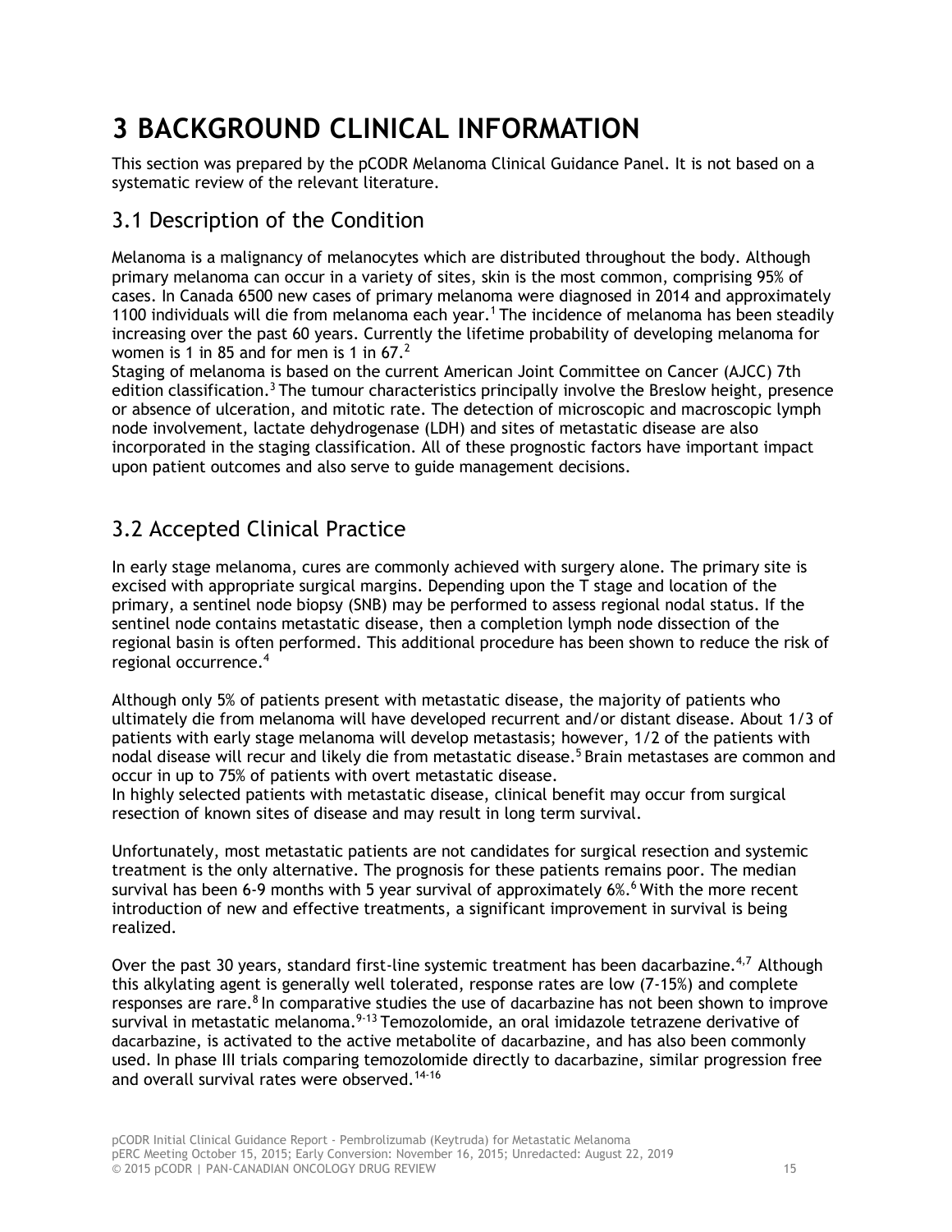# 3 BACKGROUND CLINICAL INFORMATION

This section was prepared by the pCODR Melanoma Clinical Guidance Panel. It is not based on a systematic review of the relevant literature.

## 3.1 Description of the Condition

Melanoma is a malignancy of melanocytes which are distributed throughout the body. Although primary melanoma can occur in a variety of sites, skin is the most common, comprising 95% of cases. In Canada 6500 new cases of primary melanoma were diagnosed in 2014 and approximately 1100 individuals will die from melanoma each year.[1] The incidence of melanoma has been steadily increasing over the past 60 years. Currently the lifetime probability of developing melanoma for women is 1 in 85 and for men is 1 in 67.[2]

Staging of melanoma is based on the current American Joint Committee on Cancer (AJCC) 7th edition classification.[3] The tumour characteristics principally involve the Breslow height, presence or absence of ulceration, and mitotic rate. The detection of microscopic and macroscopic lymph node involvement, lactate dehydrogenase (LDH) and sites of metastatic disease are also incorporated in the staging classification. All of these prognostic factors have important impact upon patient outcomes and also serve to guide management decisions.

## 3.2 Accepted Clinical Practice

In early stage melanoma, cures are commonly achieved with surgery alone. The primary site is excised with appropriate surgical margins. Depending upon the T stage and location of the primary, a sentinel node biopsy (SNB) may be performed to assess regional nodal status. If the sentinel node contains metastatic disease, then a completion lymph node dissection of the regional basin is often performed. This additional procedure has been shown to reduce the risk of regional occurrence.[4]

Although only 5% of patients present with metastatic disease, the majority of patients who ultimately die from melanoma will have developed recurrent and/or distant disease. About 1/3 of patients with early stage melanoma will develop metastasis; however, 1/2 of the patients with nodal disease will recur and likely die from metastatic disease.[5] Brain metastases are common and occur in up to 75% of patients with overt metastatic disease.

In highly selected patients with metastatic disease, clinical benefit may occur from surgical resection of known sites of disease and may result in long term survival.

Unfortunately, most metastatic patients are not candidates for surgical resection and systemic treatment is the only alternative. The prognosis for these patients remains poor. The median survival has been 6-9 months with 5 year survival of approximately 6%.[6] With the more recent introduction of new and effective treatments, a significant improvement in survival is being realized.

Over the past 30 years, standard first-line systemic treatment has been dacarbazine.[4,7] Although this alkylating agent is generally well tolerated, response rates are low (7-15%) and complete responses are rare.[8] In comparative studies the use of dacarbazine has not been shown to improve survival in metastatic melanoma.[9-13] Temozolomide, an oral imidazole tetrazene derivative of dacarbazine, is activated to the active metabolite of dacarbazine, and has also been commonly used. In phase III trials comparing temozolomide directly to dacarbazine, similar progression free and overall survival rates were observed.[14-16]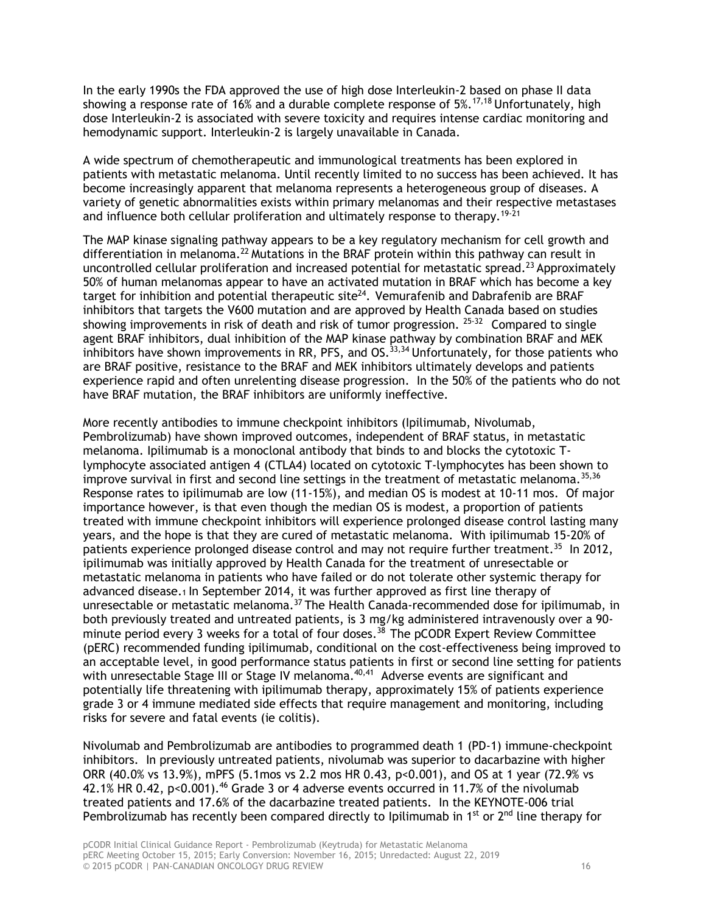In the early 1990s the FDA approved the use of high dose Interleukin-2 based on phase II data showing a response rate of 16% and a durable complete response of 5%.[17,18] Unfortunately, high dose Interleukin-2 is associated with severe toxicity and requires intense cardiac monitoring and hemodynamic support. Interleukin-2 is largely unavailable in Canada.

A wide spectrum of chemotherapeutic and immunological treatments has been explored in patients with metastatic melanoma. Until recently limited to no success has been achieved. It has become increasingly apparent that melanoma represents a heterogeneous group of diseases. A variety of genetic abnormalities exists within primary melanomas and their respective metastases and influence both cellular proliferation and ultimately response to therapy.[19-21]

The MAP kinase signaling pathway appears to be a key regulatory mechanism for cell growth and differentiation in melanoma.[22] Mutations in the BRAF protein within this pathway can result in uncontrolled cellular proliferation and increased potential for metastatic spread.[23] Approximately 50% of human melanomas appear to have an activated mutation in BRAF which has become a key target for inhibition and potential therapeutic site[24]. Vemurafenib and Dabrafenib are BRAF inhibitors that targets the V600 mutation and are approved by Health Canada based on studies showing improvements in risk of death and risk of tumor progression. [25-32] Compared to single agent BRAF inhibitors, dual inhibition of the MAP kinase pathway by combination BRAF and MEK inhibitors have shown improvements in RR, PFS, and OS.[33,34] Unfortunately, for those patients who are BRAF positive, resistance to the BRAF and MEK inhibitors ultimately develops and patients experience rapid and often unrelenting disease progression. In the 50% of the patients who do not have BRAF mutation, the BRAF inhibitors are uniformly ineffective.

More recently antibodies to immune checkpoint inhibitors (Ipilimumab, Nivolumab, Pembrolizumab) have shown improved outcomes, independent of BRAF status, in metastatic melanoma. Ipilimumab is a monoclonal antibody that binds to and blocks the cytotoxic T-lymphocyte associated antigen 4 (CTLA4) located on cytotoxic T-lymphocytes has been shown to improve survival in first and second line settings in the treatment of metastatic melanoma.[35,36] Response rates to ipilimumab are low (11-15%), and median OS is modest at 10-11 mos. Of major importance however, is that even though the median OS is modest, a proportion of patients treated with immune checkpoint inhibitors will experience prolonged disease control lasting many years, and the hope is that they are cured of metastatic melanoma. With ipilimumab 15-20% of patients experience prolonged disease control and may not require further treatment.[35] In 2012, ipilimumab was initially approved by Health Canada for the treatment of unresectable or metastatic melanoma in patients who have failed or do not tolerate other systemic therapy for advanced disease.[1] In September 2014, it was further approved as first line therapy of unresectable or metastatic melanoma.[37] The Health Canada-recommended dose for ipilimumab, in both previously treated and untreated patients, is 3 mg/kg administered intravenously over a 90-minute period every 3 weeks for a total of four doses.[38] The pCODR Expert Review Committee (pERC) recommended funding ipilimumab, conditional on the cost-effectiveness being improved to an acceptable level, in good performance status patients in first or second line setting for patients with unresectable Stage III or Stage IV melanoma.[40,41] Adverse events are significant and potentially life threatening with ipilimumab therapy, approximately 15% of patients experience grade 3 or 4 immune mediated side effects that require management and monitoring, including risks for severe and fatal events (ie colitis).

Nivolumab and Pembrolizumab are antibodies to programmed death 1 (PD-1) immune-checkpoint inhibitors. In previously untreated patients, nivolumab was superior to dacarbazine with higher ORR (40.0% vs 13.9%), mPFS (5.1mos vs 2.2 mos HR 0.43, $p<0.001$), and OS at 1 year (72.9% vs 42.1% HR 0.42, $p<0.001$).[46] Grade 3 or 4 adverse events occurred in 11.7% of the nivolumab treated patients and 17.6% of the dacarbazine treated patients. In the KEYNOTE-006 trial Pembrolizumab has recently been compared directly to Ipilimumab in 1st or 2nd line therapy for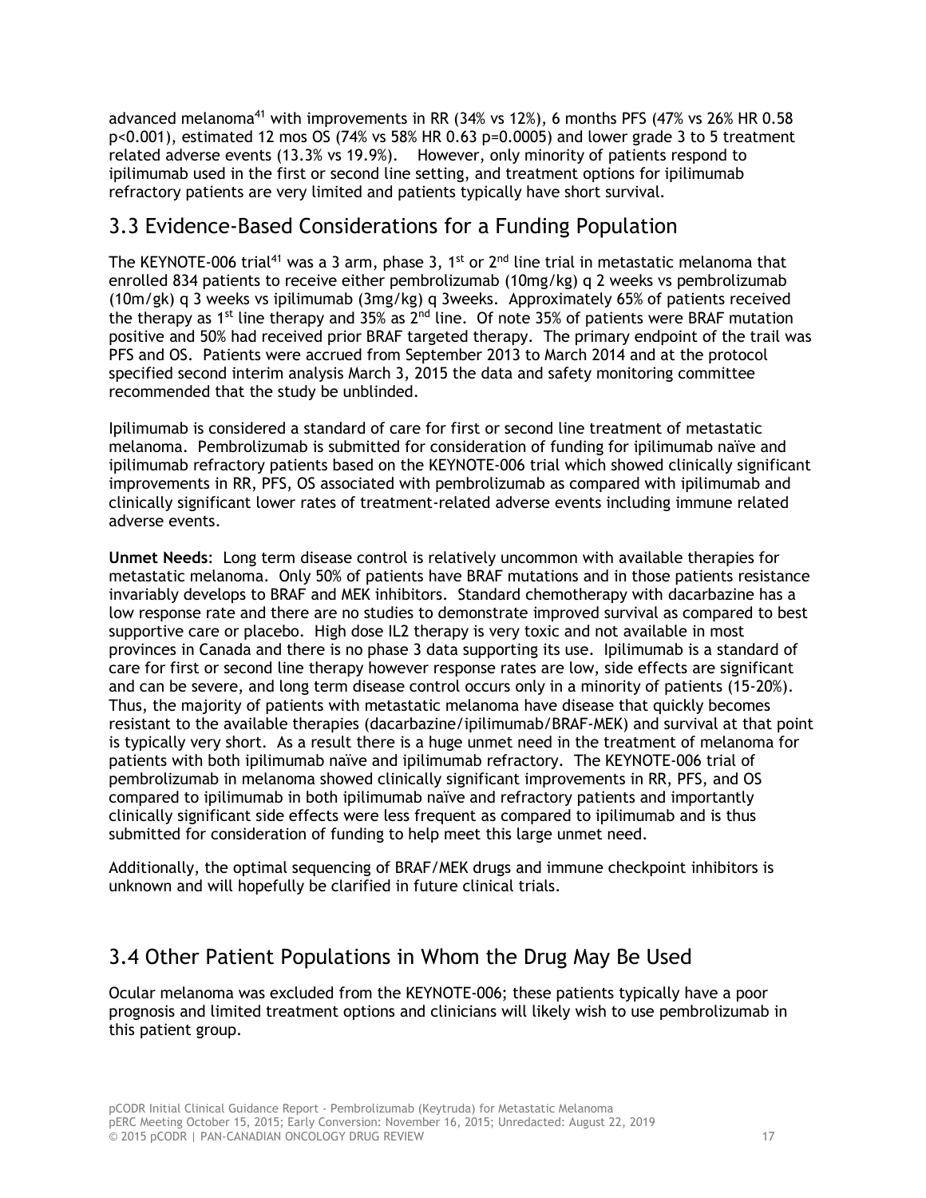advanced melanoma[41] with improvements in RR (34% vs 12%), 6 months PFS (47% vs 26% HR 0.58 $p<0.001$), estimated 12 mos OS (74% vs 58% HR 0.63 $p=0.0005$) and lower grade 3 to 5 treatment related adverse events (13.3% vs 19.9%). However, only minority of patients respond to ipilimumab used in the first or second line setting, and treatment options for ipilimumab refractory patients are very limited and patients typically have short survival.

## 3.3 Evidence-Based Considerations for a Funding Population

The KEYNOTE-006 trial[41] was a 3 arm, phase 3, 1st or 2nd line trial in metastatic melanoma that enrolled 834 patients to receive either pembrolizumab (10mg/kg) q 2 weeks vs pembrolizumab (10m/gk) q 3 weeks vs ipilimumab (3mg/kg) q 3weeks. Approximately 65% of patients received the therapy as 1st line therapy and 35% as 2nd line. Of note 35% of patients were BRAF mutation positive and 50% had received prior BRAF targeted therapy. The primary endpoint of the trail was PFS and OS. Patients were accrued from September 2013 to March 2014 and at the protocol specified second interim analysis March 3, 2015 the data and safety monitoring committee recommended that the study be unblinded.

Ipilimumab is considered a standard of care for first or second line treatment of metastatic melanoma. Pembrolizumab is submitted for consideration of funding for ipilimumab naïve and ipilimumab refractory patients based on the KEYNOTE-006 trial which showed clinically significant improvements in RR, PFS, OS associated with pembrolizumab as compared with ipilimumab and clinically significant lower rates of treatment-related adverse events including immune related adverse events.

**Unmet Needs**: Long term disease control is relatively uncommon with available therapies for metastatic melanoma. Only 50% of patients have BRAF mutations and in those patients resistance invariably develops to BRAF and MEK inhibitors. Standard chemotherapy with dacarbazine has a low response rate and there are no studies to demonstrate improved survival as compared to best supportive care or placebo. High dose IL2 therapy is very toxic and not available in most provinces in Canada and there is no phase 3 data supporting its use. Ipilimumab is a standard of care for first or second line therapy however response rates are low, side effects are significant and can be severe, and long term disease control occurs only in a minority of patients (15-20%). Thus, the majority of patients with metastatic melanoma have disease that quickly becomes resistant to the available therapies (dacarbazine/ipilimumab/BRAF-MEK) and survival at that point is typically very short. As a result there is a huge unmet need in the treatment of melanoma for patients with both ipilimumab naïve and ipilimumab refractory. The KEYNOTE-006 trial of pembrolizumab in melanoma showed clinically significant improvements in RR, PFS, and OS compared to ipilimumab in both ipilimumab naïve and refractory patients and importantly clinically significant side effects were less frequent as compared to ipilimumab and is thus submitted for consideration of funding to help meet this large unmet need.

Additionally, the optimal sequencing of BRAF/MEK drugs and immune checkpoint inhibitors is unknown and will hopefully be clarified in future clinical trials.

## 3.4 Other Patient Populations in Whom the Drug May Be Used

Ocular melanoma was excluded from the KEYNOTE-006; these patients typically have a poor prognosis and limited treatment options and clinicians will likely wish to use pembrolizumab in this patient group.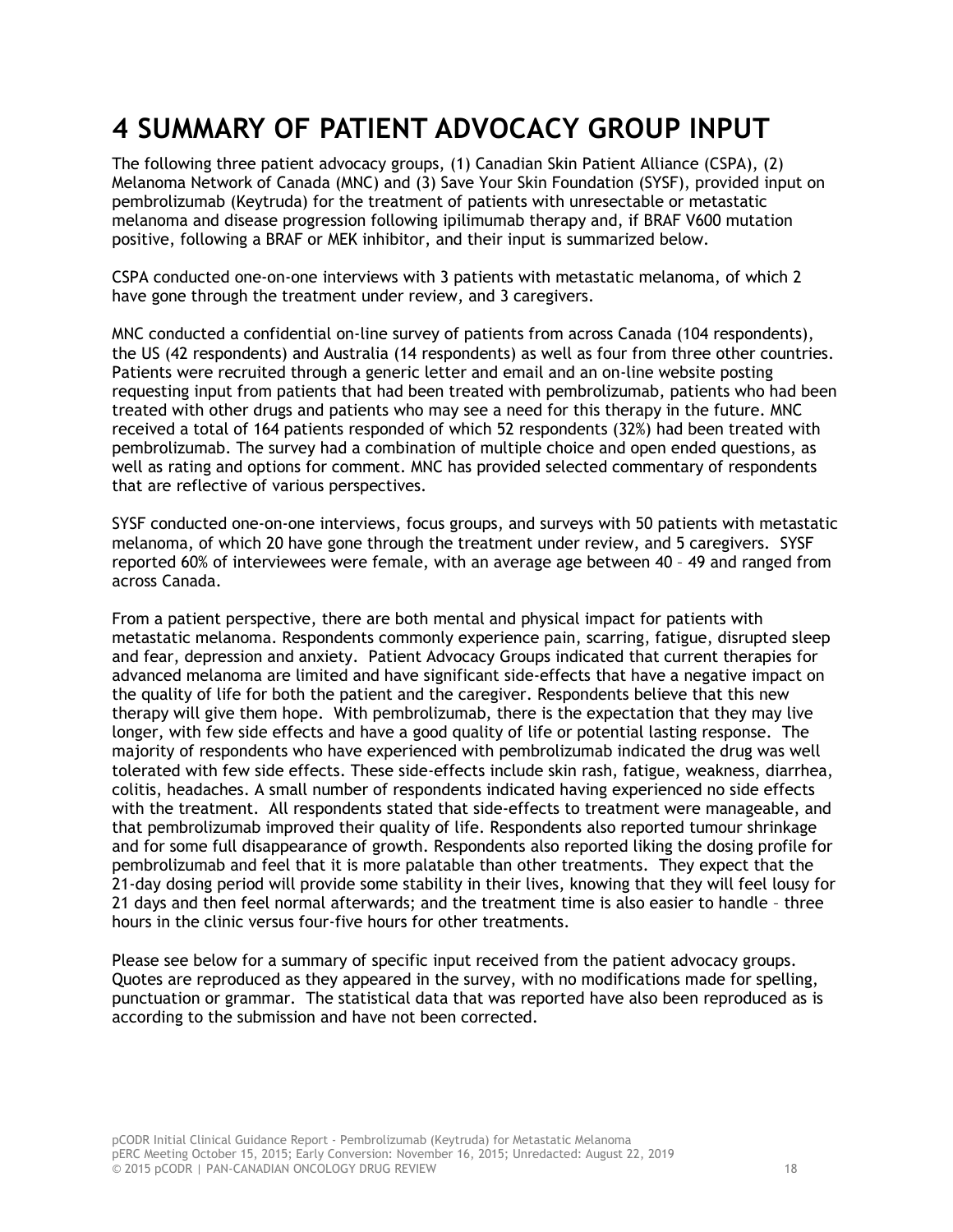# 4 SUMMARY OF PATIENT ADVOCACY GROUP INPUT

The following three patient advocacy groups, (1) Canadian Skin Patient Alliance (CSPA), (2) Melanoma Network of Canada (MNC) and (3) Save Your Skin Foundation (SYSF), provided input on pembrolizumab (Keytruda) for the treatment of patients with unresectable or metastatic melanoma and disease progression following ipilimumab therapy and, if BRAF V600 mutation positive, following a BRAF or MEK inhibitor, and their input is summarized below.

CSPA conducted one-on-one interviews with 3 patients with metastatic melanoma, of which 2 have gone through the treatment under review, and 3 caregivers.

MNC conducted a confidential on-line survey of patients from across Canada (104 respondents), the US (42 respondents) and Australia (14 respondents) as well as four from three other countries. Patients were recruited through a generic letter and email and an on-line website posting requesting input from patients that had been treated with pembrolizumab, patients who had been treated with other drugs and patients who may see a need for this therapy in the future. MNC received a total of 164 patients responded of which 52 respondents (32%) had been treated with pembrolizumab. The survey had a combination of multiple choice and open ended questions, as well as rating and options for comment. MNC has provided selected commentary of respondents that are reflective of various perspectives.

SYSF conducted one-on-one interviews, focus groups, and surveys with 50 patients with metastatic melanoma, of which 20 have gone through the treatment under review, and 5 caregivers. SYSF reported 60% of interviewees were female, with an average age between 40 – 49 and ranged from across Canada.

From a patient perspective, there are both mental and physical impact for patients with metastatic melanoma. Respondents commonly experience pain, scarring, fatigue, disrupted sleep and fear, depression and anxiety. Patient Advocacy Groups indicated that current therapies for advanced melanoma are limited and have significant side-effects that have a negative impact on the quality of life for both the patient and the caregiver. Respondents believe that this new therapy will give them hope. With pembrolizumab, there is the expectation that they may live longer, with few side effects and have a good quality of life or potential lasting response. The majority of respondents who have experienced with pembrolizumab indicated the drug was well tolerated with few side effects. These side-effects include skin rash, fatigue, weakness, diarrhea, colitis, headaches. A small number of respondents indicated having experienced no side effects with the treatment. All respondents stated that side-effects to treatment were manageable, and that pembrolizumab improved their quality of life. Respondents also reported tumour shrinkage and for some full disappearance of growth. Respondents also reported liking the dosing profile for pembrolizumab and feel that it is more palatable than other treatments. They expect that the 21-day dosing period will provide some stability in their lives, knowing that they will feel lousy for 21 days and then feel normal afterwards; and the treatment time is also easier to handle – three hours in the clinic versus four-five hours for other treatments.

Please see below for a summary of specific input received from the patient advocacy groups. Quotes are reproduced as they appeared in the survey, with no modifications made for spelling, punctuation or grammar. The statistical data that was reported have also been reproduced as is according to the submission and have not been corrected.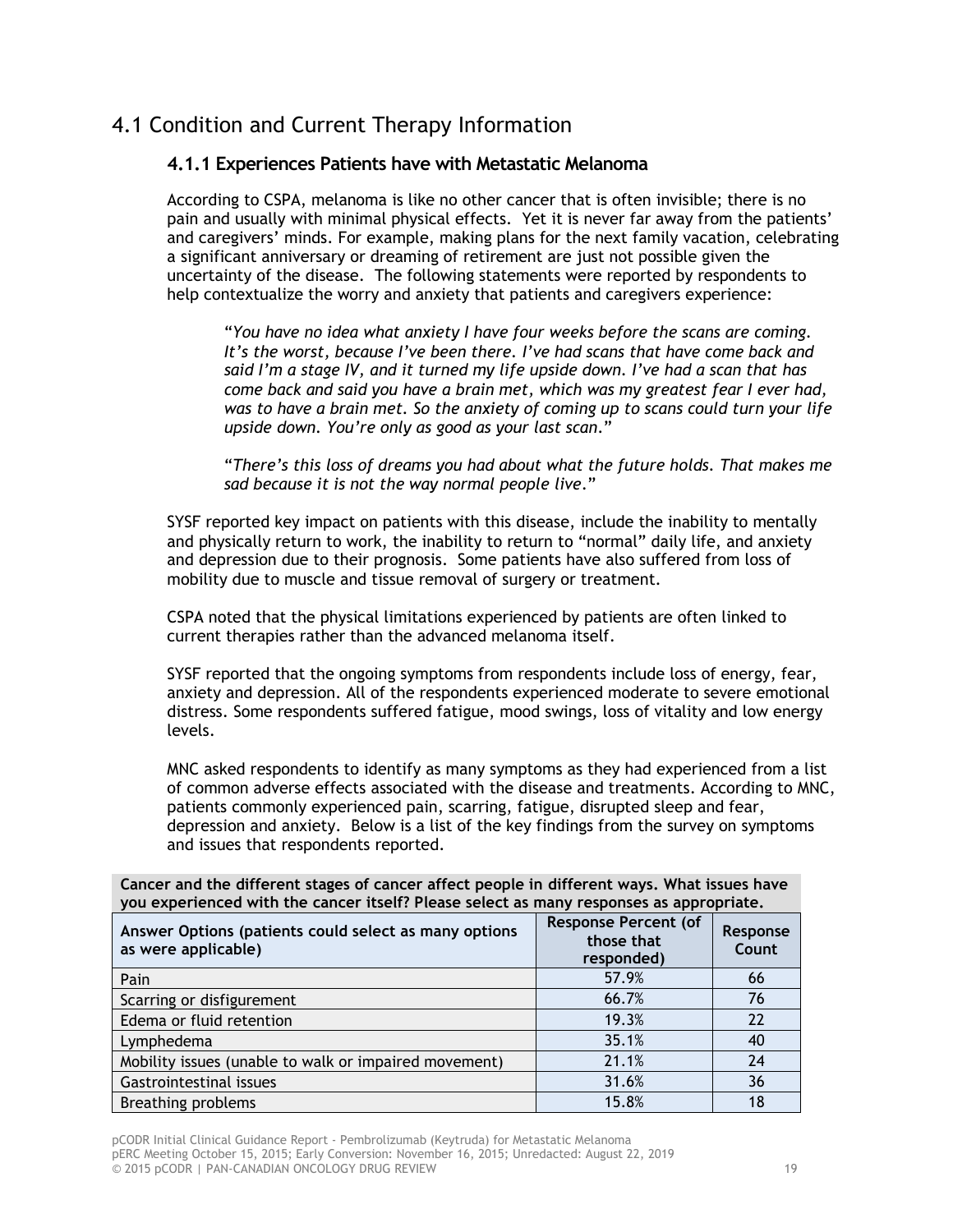## 4.1 Condition and Current Therapy Information

### 4.1.1 Experiences Patients have with Metastatic Melanoma

According to CSPA, melanoma is like no other cancer that is often invisible; there is no pain and usually with minimal physical effects. Yet it is never far away from the patients' and caregivers' minds. For example, making plans for the next family vacation, celebrating a significant anniversary or dreaming of retirement are just not possible given the uncertainty of the disease. The following statements were reported by respondents to help contextualize the worry and anxiety that patients and caregivers experience:

> "*You have no idea what anxiety I have four weeks before the scans are coming. It's the worst, because I've been there. I've had scans that have come back and said I'm a stage IV, and it turned my life upside down. I've had a scan that has come back and said you have a brain met, which was my greatest fear I ever had, was to have a brain met. So the anxiety of coming up to scans could turn your life upside down. You're only as good as your last scan.*"

> "*There's this loss of dreams you had about what the future holds. That makes me sad because it is not the way normal people live.*"

SYSF reported key impact on patients with this disease, include the inability to mentally and physically return to work, the inability to return to "normal" daily life, and anxiety and depression due to their prognosis. Some patients have also suffered from loss of mobility due to muscle and tissue removal of surgery or treatment.

CSPA noted that the physical limitations experienced by patients are often linked to current therapies rather than the advanced melanoma itself.

SYSF reported that the ongoing symptoms from respondents include loss of energy, fear, anxiety and depression. All of the respondents experienced moderate to severe emotional distress. Some respondents suffered fatigue, mood swings, loss of vitality and low energy levels.

MNC asked respondents to identify as many symptoms as they had experienced from a list of common adverse effects associated with the disease and treatments. According to MNC, patients commonly experienced pain, scarring, fatigue, disrupted sleep and fear, depression and anxiety. Below is a list of the key findings from the survey on symptoms and issues that respondents reported.

| **Cancer and the different stages of cancer affect people in different ways. What issues have you experienced with the cancer itself? Please select as many responses as appropriate.** | | |
|---|---|---|
| **Answer Options (patients could select as many options as were applicable)** | **Response Percent (of those that responded)** | **Response Count** |
| Pain | 57.9% | 66 |
| Scarring or disfigurement | 66.7% | 76 |
| Edema or fluid retention | 19.3% | 22 |
| Lymphedema | 35.1% | 40 |
| Mobility issues (unable to walk or impaired movement) | 21.1% | 24 |
| Gastrointestinal issues | 31.6% | 36 |
| Breathing problems | 15.8% | 18 |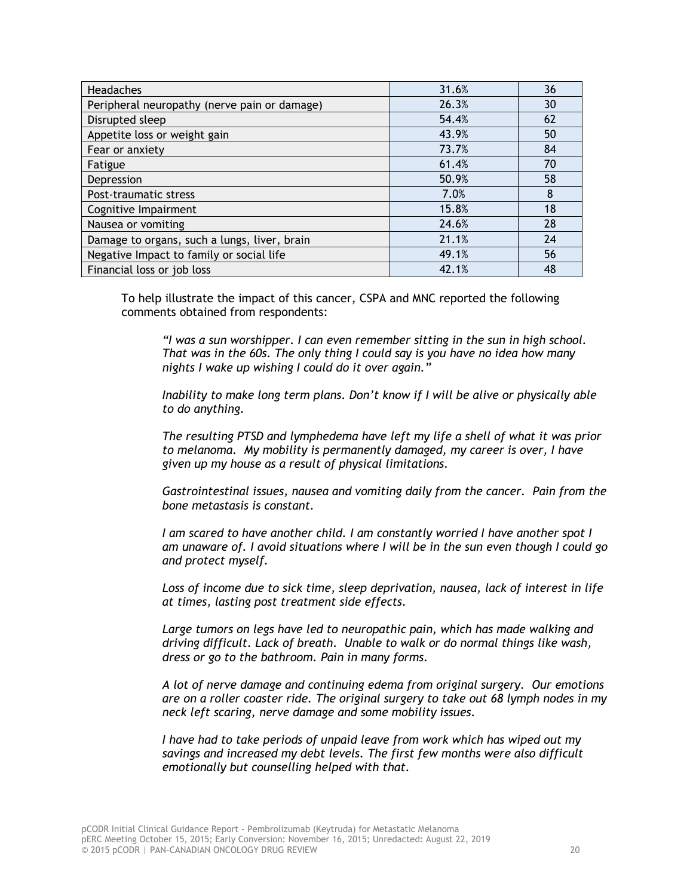| | | |
|---|---|---|
| Headaches | 31.6% | 36 |
| Peripheral neuropathy (nerve pain or damage) | 26.3% | 30 |
| Disrupted sleep | 54.4% | 62 |
| Appetite loss or weight gain | 43.9% | 50 |
| Fear or anxiety | 73.7% | 84 |
| Fatigue | 61.4% | 70 |
| Depression | 50.9% | 58 |
| Post-traumatic stress | 7.0% | 8 |
| Cognitive Impairment | 15.8% | 18 |
| Nausea or vomiting | 24.6% | 28 |
| Damage to organs, such a lungs, liver, brain | 21.1% | 24 |
| Negative Impact to family or social life | 49.1% | 56 |
| Financial loss or job loss | 42.1% | 48 |

To help illustrate the impact of this cancer, CSPA and MNC reported the following comments obtained from respondents:

> *"I was a sun worshipper. I can even remember sitting in the sun in high school. That was in the 60s. The only thing I could say is you have no idea how many nights I wake up wishing I could do it over again."*
>
> *Inability to make long term plans. Don't know if I will be alive or physically able to do anything.*
>
> *The resulting PTSD and lymphedema have left my life a shell of what it was prior to melanoma. My mobility is permanently damaged, my career is over, I have given up my house as a result of physical limitations.*
>
> *Gastrointestinal issues, nausea and vomiting daily from the cancer. Pain from the bone metastasis is constant.*
>
> *I am scared to have another child. I am constantly worried I have another spot I am unaware of. I avoid situations where I will be in the sun even though I could go and protect myself.*
>
> *Loss of income due to sick time, sleep deprivation, nausea, lack of interest in life at times, lasting post treatment side effects.*
>
> *Large tumors on legs have led to neuropathic pain, which has made walking and driving difficult. Lack of breath. Unable to walk or do normal things like wash, dress or go to the bathroom. Pain in many forms.*
>
> *A lot of nerve damage and continuing edema from original surgery. Our emotions are on a roller coaster ride. The original surgery to take out 68 lymph nodes in my neck left scaring, nerve damage and some mobility issues.*
>
> *I have had to take periods of unpaid leave from work which has wiped out my savings and increased my debt levels. The first few months were also difficult emotionally but counselling helped with that.*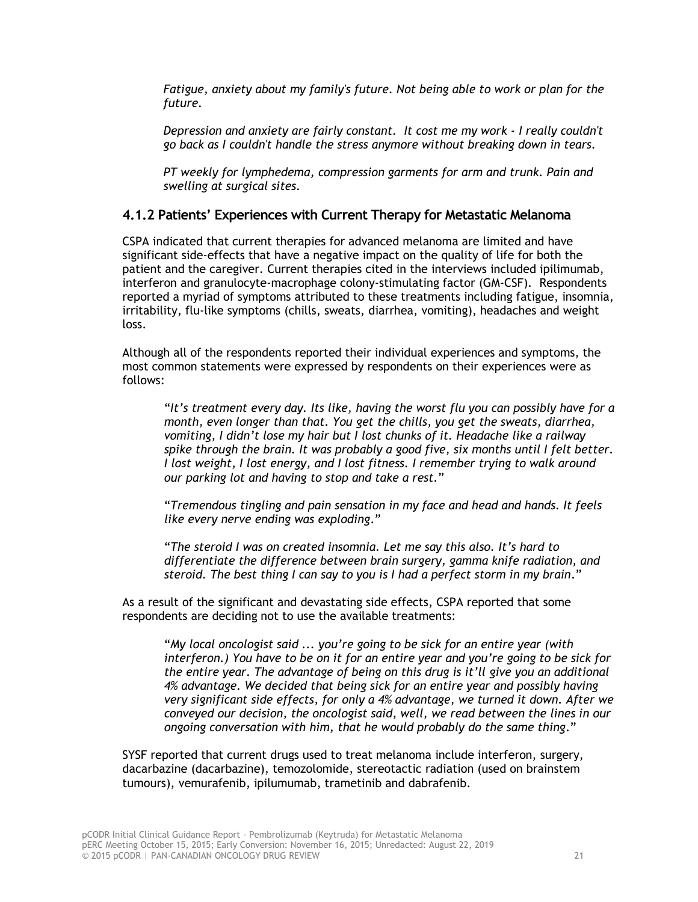*Fatigue, anxiety about my family's future. Not being able to work or plan for the future.*

*Depression and anxiety are fairly constant. It cost me my work - I really couldn't go back as I couldn't handle the stress anymore without breaking down in tears.*

*PT weekly for lymphedema, compression garments for arm and trunk. Pain and swelling at surgical sites.*

### 4.1.2 Patients' Experiences with Current Therapy for Metastatic Melanoma

CSPA indicated that current therapies for advanced melanoma are limited and have significant side-effects that have a negative impact on the quality of life for both the patient and the caregiver. Current therapies cited in the interviews included ipilimumab, interferon and granulocyte-macrophage colony-stimulating factor (GM-CSF). Respondents reported a myriad of symptoms attributed to these treatments including fatigue, insomnia, irritability, flu-like symptoms (chills, sweats, diarrhea, vomiting), headaches and weight loss.

Although all of the respondents reported their individual experiences and symptoms, the most common statements were expressed by respondents on their experiences were as follows:

> "*It's treatment every day. Its like, having the worst flu you can possibly have for a month, even longer than that. You get the chills, you get the sweats, diarrhea, vomiting, I didn't lose my hair but I lost chunks of it. Headache like a railway spike through the brain. It was probably a good five, six months until I felt better. I lost weight, I lost energy, and I lost fitness. I remember trying to walk around our parking lot and having to stop and take a rest.*"

> "*Tremendous tingling and pain sensation in my face and head and hands. It feels like every nerve ending was exploding.*"

> "*The steroid I was on created insomnia. Let me say this also. It's hard to differentiate the difference between brain surgery, gamma knife radiation, and steroid. The best thing I can say to you is I had a perfect storm in my brain.*"

As a result of the significant and devastating side effects, CSPA reported that some respondents are deciding not to use the available treatments:

> "*My local oncologist said ... you're going to be sick for an entire year (with interferon.) You have to be on it for an entire year and you're going to be sick for the entire year. The advantage of being on this drug is it'll give you an additional 4% advantage. We decided that being sick for an entire year and possibly having very significant side effects, for only a 4% advantage, we turned it down. After we conveyed our decision, the oncologist said, well, we read between the lines in our ongoing conversation with him, that he would probably do the same thing.*"

SYSF reported that current drugs used to treat melanoma include interferon, surgery, dacarbazine (dacarbazine), temozolomide, stereotactic radiation (used on brainstem tumours), vemurafenib, ipilumumab, trametinib and dabrafenib.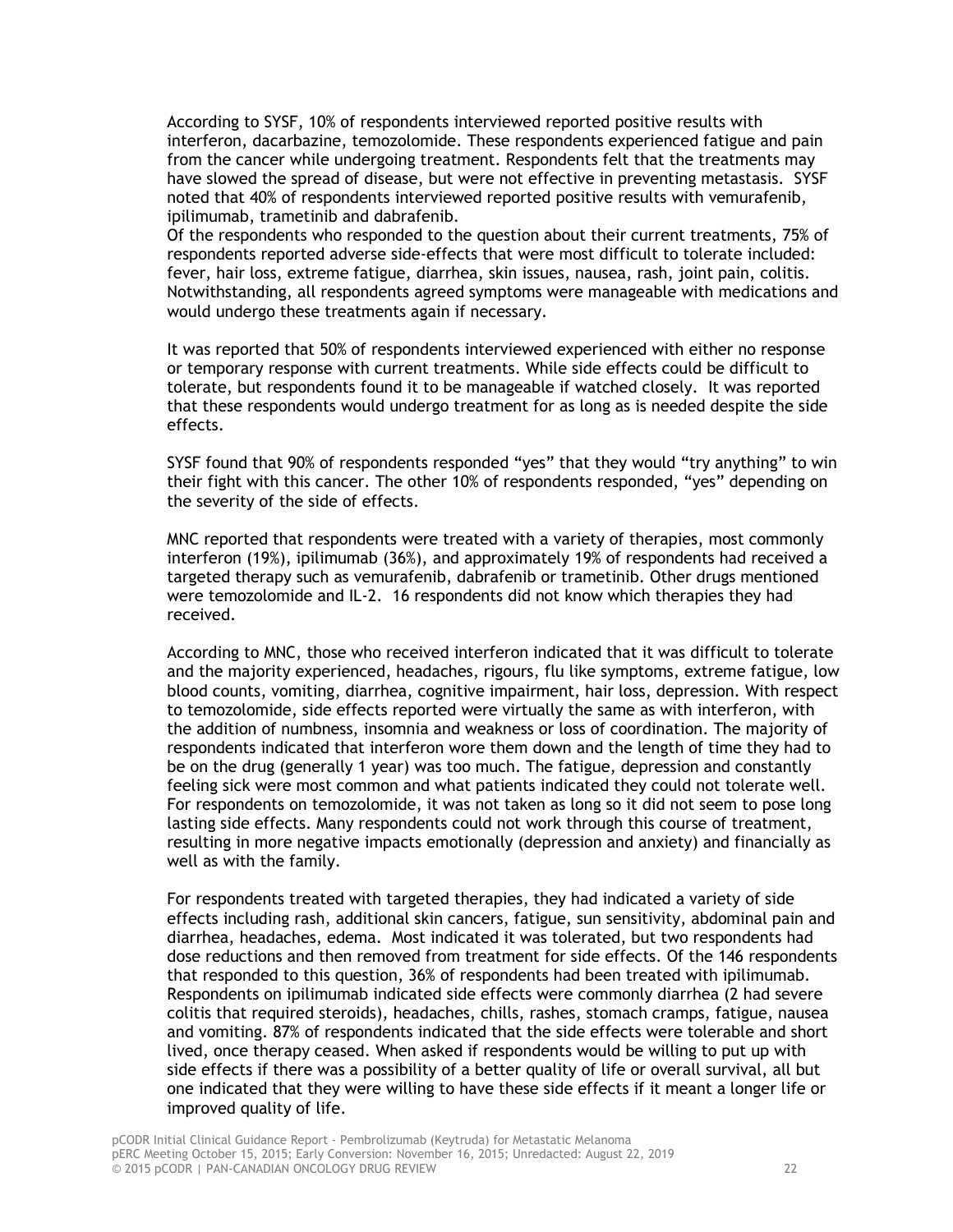According to SYSF, 10% of respondents interviewed reported positive results with interferon, dacarbazine, temozolomide. These respondents experienced fatigue and pain from the cancer while undergoing treatment. Respondents felt that the treatments may have slowed the spread of disease, but were not effective in preventing metastasis. SYSF noted that 40% of respondents interviewed reported positive results with vemurafenib, ipilimumab, trametinib and dabrafenib.
Of the respondents who responded to the question about their current treatments, 75% of respondents reported adverse side-effects that were most difficult to tolerate included: fever, hair loss, extreme fatigue, diarrhea, skin issues, nausea, rash, joint pain, colitis. Notwithstanding, all respondents agreed symptoms were manageable with medications and would undergo these treatments again if necessary.

It was reported that 50% of respondents interviewed experienced with either no response or temporary response with current treatments. While side effects could be difficult to tolerate, but respondents found it to be manageable if watched closely. It was reported that these respondents would undergo treatment for as long as is needed despite the side effects.

SYSF found that 90% of respondents responded "yes" that they would "try anything" to win their fight with this cancer. The other 10% of respondents responded, "yes" depending on the severity of the side of effects.

MNC reported that respondents were treated with a variety of therapies, most commonly interferon (19%), ipilimumab (36%), and approximately 19% of respondents had received a targeted therapy such as vemurafenib, dabrafenib or trametinib. Other drugs mentioned were temozolomide and IL-2. 16 respondents did not know which therapies they had received.

According to MNC, those who received interferon indicated that it was difficult to tolerate and the majority experienced, headaches, rigours, flu like symptoms, extreme fatigue, low blood counts, vomiting, diarrhea, cognitive impairment, hair loss, depression. With respect to temozolomide, side effects reported were virtually the same as with interferon, with the addition of numbness, insomnia and weakness or loss of coordination. The majority of respondents indicated that interferon wore them down and the length of time they had to be on the drug (generally 1 year) was too much. The fatigue, depression and constantly feeling sick were most common and what patients indicated they could not tolerate well. For respondents on temozolomide, it was not taken as long so it did not seem to pose long lasting side effects. Many respondents could not work through this course of treatment, resulting in more negative impacts emotionally (depression and anxiety) and financially as well as with the family.

For respondents treated with targeted therapies, they had indicated a variety of side effects including rash, additional skin cancers, fatigue, sun sensitivity, abdominal pain and diarrhea, headaches, edema. Most indicated it was tolerated, but two respondents had dose reductions and then removed from treatment for side effects. Of the 146 respondents that responded to this question, 36% of respondents had been treated with ipilimumab. Respondents on ipilimumab indicated side effects were commonly diarrhea (2 had severe colitis that required steroids), headaches, chills, rashes, stomach cramps, fatigue, nausea and vomiting. 87% of respondents indicated that the side effects were tolerable and short lived, once therapy ceased. When asked if respondents would be willing to put up with side effects if there was a possibility of a better quality of life or overall survival, all but one indicated that they were willing to have these side effects if it meant a longer life or improved quality of life.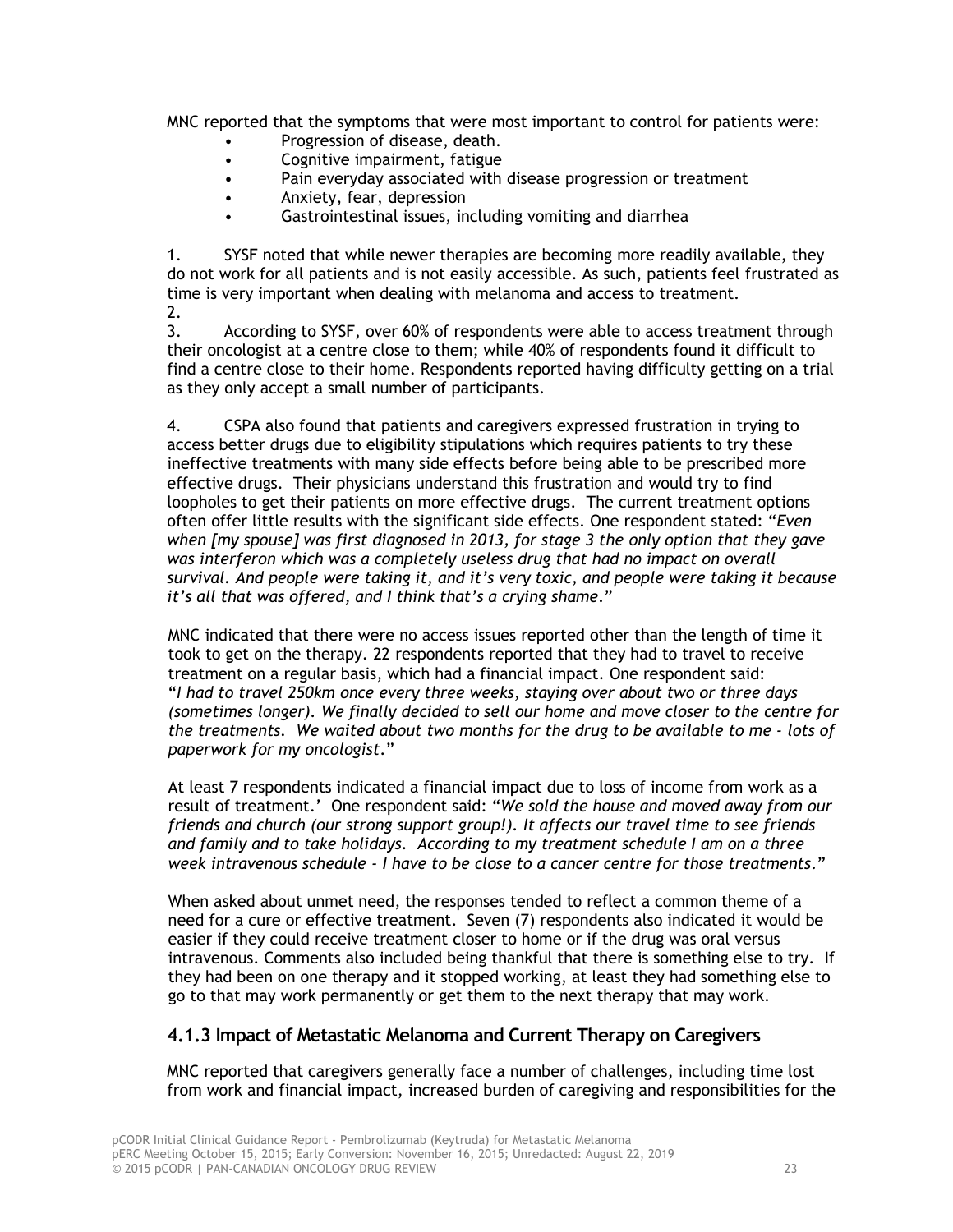MNC reported that the symptoms that were most important to control for patients were:

- Progression of disease, death.
- Cognitive impairment, fatigue
- Pain everyday associated with disease progression or treatment
- Anxiety, fear, depression
- Gastrointestinal issues, including vomiting and diarrhea

1. SYSF noted that while newer therapies are becoming more readily available, they do not work for all patients and is not easily accessible. As such, patients feel frustrated as time is very important when dealing with melanoma and access to treatment.
2. 
3. According to SYSF, over 60% of respondents were able to access treatment through their oncologist at a centre close to them; while 40% of respondents found it difficult to find a centre close to their home. Respondents reported having difficulty getting on a trial as they only accept a small number of participants.

4. CSPA also found that patients and caregivers expressed frustration in trying to access better drugs due to eligibility stipulations which requires patients to try these ineffective treatments with many side effects before being able to be prescribed more effective drugs. Their physicians understand this frustration and would try to find loopholes to get their patients on more effective drugs. The current treatment options often offer little results with the significant side effects. One respondent stated: "*Even when [my spouse] was first diagnosed in 2013, for stage 3 the only option that they gave was interferon which was a completely useless drug that had no impact on overall survival. And people were taking it, and it's very toxic, and people were taking it because it's all that was offered, and I think that's a crying shame*."

MNC indicated that there were no access issues reported other than the length of time it took to get on the therapy. 22 respondents reported that they had to travel to receive treatment on a regular basis, which had a financial impact. One respondent said: "*I had to travel 250km once every three weeks, staying over about two or three days (sometimes longer). We finally decided to sell our home and move closer to the centre for the treatments. We waited about two months for the drug to be available to me - lots of paperwork for my oncologist*."

At least 7 respondents indicated a financial impact due to loss of income from work as a result of treatment.' One respondent said: "*We sold the house and moved away from our friends and church (our strong support group!). It affects our travel time to see friends and family and to take holidays. According to my treatment schedule I am on a three week intravenous schedule - I have to be close to a cancer centre for those treatments*."

When asked about unmet need, the responses tended to reflect a common theme of a need for a cure or effective treatment. Seven (7) respondents also indicated it would be easier if they could receive treatment closer to home or if the drug was oral versus intravenous. Comments also included being thankful that there is something else to try. If they had been on one therapy and it stopped working, at least they had something else to go to that may work permanently or get them to the next therapy that may work.

### 4.1.3 Impact of Metastatic Melanoma and Current Therapy on Caregivers

MNC reported that caregivers generally face a number of challenges, including time lost from work and financial impact, increased burden of caregiving and responsibilities for the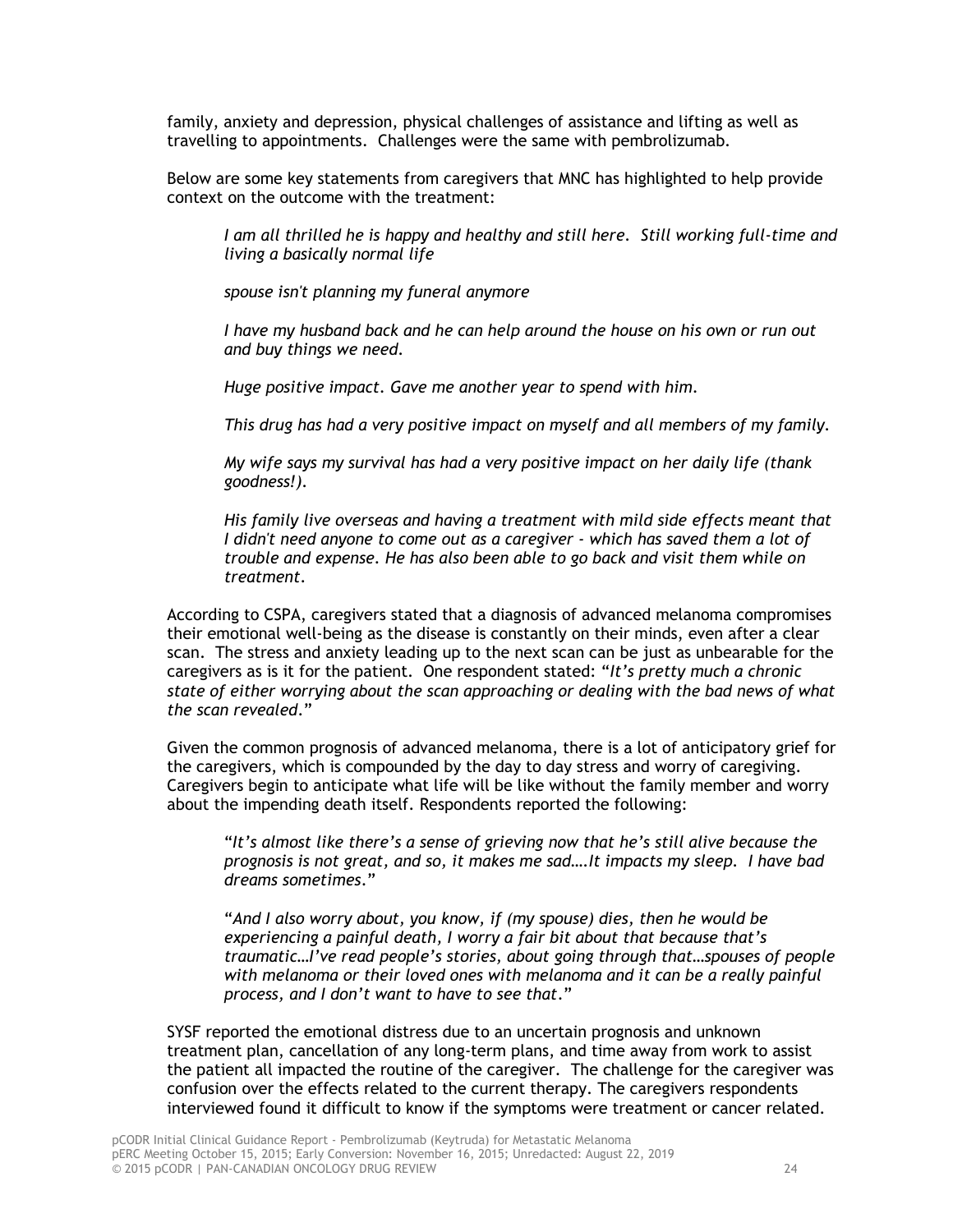family, anxiety and depression, physical challenges of assistance and lifting as well as travelling to appointments. Challenges were the same with pembrolizumab.

Below are some key statements from caregivers that MNC has highlighted to help provide context on the outcome with the treatment:

> *I am all thrilled he is happy and healthy and still here. Still working full-time and living a basically normal life*
>
> *spouse isn't planning my funeral anymore*
>
> *I have my husband back and he can help around the house on his own or run out and buy things we need.*
>
> *Huge positive impact. Gave me another year to spend with him.*
>
> *This drug has had a very positive impact on myself and all members of my family.*
>
> *My wife says my survival has had a very positive impact on her daily life (thank goodness!).*
>
> *His family live overseas and having a treatment with mild side effects meant that I didn't need anyone to come out as a caregiver - which has saved them a lot of trouble and expense. He has also been able to go back and visit them while on treatment.*

According to CSPA, caregivers stated that a diagnosis of advanced melanoma compromises their emotional well-being as the disease is constantly on their minds, even after a clear scan. The stress and anxiety leading up to the next scan can be just as unbearable for the caregivers as is it for the patient. One respondent stated: "*It's pretty much a chronic state of either worrying about the scan approaching or dealing with the bad news of what the scan revealed.*"

Given the common prognosis of advanced melanoma, there is a lot of anticipatory grief for the caregivers, which is compounded by the day to day stress and worry of caregiving. Caregivers begin to anticipate what life will be like without the family member and worry about the impending death itself. Respondents reported the following:

> "*It's almost like there's a sense of grieving now that he's still alive because the prognosis is not great, and so, it makes me sad….It impacts my sleep. I have bad dreams sometimes.*"
>
> "*And I also worry about, you know, if (my spouse) dies, then he would be experiencing a painful death, I worry a fair bit about that because that's traumatic…I've read people's stories, about going through that…spouses of people with melanoma or their loved ones with melanoma and it can be a really painful process, and I don't want to have to see that.*"

SYSF reported the emotional distress due to an uncertain prognosis and unknown treatment plan, cancellation of any long-term plans, and time away from work to assist the patient all impacted the routine of the caregiver. The challenge for the caregiver was confusion over the effects related to the current therapy. The caregivers respondents interviewed found it difficult to know if the symptoms were treatment or cancer related.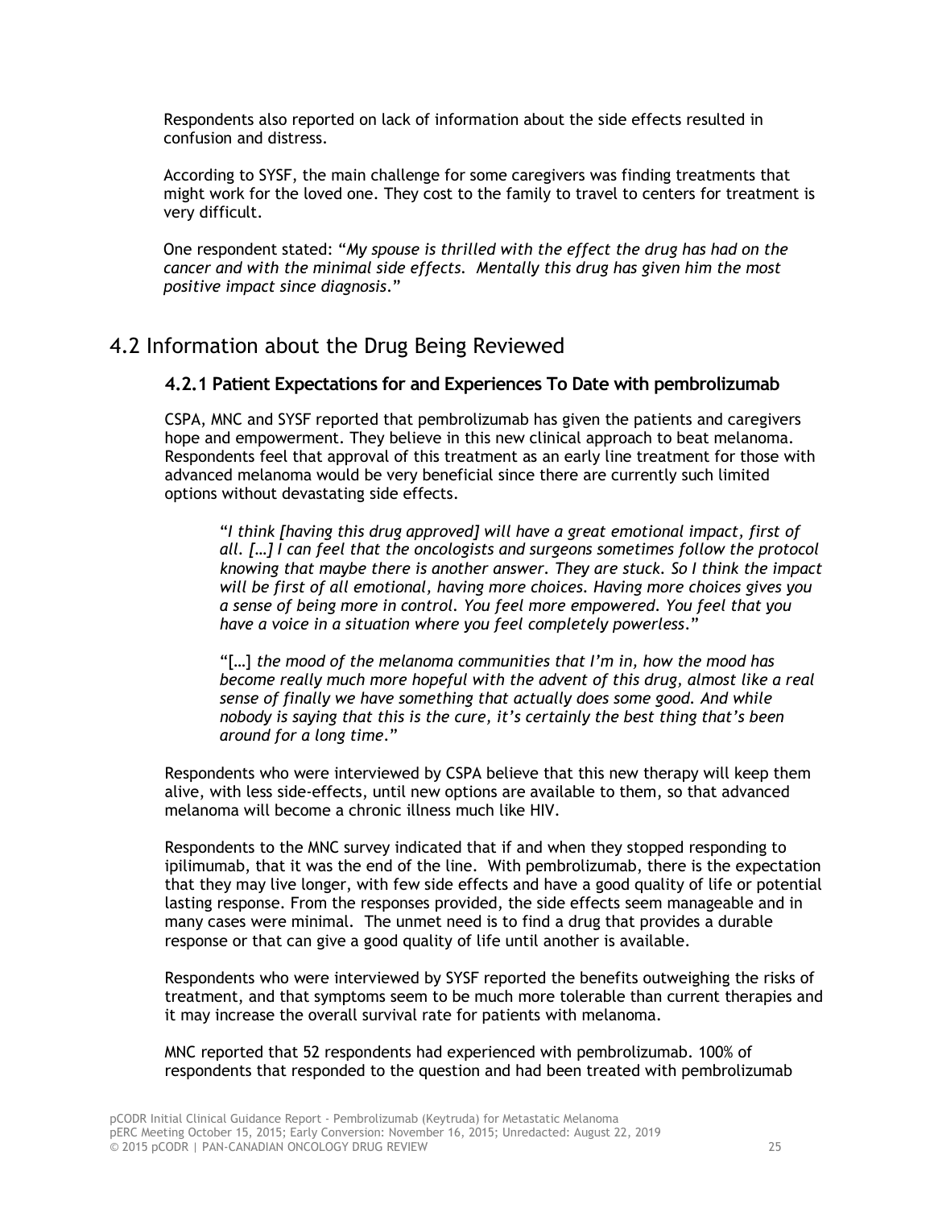Respondents also reported on lack of information about the side effects resulted in confusion and distress.

According to SYSF, the main challenge for some caregivers was finding treatments that might work for the loved one. They cost to the family to travel to centers for treatment is very difficult.

One respondent stated: "*My spouse is thrilled with the effect the drug has had on the cancer and with the minimal side effects. Mentally this drug has given him the most positive impact since diagnosis.*"

## 4.2 Information about the Drug Being Reviewed

### 4.2.1 Patient Expectations for and Experiences To Date with pembrolizumab

CSPA, MNC and SYSF reported that pembrolizumab has given the patients and caregivers hope and empowerment. They believe in this new clinical approach to beat melanoma. Respondents feel that approval of this treatment as an early line treatment for those with advanced melanoma would be very beneficial since there are currently such limited options without devastating side effects.

> "*I think [having this drug approved] will have a great emotional impact, first of all. […] I can feel that the oncologists and surgeons sometimes follow the protocol knowing that maybe there is another answer. They are stuck. So I think the impact will be first of all emotional, having more choices. Having more choices gives you a sense of being more in control. You feel more empowered. You feel that you have a voice in a situation where you feel completely powerless.*"
>
> "[…] *the mood of the melanoma communities that I'm in, how the mood has become really much more hopeful with the advent of this drug, almost like a real sense of finally we have something that actually does some good. And while nobody is saying that this is the cure, it's certainly the best thing that's been around for a long time.*"

Respondents who were interviewed by CSPA believe that this new therapy will keep them alive, with less side-effects, until new options are available to them, so that advanced melanoma will become a chronic illness much like HIV.

Respondents to the MNC survey indicated that if and when they stopped responding to ipilimumab, that it was the end of the line. With pembrolizumab, there is the expectation that they may live longer, with few side effects and have a good quality of life or potential lasting response. From the responses provided, the side effects seem manageable and in many cases were minimal. The unmet need is to find a drug that provides a durable response or that can give a good quality of life until another is available.

Respondents who were interviewed by SYSF reported the benefits outweighing the risks of treatment, and that symptoms seem to be much more tolerable than current therapies and it may increase the overall survival rate for patients with melanoma.

MNC reported that 52 respondents had experienced with pembrolizumab. 100% of respondents that responded to the question and had been treated with pembrolizumab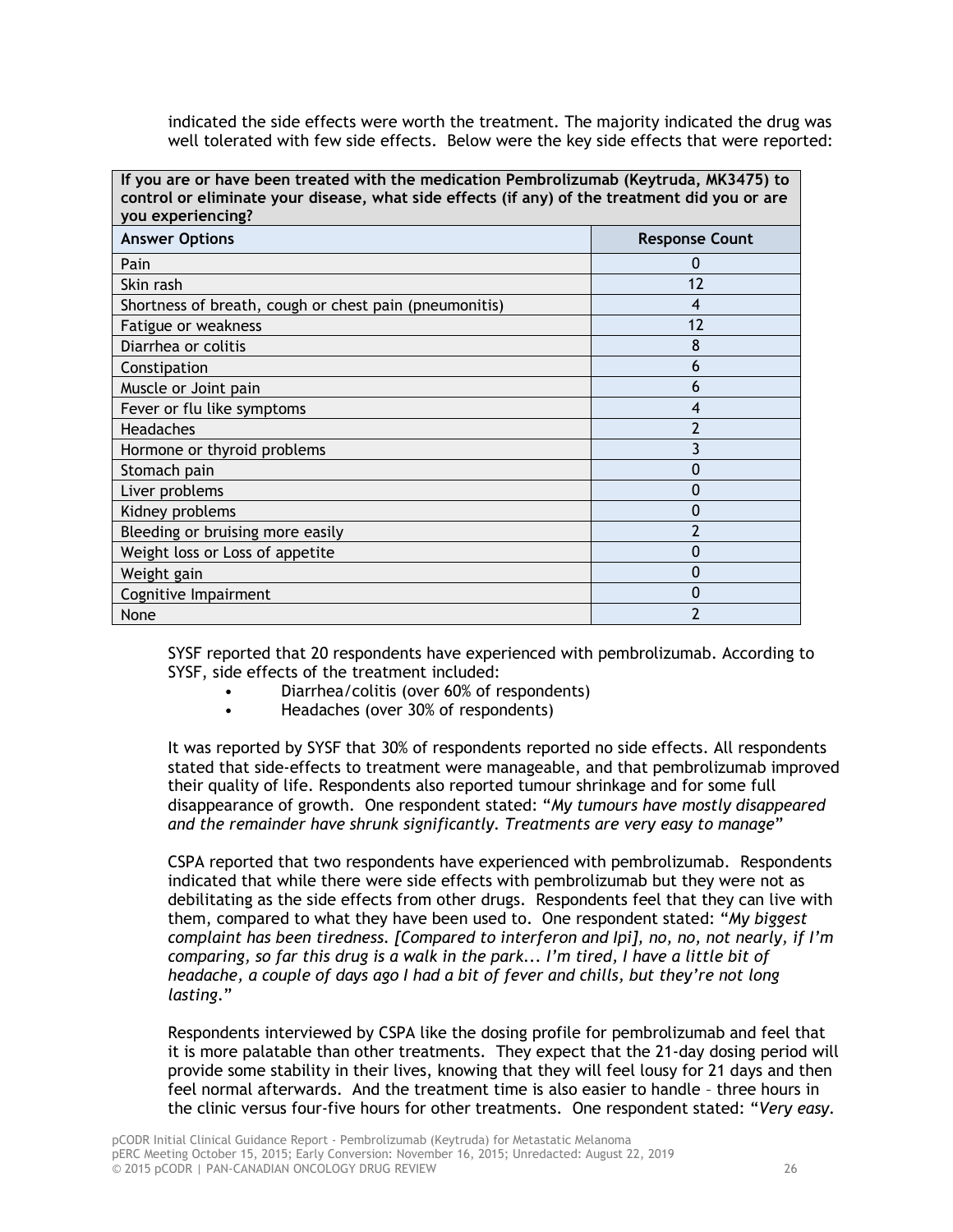indicated the side effects were worth the treatment. The majority indicated the drug was well tolerated with few side effects. Below were the key side effects that were reported:

| **If you are or have been treated with the medication Pembrolizumab (Keytruda, MK3475) to control or eliminate your disease, what side effects (if any) of the treatment did you or are you experiencing?** | |
|---|---|
| **Answer Options** | **Response Count** |
| Pain | 0 |
| Skin rash | 12 |
| Shortness of breath, cough or chest pain (pneumonitis) | 4 |
| Fatigue or weakness | 12 |
| Diarrhea or colitis | 8 |
| Constipation | 6 |
| Muscle or Joint pain | 6 |
| Fever or flu like symptoms | 4 |
| Headaches | 2 |
| Hormone or thyroid problems | 3 |
| Stomach pain | 0 |
| Liver problems | 0 |
| Kidney problems | 0 |
| Bleeding or bruising more easily | 2 |
| Weight loss or Loss of appetite | 0 |
| Weight gain | 0 |
| Cognitive Impairment | 0 |
| None | 2 |

SYSF reported that 20 respondents have experienced with pembrolizumab. According to SYSF, side effects of the treatment included:

- Diarrhea/colitis (over 60% of respondents)
- Headaches (over 30% of respondents)

It was reported by SYSF that 30% of respondents reported no side effects. All respondents stated that side-effects to treatment were manageable, and that pembrolizumab improved their quality of life. Respondents also reported tumour shrinkage and for some full disappearance of growth. One respondent stated: "*My tumours have mostly disappeared and the remainder have shrunk significantly. Treatments are very easy to manage*"

CSPA reported that two respondents have experienced with pembrolizumab. Respondents indicated that while there were side effects with pembrolizumab but they were not as debilitating as the side effects from other drugs. Respondents feel that they can live with them, compared to what they have been used to. One respondent stated: "*My biggest complaint has been tiredness. [Compared to interferon and Ipi], no, no, not nearly, if I'm comparing, so far this drug is a walk in the park... I'm tired, I have a little bit of headache, a couple of days ago I had a bit of fever and chills, but they're not long lasting.*"

Respondents interviewed by CSPA like the dosing profile for pembrolizumab and feel that it is more palatable than other treatments. They expect that the 21-day dosing period will provide some stability in their lives, knowing that they will feel lousy for 21 days and then feel normal afterwards. And the treatment time is also easier to handle – three hours in the clinic versus four-five hours for other treatments. One respondent stated: "*Very easy.*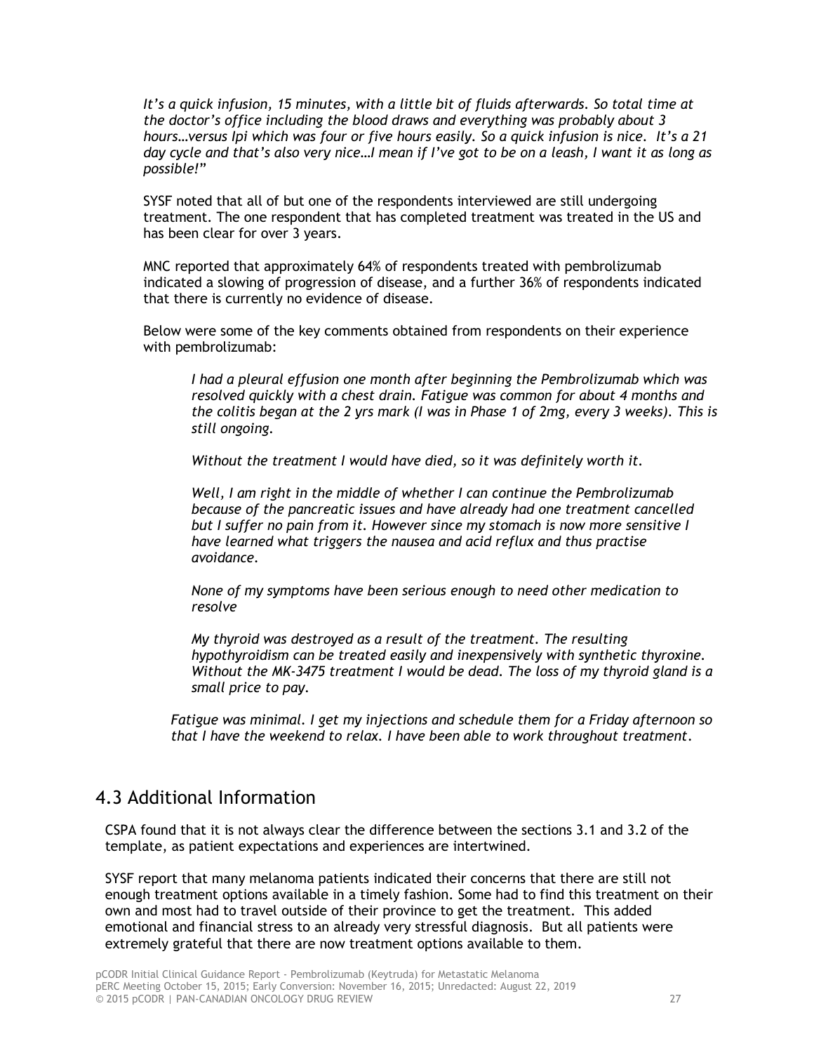*It's a quick infusion, 15 minutes, with a little bit of fluids afterwards. So total time at the doctor's office including the blood draws and everything was probably about 3 hours…versus Ipi which was four or five hours easily. So a quick infusion is nice. It's a 21 day cycle and that's also very nice…I mean if I've got to be on a leash, I want it as long as possible!"*

SYSF noted that all of but one of the respondents interviewed are still undergoing treatment. The one respondent that has completed treatment was treated in the US and has been clear for over 3 years.

MNC reported that approximately 64% of respondents treated with pembrolizumab indicated a slowing of progression of disease, and a further 36% of respondents indicated that there is currently no evidence of disease.

Below were some of the key comments obtained from respondents on their experience with pembrolizumab:

> *I had a pleural effusion one month after beginning the Pembrolizumab which was resolved quickly with a chest drain. Fatigue was common for about 4 months and the colitis began at the 2 yrs mark (I was in Phase 1 of 2mg, every 3 weeks). This is still ongoing.*
>
> *Without the treatment I would have died, so it was definitely worth it.*
>
> *Well, I am right in the middle of whether I can continue the Pembrolizumab because of the pancreatic issues and have already had one treatment cancelled but I suffer no pain from it. However since my stomach is now more sensitive I have learned what triggers the nausea and acid reflux and thus practise avoidance.*
>
> *None of my symptoms have been serious enough to need other medication to resolve*
>
> *My thyroid was destroyed as a result of the treatment. The resulting hypothyroidism can be treated easily and inexpensively with synthetic thyroxine. Without the MK-3475 treatment I would be dead. The loss of my thyroid gland is a small price to pay.*

*Fatigue was minimal. I get my injections and schedule them for a Friday afternoon so that I have the weekend to relax. I have been able to work throughout treatment.*

## 4.3 Additional Information

CSPA found that it is not always clear the difference between the sections 3.1 and 3.2 of the template, as patient expectations and experiences are intertwined.

SYSF report that many melanoma patients indicated their concerns that there are still not enough treatment options available in a timely fashion. Some had to find this treatment on their own and most had to travel outside of their province to get the treatment. This added emotional and financial stress to an already very stressful diagnosis. But all patients were extremely grateful that there are now treatment options available to them.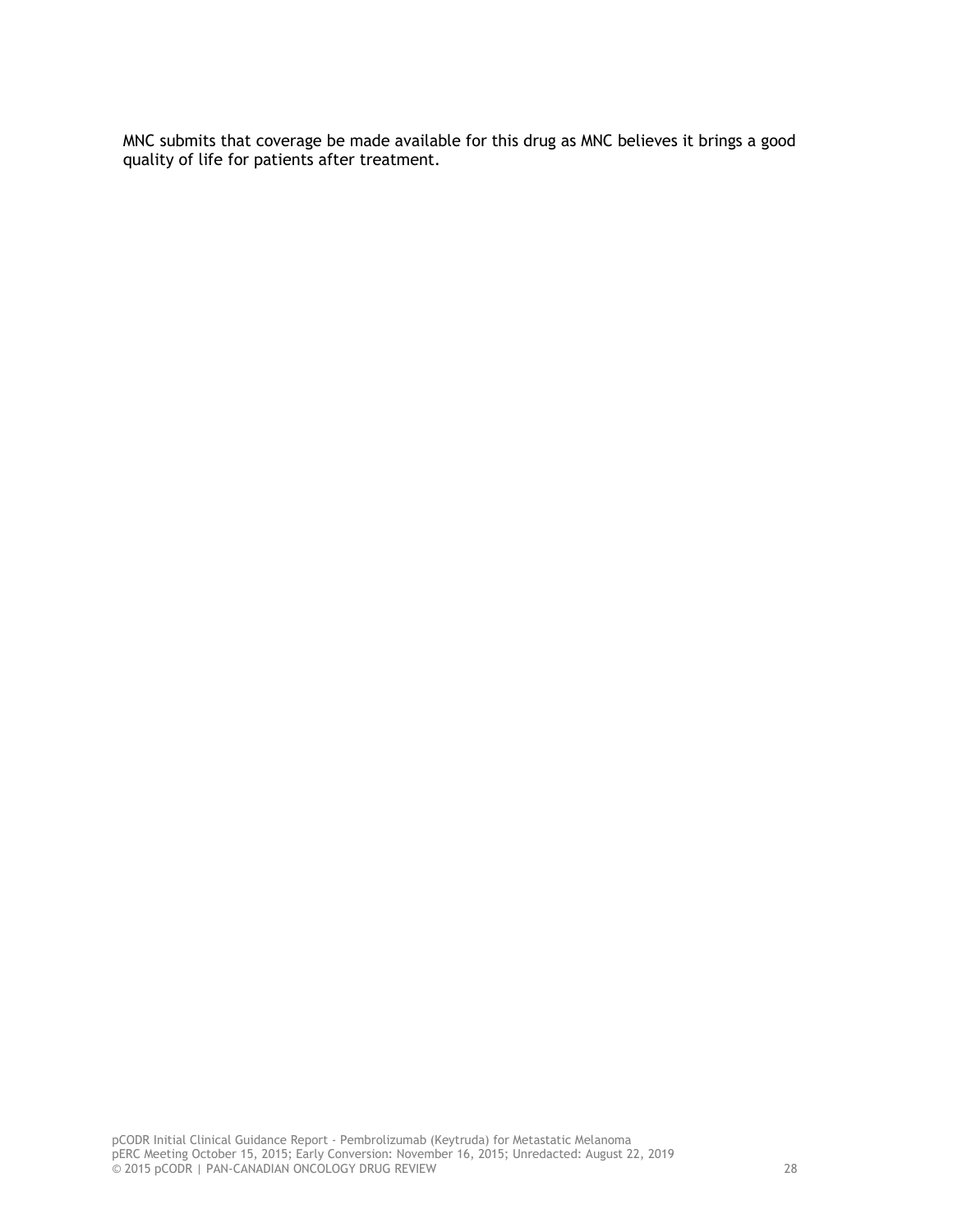MNC submits that coverage be made available for this drug as MNC believes it brings a good quality of life for patients after treatment.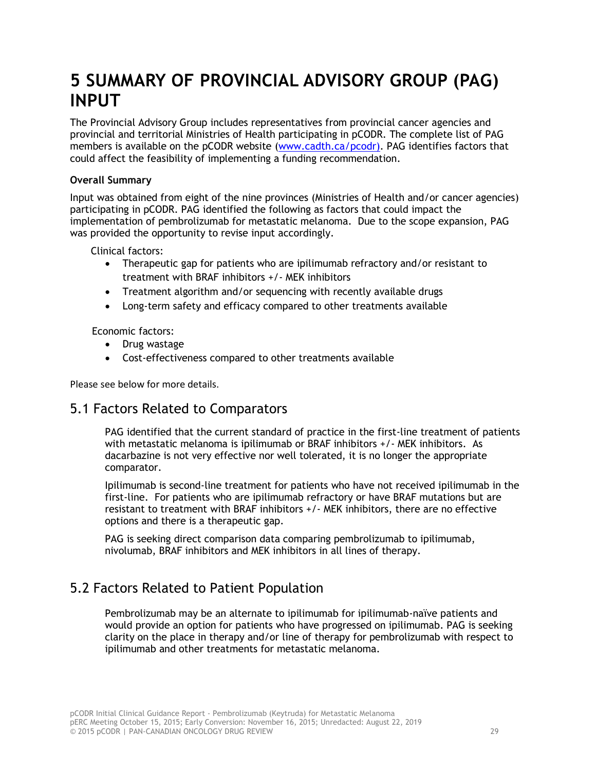# 5 SUMMARY OF PROVINCIAL ADVISORY GROUP (PAG) INPUT

The Provincial Advisory Group includes representatives from provincial cancer agencies and provincial and territorial Ministries of Health participating in pCODR. The complete list of PAG members is available on the pCODR website (www.cadth.ca/pcodr). PAG identifies factors that could affect the feasibility of implementing a funding recommendation.

**Overall Summary**

Input was obtained from eight of the nine provinces (Ministries of Health and/or cancer agencies) participating in pCODR. PAG identified the following as factors that could impact the implementation of pembrolizumab for metastatic melanoma. Due to the scope expansion, PAG was provided the opportunity to revise input accordingly.

Clinical factors:

- Therapeutic gap for patients who are ipilimumab refractory and/or resistant to treatment with BRAF inhibitors +/- MEK inhibitors
- Treatment algorithm and/or sequencing with recently available drugs
- Long-term safety and efficacy compared to other treatments available

Economic factors:

- Drug wastage
- Cost-effectiveness compared to other treatments available

Please see below for more details.

## 5.1 Factors Related to Comparators

PAG identified that the current standard of practice in the first-line treatment of patients with metastatic melanoma is ipilimumab or BRAF inhibitors +/- MEK inhibitors. As dacarbazine is not very effective nor well tolerated, it is no longer the appropriate comparator.

Ipilimumab is second-line treatment for patients who have not received ipilimumab in the first-line. For patients who are ipilimumab refractory or have BRAF mutations but are resistant to treatment with BRAF inhibitors +/- MEK inhibitors, there are no effective options and there is a therapeutic gap.

PAG is seeking direct comparison data comparing pembrolizumab to ipilimumab, nivolumab, BRAF inhibitors and MEK inhibitors in all lines of therapy.

## 5.2 Factors Related to Patient Population

Pembrolizumab may be an alternate to ipilimumab for ipilimumab-naïve patients and would provide an option for patients who have progressed on ipilimumab. PAG is seeking clarity on the place in therapy and/or line of therapy for pembrolizumab with respect to ipilimumab and other treatments for metastatic melanoma.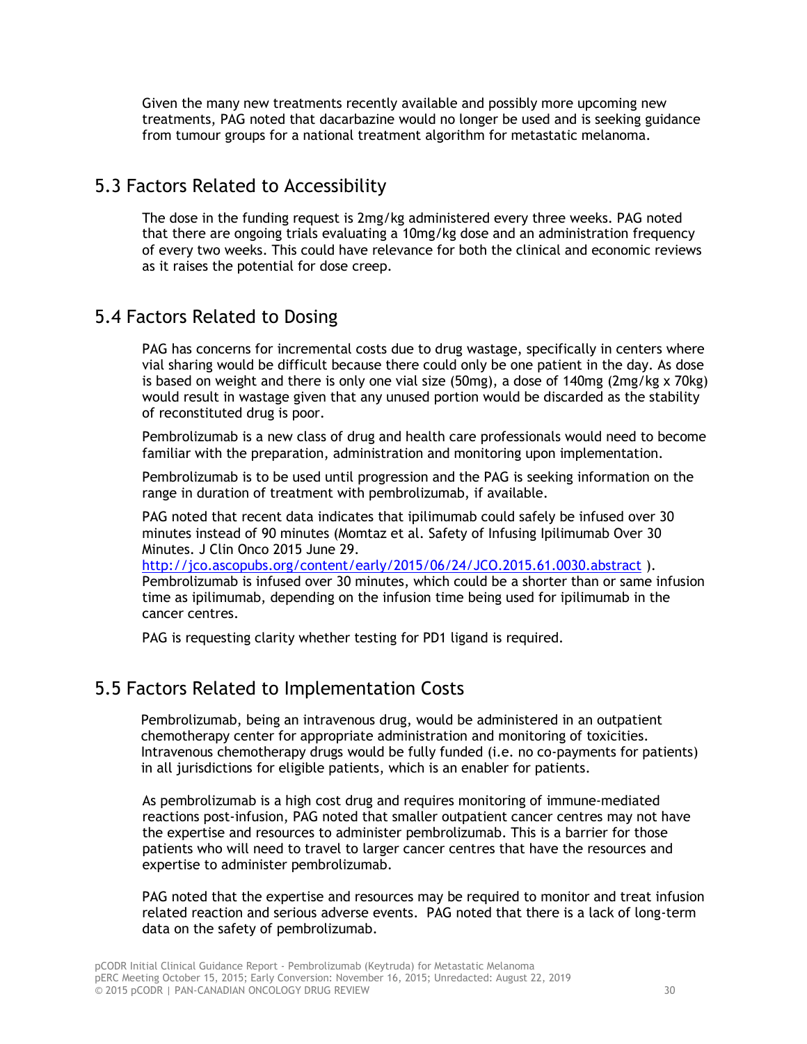Given the many new treatments recently available and possibly more upcoming new treatments, PAG noted that dacarbazine would no longer be used and is seeking guidance from tumour groups for a national treatment algorithm for metastatic melanoma.

## 5.3 Factors Related to Accessibility

The dose in the funding request is 2mg/kg administered every three weeks. PAG noted that there are ongoing trials evaluating a 10mg/kg dose and an administration frequency of every two weeks. This could have relevance for both the clinical and economic reviews as it raises the potential for dose creep.

## 5.4 Factors Related to Dosing

PAG has concerns for incremental costs due to drug wastage, specifically in centers where vial sharing would be difficult because there could only be one patient in the day. As dose is based on weight and there is only one vial size (50mg), a dose of 140mg (2mg/kg x 70kg) would result in wastage given that any unused portion would be discarded as the stability of reconstituted drug is poor.

Pembrolizumab is a new class of drug and health care professionals would need to become familiar with the preparation, administration and monitoring upon implementation.

Pembrolizumab is to be used until progression and the PAG is seeking information on the range in duration of treatment with pembrolizumab, if available.

PAG noted that recent data indicates that ipilimumab could safely be infused over 30 minutes instead of 90 minutes (Momtaz et al. Safety of Infusing Ipilimumab Over 30 Minutes. J Clin Onco 2015 June 29. http://jco.ascopubs.org/content/early/2015/06/24/JCO.2015.61.0030.abstract ). Pembrolizumab is infused over 30 minutes, which could be a shorter than or same infusion time as ipilimumab, depending on the infusion time being used for ipilimumab in the cancer centres.

PAG is requesting clarity whether testing for PD1 ligand is required.

## 5.5 Factors Related to Implementation Costs

Pembrolizumab, being an intravenous drug, would be administered in an outpatient chemotherapy center for appropriate administration and monitoring of toxicities. Intravenous chemotherapy drugs would be fully funded (i.e. no co-payments for patients) in all jurisdictions for eligible patients, which is an enabler for patients.

As pembrolizumab is a high cost drug and requires monitoring of immune-mediated reactions post-infusion, PAG noted that smaller outpatient cancer centres may not have the expertise and resources to administer pembrolizumab. This is a barrier for those patients who will need to travel to larger cancer centres that have the resources and expertise to administer pembrolizumab.

PAG noted that the expertise and resources may be required to monitor and treat infusion related reaction and serious adverse events. PAG noted that there is a lack of long-term data on the safety of pembrolizumab.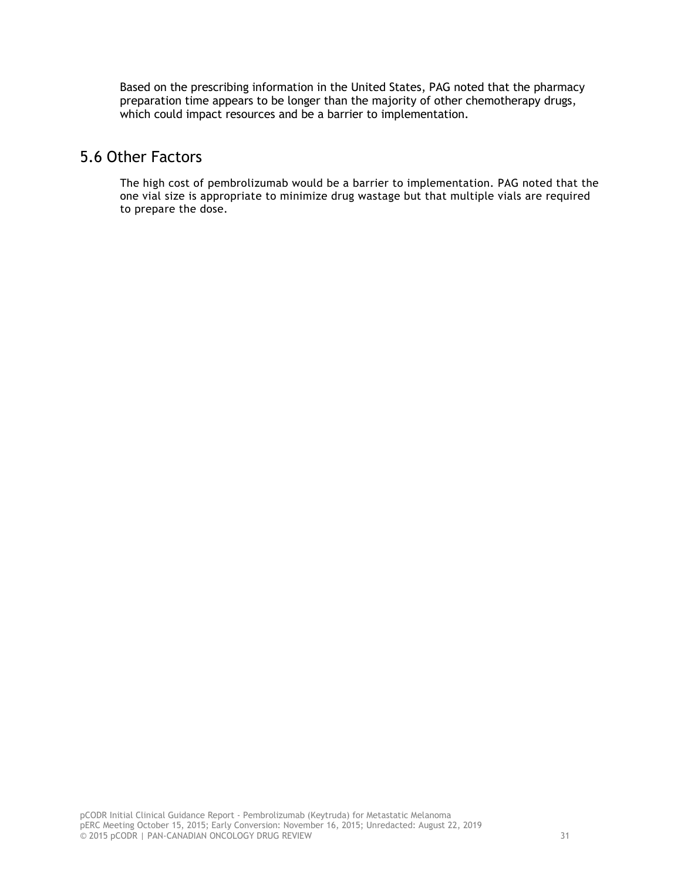Based on the prescribing information in the United States, PAG noted that the pharmacy preparation time appears to be longer than the majority of other chemotherapy drugs, which could impact resources and be a barrier to implementation.

## 5.6 Other Factors

The high cost of pembrolizumab would be a barrier to implementation. PAG noted that the one vial size is appropriate to minimize drug wastage but that multiple vials are required to prepare the dose.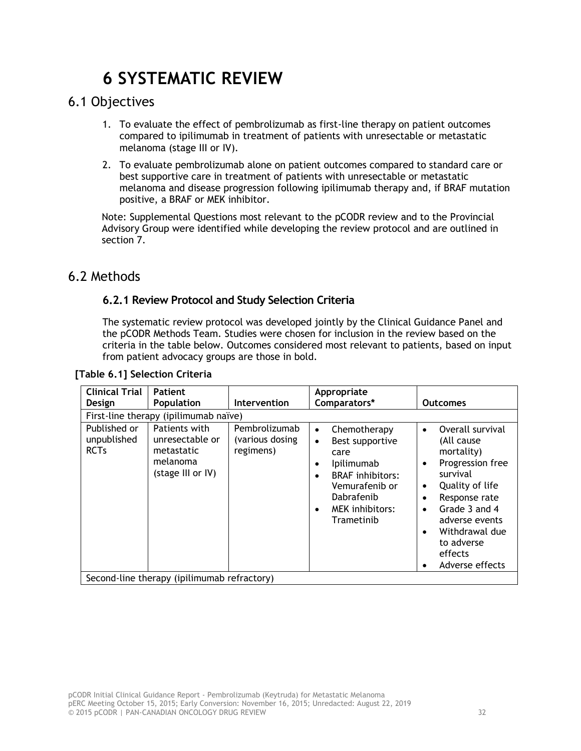# 6 SYSTEMATIC REVIEW

## 6.1 Objectives

1. To evaluate the effect of pembrolizumab as first-line therapy on patient outcomes compared to ipilimumab in treatment of patients with unresectable or metastatic melanoma (stage III or IV).
2. To evaluate pembrolizumab alone on patient outcomes compared to standard care or best supportive care in treatment of patients with unresectable or metastatic melanoma and disease progression following ipilimumab therapy and, if BRAF mutation positive, a BRAF or MEK inhibitor.

Note: Supplemental Questions most relevant to the pCODR review and to the Provincial Advisory Group were identified while developing the review protocol and are outlined in section 7.

## 6.2 Methods

### 6.2.1 Review Protocol and Study Selection Criteria

The systematic review protocol was developed jointly by the Clinical Guidance Panel and the pCODR Methods Team. Studies were chosen for inclusion in the review based on the criteria in the table below. Outcomes considered most relevant to patients, based on input from patient advocacy groups are those in bold.

**[Table 6.1] Selection Criteria**

| Clinical Trial Design | Patient Population | Intervention | Appropriate Comparators* | Outcomes |
|---|---|---|---|---|
| First-line therapy (ipilimumab naïve) | | | | |
| Published or unpublished RCTs | Patients with unresectable or metastatic melanoma (stage III or IV) | Pembrolizumab (various dosing regimens) | • Chemotherapy<br>• Best supportive care<br>• Ipilimumab<br>• BRAF inhibitors: Vemurafenib or Dabrafenib<br>• MEK inhibitors: Trametinib | • Overall survival (All cause mortality)<br>• Progression free survival<br>• Quality of life<br>• Response rate<br>• Grade 3 and 4 adverse events<br>• Withdrawal due to adverse effects<br>• Adverse effects |
| Second-line therapy (ipilimumab refractory) | | | | |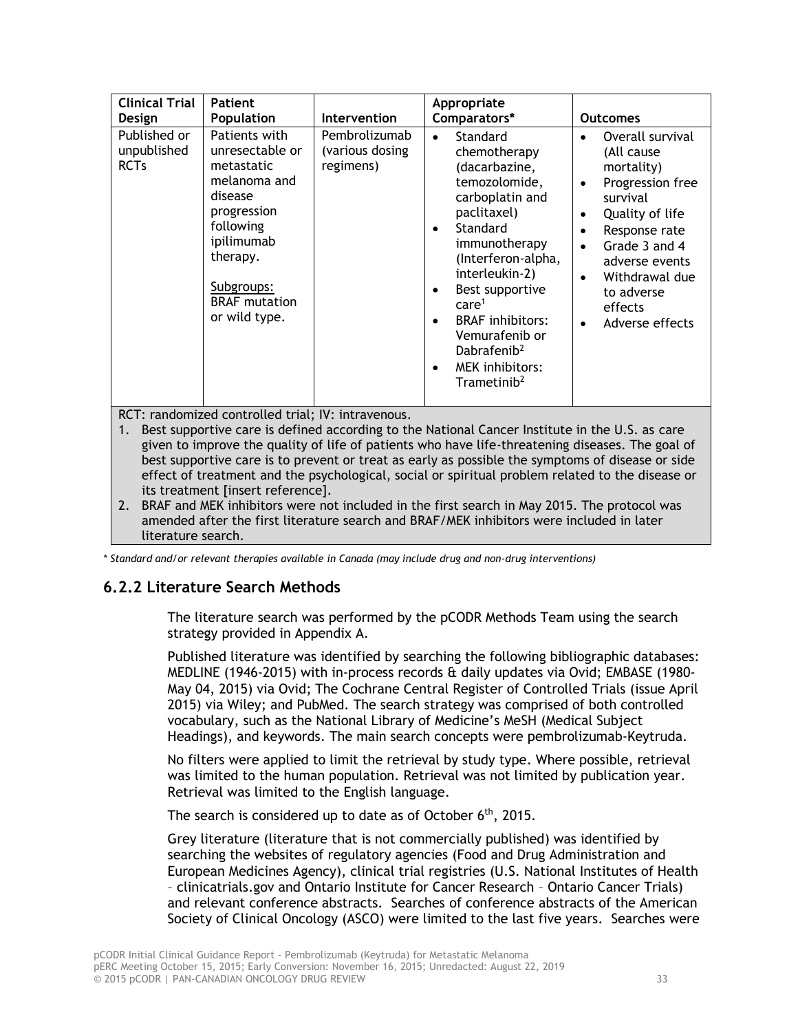| Clinical Trial Design | Patient Population | Intervention | Appropriate Comparators* | Outcomes |
|---|---|---|---|---|
| Published or unpublished RCTs | Patients with unresectable or metastatic melanoma and disease progression following ipilimumab therapy.<br><br>Subgroups:<br>BRAF mutation or wild type. | Pembrolizumab (various dosing regimens) | • Standard chemotherapy (dacarbazine, temozolomide, carboplatin and paclitaxel)<br>• Standard immunotherapy (Interferon-alpha, interleukin-2)<br>• Best supportive care[1]<br>• BRAF inhibitors: Vemurafenib or Dabrafenib[2]<br>• MEK inhibitors: Trametinib[2] | • Overall survival (All cause mortality)<br>• Progression free survival<br>• Quality of life<br>• Response rate<br>• Grade 3 and 4 adverse events<br>• Withdrawal due to adverse effects<br>• Adverse effects |

RCT: randomized controlled trial; IV: intravenous.

1. Best supportive care is defined according to the National Cancer Institute in the U.S. as care given to improve the quality of life of patients who have life-threatening diseases. The goal of best supportive care is to prevent or treat as early as possible the symptoms of disease or side effect of treatment and the psychological, social or spiritual problem related to the disease or its treatment [insert reference].
2. BRAF and MEK inhibitors were not included in the first search in May 2015. The protocol was amended after the first literature search and BRAF/MEK inhibitors were included in later literature search.

*\* Standard and/or relevant therapies available in Canada (may include drug and non-drug interventions)*

### 6.2.2 Literature Search Methods

The literature search was performed by the pCODR Methods Team using the search strategy provided in Appendix A.

Published literature was identified by searching the following bibliographic databases: MEDLINE (1946-2015) with in-process records & daily updates via Ovid; EMBASE (1980-May 04, 2015) via Ovid; The Cochrane Central Register of Controlled Trials (issue April 2015) via Wiley; and PubMed. The search strategy was comprised of both controlled vocabulary, such as the National Library of Medicine's MeSH (Medical Subject Headings), and keywords. The main search concepts were pembrolizumab-Keytruda.

No filters were applied to limit the retrieval by study type. Where possible, retrieval was limited to the human population. Retrieval was not limited by publication year. Retrieval was limited to the English language.

The search is considered up to date as of October 6th, 2015.

Grey literature (literature that is not commercially published) was identified by searching the websites of regulatory agencies (Food and Drug Administration and European Medicines Agency), clinical trial registries (U.S. National Institutes of Health – clinicatrials.gov and Ontario Institute for Cancer Research – Ontario Cancer Trials) and relevant conference abstracts. Searches of conference abstracts of the American Society of Clinical Oncology (ASCO) were limited to the last five years. Searches were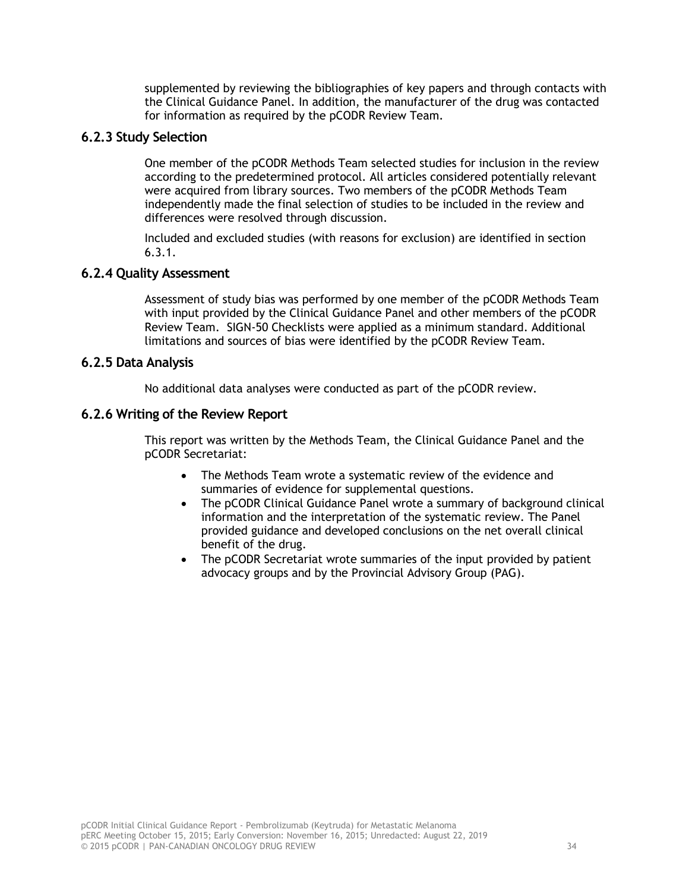supplemented by reviewing the bibliographies of key papers and through contacts with the Clinical Guidance Panel. In addition, the manufacturer of the drug was contacted for information as required by the pCODR Review Team.

### 6.2.3 Study Selection

One member of the pCODR Methods Team selected studies for inclusion in the review according to the predetermined protocol. All articles considered potentially relevant were acquired from library sources. Two members of the pCODR Methods Team independently made the final selection of studies to be included in the review and differences were resolved through discussion.

Included and excluded studies (with reasons for exclusion) are identified in section 6.3.1.

### 6.2.4 Quality Assessment

Assessment of study bias was performed by one member of the pCODR Methods Team with input provided by the Clinical Guidance Panel and other members of the pCODR Review Team. SIGN-50 Checklists were applied as a minimum standard. Additional limitations and sources of bias were identified by the pCODR Review Team.

### 6.2.5 Data Analysis

No additional data analyses were conducted as part of the pCODR review.

### 6.2.6 Writing of the Review Report

This report was written by the Methods Team, the Clinical Guidance Panel and the pCODR Secretariat:

- The Methods Team wrote a systematic review of the evidence and summaries of evidence for supplemental questions.
- The pCODR Clinical Guidance Panel wrote a summary of background clinical information and the interpretation of the systematic review. The Panel provided guidance and developed conclusions on the net overall clinical benefit of the drug.
- The pCODR Secretariat wrote summaries of the input provided by patient advocacy groups and by the Provincial Advisory Group (PAG).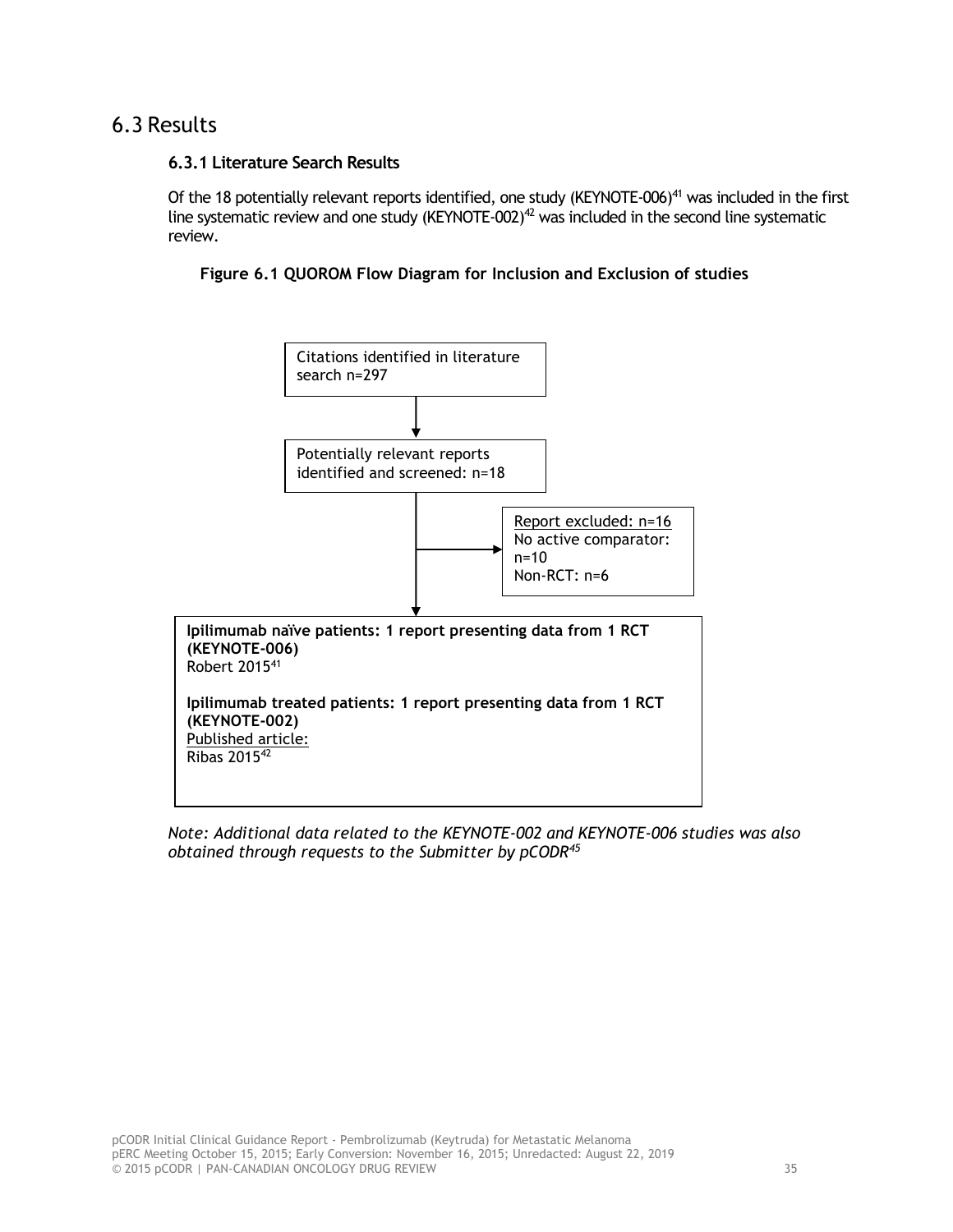## 6.3 Results

### 6.3.1 Literature Search Results

Of the 18 potentially relevant reports identified, one study (KEYNOTE-006)[41] was included in the first line systematic review and one study (KEYNOTE-002)[42] was included in the second line systematic review.

**Figure 6.1 QUOROM Flow Diagram for Inclusion and Exclusion of studies**

Citations identified in literature search n=297

↓

Potentially relevant reports identified and screened: n=18

→ Report excluded: n=16
No active comparator: n=10
Non-RCT: n=6

↓

**Ipilimumab naïve patients: 1 report presenting data from 1 RCT (KEYNOTE-006)**
Robert 2015[41]

**Ipilimumab treated patients: 1 report presenting data from 1 RCT (KEYNOTE-002)**
Published article:
Ribas 2015[42]

*Note: Additional data related to the KEYNOTE-002 and KEYNOTE-006 studies was also obtained through requests to the Submitter by pCODR[45]*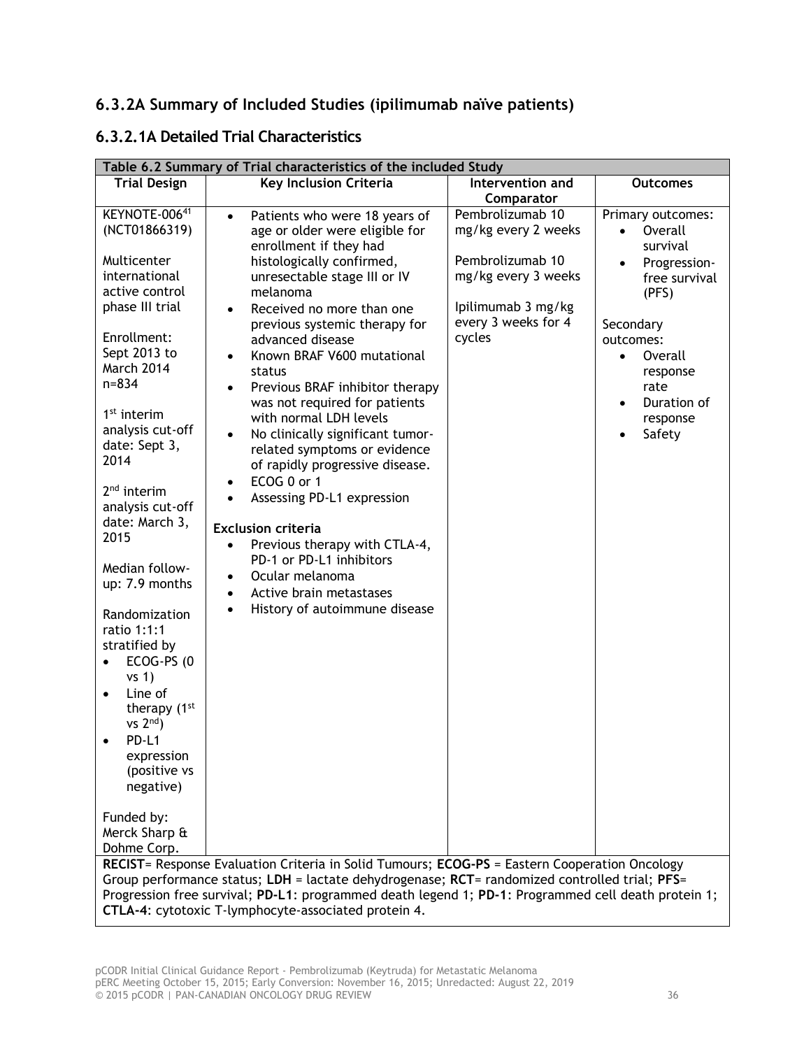## 6.3.2A Summary of Included Studies (ipilimumab naïve patients)

### 6.3.2.1A Detailed Trial Characteristics

| Table 6.2 Summary of Trial characteristics of the included Study | | | |
|---|---|---|---|
| **Trial Design** | **Key Inclusion Criteria** | **Intervention and Comparator** | **Outcomes** |
| KEYNOTE-006[41] (NCT01866319)<br><br>Multicenter international active control phase III trial<br><br>Enrollment: Sept 2013 to March 2014 n=834<br><br>1st interim analysis cut-off date: Sept 3, 2014<br><br>2nd interim analysis cut-off date: March 3, 2015<br><br>Median follow-up: 7.9 months<br><br>Randomization ratio 1:1:1 stratified by<br>• ECOG-PS (0 vs 1)<br>• Line of therapy (1st vs 2nd)<br>• PD-L1 expression (positive vs negative)<br><br>Funded by: Merck Sharp & Dohme Corp. | • Patients who were 18 years of age or older were eligible for enrollment if they had histologically confirmed, unresectable stage III or IV melanoma<br>• Received no more than one previous systemic therapy for advanced disease<br>• Known BRAF V600 mutational status<br>• Previous BRAF inhibitor therapy was not required for patients with normal LDH levels<br>• No clinically significant tumor-related symptoms or evidence of rapidly progressive disease.<br>• ECOG 0 or 1<br>• Assessing PD-L1 expression<br><br>**Exclusion criteria**<br>• Previous therapy with CTLA-4, PD-1 or PD-L1 inhibitors<br>• Ocular melanoma<br>• Active brain metastases<br>• History of autoimmune disease | Pembrolizumab 10 mg/kg every 2 weeks<br><br>Pembrolizumab 10 mg/kg every 3 weeks<br><br>Ipilimumab 3 mg/kg every 3 weeks for 4 cycles | Primary outcomes:<br>• Overall survival<br>• Progression-free survival (PFS)<br><br>Secondary outcomes:<br>• Overall response rate<br>• Duration of response<br>• Safety |
| **RECIST**= Response Evaluation Criteria in Solid Tumours; **ECOG-PS** = Eastern Cooperation Oncology Group performance status; **LDH** = lactate dehydrogenase; **RCT**= randomized controlled trial; **PFS**= Progression free survival; **PD-L1**: programmed death legend 1; **PD-1**: Programmed cell death protein 1; **CTLA-4**: cytotoxic T-lymphocyte-associated protein 4. | | | |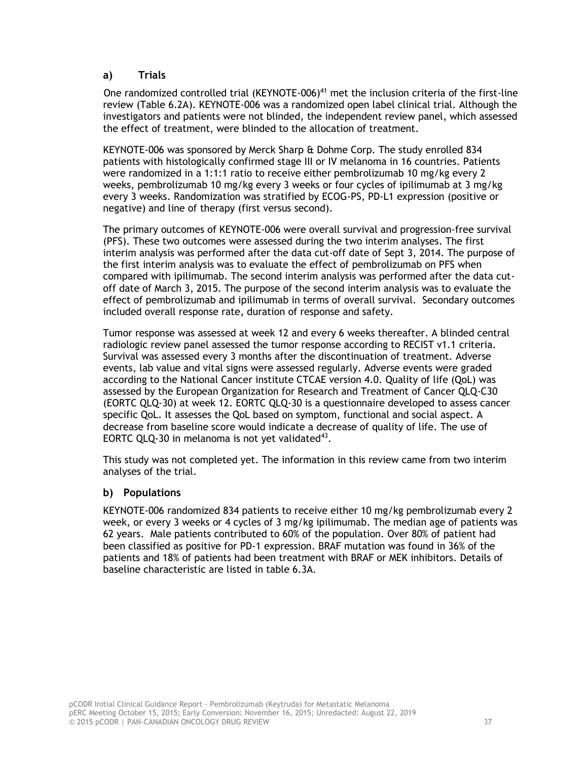### a) Trials

One randomized controlled trial (KEYNOTE-006)[41] met the inclusion criteria of the first-line review (Table 6.2A). KEYNOTE-006 was a randomized open label clinical trial. Although the investigators and patients were not blinded, the independent review panel, which assessed the effect of treatment, were blinded to the allocation of treatment.

KEYNOTE-006 was sponsored by Merck Sharp & Dohme Corp. The study enrolled 834 patients with histologically confirmed stage III or IV melanoma in 16 countries. Patients were randomized in a 1:1:1 ratio to receive either pembrolizumab 10 mg/kg every 2 weeks, pembrolizumab 10 mg/kg every 3 weeks or four cycles of ipilimumab at 3 mg/kg every 3 weeks. Randomization was stratified by ECOG-PS, PD-L1 expression (positive or negative) and line of therapy (first versus second).

The primary outcomes of KEYNOTE-006 were overall survival and progression-free survival (PFS). These two outcomes were assessed during the two interim analyses. The first interim analysis was performed after the data cut-off date of Sept 3, 2014. The purpose of the first interim analysis was to evaluate the effect of pembrolizumab on PFS when compared with ipilimumab. The second interim analysis was performed after the data cut-off date of March 3, 2015. The purpose of the second interim analysis was to evaluate the effect of pembrolizumab and ipilimumab in terms of overall survival. Secondary outcomes included overall response rate, duration of response and safety.

Tumor response was assessed at week 12 and every 6 weeks thereafter. A blinded central radiologic review panel assessed the tumor response according to RECIST v1.1 criteria. Survival was assessed every 3 months after the discontinuation of treatment. Adverse events, lab value and vital signs were assessed regularly. Adverse events were graded according to the National Cancer institute CTCAE version 4.0. Quality of life (QoL) was assessed by the European Organization for Research and Treatment of Cancer QLQ-C30 (EORTC QLQ-30) at week 12. EORTC QLQ-30 is a questionnaire developed to assess cancer specific QoL. It assesses the QoL based on symptom, functional and social aspect. A decrease from baseline score would indicate a decrease of quality of life. The use of EORTC QLQ-30 in melanoma is not yet validated[43].

This study was not completed yet. The information in this review came from two interim analyses of the trial.

### b) Populations

KEYNOTE-006 randomized 834 patients to receive either 10 mg/kg pembrolizumab every 2 week, or every 3 weeks or 4 cycles of 3 mg/kg ipilimumab. The median age of patients was 62 years. Male patients contributed to 60% of the population. Over 80% of patient had been classified as positive for PD-1 expression. BRAF mutation was found in 36% of the patients and 18% of patients had been treatment with BRAF or MEK inhibitors. Details of baseline characteristic are listed in table 6.3A.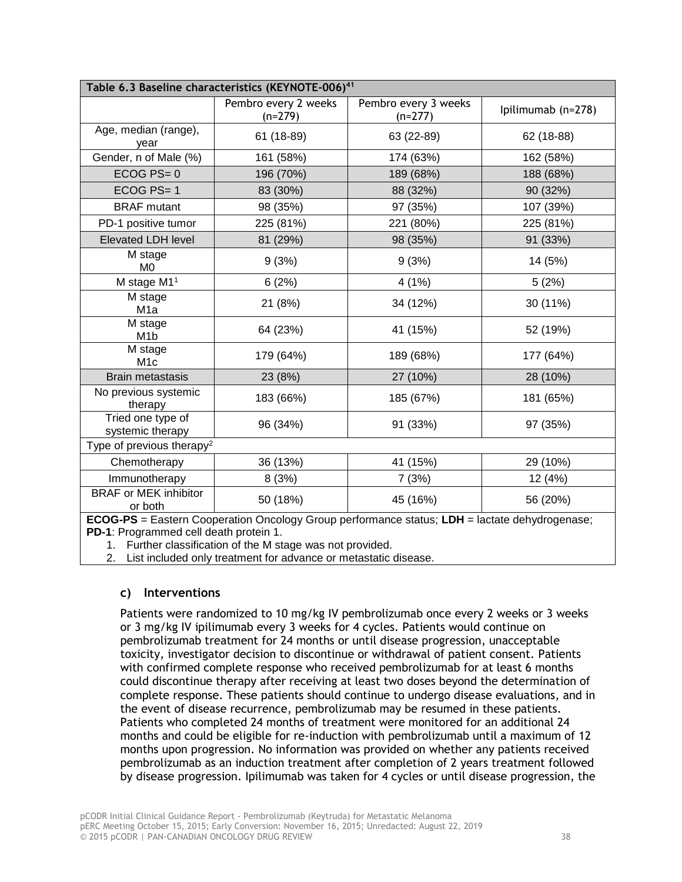| Table 6.3 Baseline characteristics (KEYNOTE-006)[41] | | | |
|---|---|---|---|
| | Pembro every 2 weeks (n=279) | Pembro every 3 weeks (n=277) | Ipilimumab (n=278) |
| Age, median (range), year | 61 (18-89) | 63 (22-89) | 62 (18-88) |
| Gender, n of Male (%) | 161 (58%) | 174 (63%) | 162 (58%) |
| ECOG PS= 0 | 196 (70%) | 189 (68%) | 188 (68%) |
| ECOG PS= 1 | 83 (30%) | 88 (32%) | 90 (32%) |
| BRAF mutant | 98 (35%) | 97 (35%) | 107 (39%) |
| PD-1 positive tumor | 225 (81%) | 221 (80%) | 225 (81%) |
| Elevated LDH level | 81 (29%) | 98 (35%) | 91 (33%) |
| M stage M0 | 9 (3%) | 9 (3%) | 14 (5%) |
| M stage M1[1] | 6 (2%) | 4 (1%) | 5 (2%) |
| M stage M1a | 21 (8%) | 34 (12%) | 30 (11%) |
| M stage M1b | 64 (23%) | 41 (15%) | 52 (19%) |
| M stage M1c | 179 (64%) | 189 (68%) | 177 (64%) |
| Brain metastasis | 23 (8%) | 27 (10%) | 28 (10%) |
| No previous systemic therapy | 183 (66%) | 185 (67%) | 181 (65%) |
| Tried one type of systemic therapy | 96 (34%) | 91 (33%) | 97 (35%) |
| Type of previous therapy[2] | | | |
| Chemotherapy | 36 (13%) | 41 (15%) | 29 (10%) |
| Immunotherapy | 8 (3%) | 7 (3%) | 12 (4%) |
| BRAF or MEK inhibitor or both | 50 (18%) | 45 (16%) | 56 (20%) |

**ECOG-PS** = Eastern Cooperation Oncology Group performance status; **LDH** = lactate dehydrogenase; **PD-1**: Programmed cell death protein 1.

1. Further classification of the M stage was not provided.
2. List included only treatment for advance or metastatic disease.

### c) Interventions

Patients were randomized to 10 mg/kg IV pembrolizumab once every 2 weeks or 3 weeks or 3 mg/kg IV ipilimumab every 3 weeks for 4 cycles. Patients would continue on pembrolizumab treatment for 24 months or until disease progression, unacceptable toxicity, investigator decision to discontinue or withdrawal of patient consent. Patients with confirmed complete response who received pembrolizumab for at least 6 months could discontinue therapy after receiving at least two doses beyond the determination of complete response. These patients should continue to undergo disease evaluations, and in the event of disease recurrence, pembrolizumab may be resumed in these patients. Patients who completed 24 months of treatment were monitored for an additional 24 months and could be eligible for re-induction with pembrolizumab until a maximum of 12 months upon progression. No information was provided on whether any patients received pembrolizumab as an induction treatment after completion of 2 years treatment followed by disease progression. Ipilimumab was taken for 4 cycles or until disease progression, the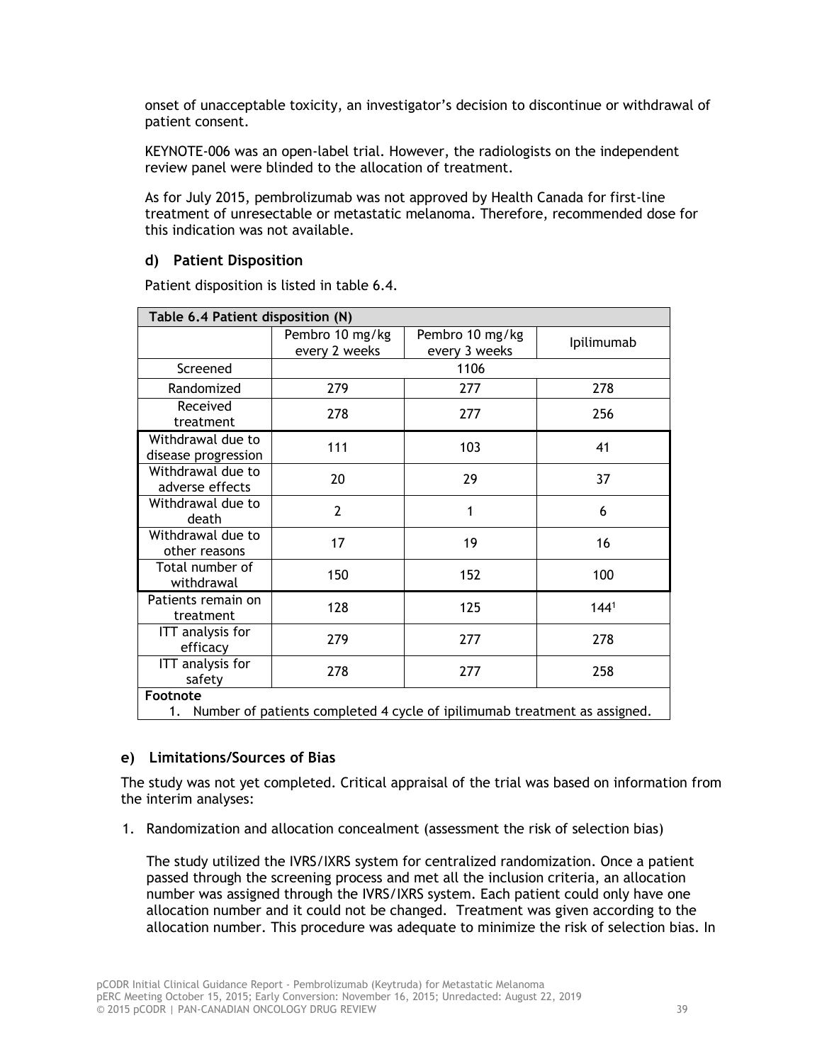onset of unacceptable toxicity, an investigator's decision to discontinue or withdrawal of patient consent.

KEYNOTE-006 was an open-label trial. However, the radiologists on the independent review panel were blinded to the allocation of treatment.

As for July 2015, pembrolizumab was not approved by Health Canada for first-line treatment of unresectable or metastatic melanoma. Therefore, recommended dose for this indication was not available.

### d) Patient Disposition

Patient disposition is listed in table 6.4.

**Table 6.4 Patient disposition (N)**

| | Pembro 10 mg/kg every 2 weeks | Pembro 10 mg/kg every 3 weeks | Ipilimumab |
|---|---|---|---|
| Screened | 1106 | | |
| Randomized | 279 | 277 | 278 |
| Received treatment | 278 | 277 | 256 |
| Withdrawal due to disease progression | 111 | 103 | 41 |
| Withdrawal due to adverse effects | 20 | 29 | 37 |
| Withdrawal due to death | 2 | 1 | 6 |
| Withdrawal due to other reasons | 17 | 19 | 16 |
| Total number of withdrawal | 150 | 152 | 100 |
| Patients remain on treatment | 128 | 125 | 144[1] |
| ITT analysis for efficacy | 279 | 277 | 278 |
| ITT analysis for safety | 278 | 277 | 258 |

**Footnote**
1. Number of patients completed 4 cycle of ipilimumab treatment as assigned.

### e) Limitations/Sources of Bias

The study was not yet completed. Critical appraisal of the trial was based on information from the interim analyses:

1. Randomization and allocation concealment (assessment the risk of selection bias)

   The study utilized the IVRS/IXRS system for centralized randomization. Once a patient passed through the screening process and met all the inclusion criteria, an allocation number was assigned through the IVRS/IXRS system. Each patient could only have one allocation number and it could not be changed. Treatment was given according to the allocation number. This procedure was adequate to minimize the risk of selection bias. In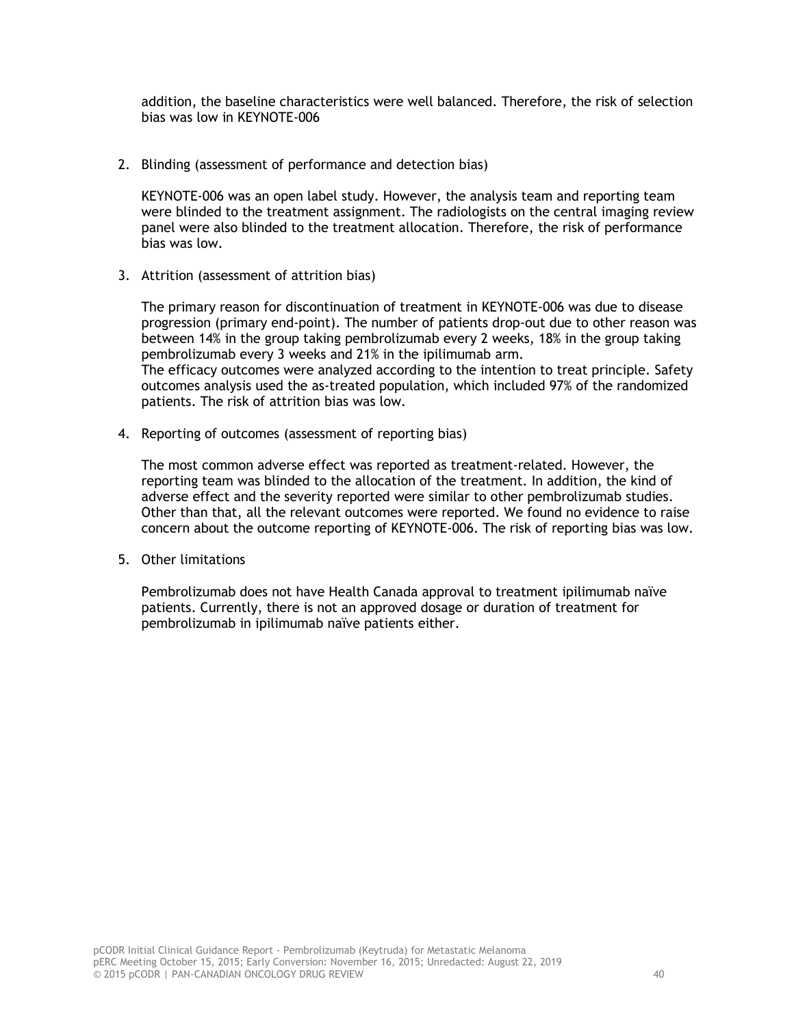addition, the baseline characteristics were well balanced. Therefore, the risk of selection bias was low in KEYNOTE-006

2. Blinding (assessment of performance and detection bias)

   KEYNOTE-006 was an open label study. However, the analysis team and reporting team were blinded to the treatment assignment. The radiologists on the central imaging review panel were also blinded to the treatment allocation. Therefore, the risk of performance bias was low.

3. Attrition (assessment of attrition bias)

   The primary reason for discontinuation of treatment in KEYNOTE-006 was due to disease progression (primary end-point). The number of patients drop-out due to other reason was between 14% in the group taking pembrolizumab every 2 weeks, 18% in the group taking pembrolizumab every 3 weeks and 21% in the ipilimumab arm.
   The efficacy outcomes were analyzed according to the intention to treat principle. Safety outcomes analysis used the as-treated population, which included 97% of the randomized patients. The risk of attrition bias was low.

4. Reporting of outcomes (assessment of reporting bias)

   The most common adverse effect was reported as treatment-related. However, the reporting team was blinded to the allocation of the treatment. In addition, the kind of adverse effect and the severity reported were similar to other pembrolizumab studies. Other than that, all the relevant outcomes were reported. We found no evidence to raise concern about the outcome reporting of KEYNOTE-006. The risk of reporting bias was low.

5. Other limitations

   Pembrolizumab does not have Health Canada approval to treatment ipilimumab naïve patients. Currently, there is not an approved dosage or duration of treatment for pembrolizumab in ipilimumab naïve patients either.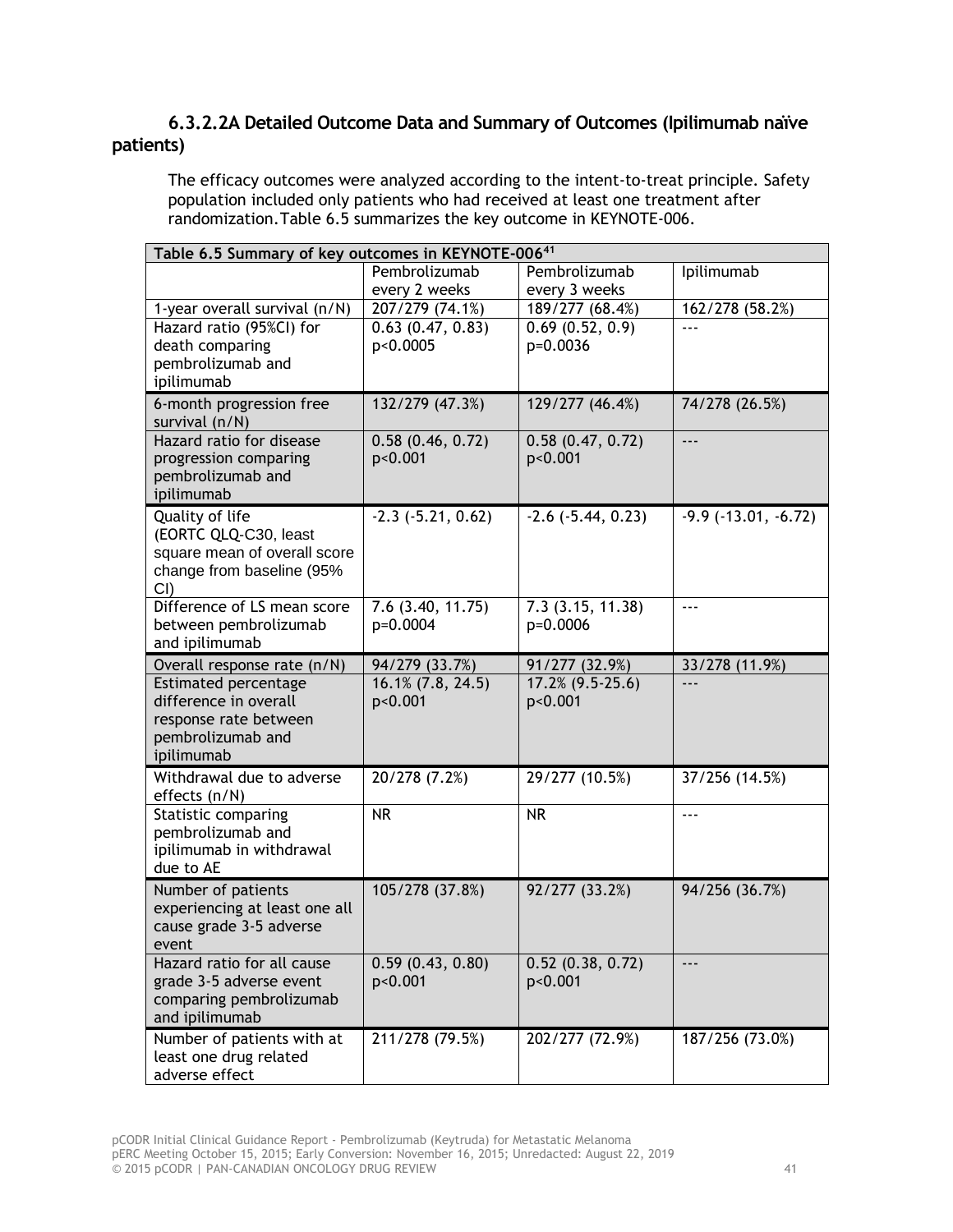### 6.3.2.2A Detailed Outcome Data and Summary of Outcomes (Ipilimumab naïve patients)

The efficacy outcomes were analyzed according to the intent-to-treat principle. Safety population included only patients who had received at least one treatment after randomization. Table 6.5 summarizes the key outcome in KEYNOTE-006.

| Table 6.5 Summary of key outcomes in KEYNOTE-006[41] | | | |
|---|---|---|---|
| | Pembrolizumab every 2 weeks | Pembrolizumab every 3 weeks | Ipilumumab |
| 1-year overall survival (n/N) | 207/279 (74.1%) | 189/277 (68.4%) | 162/278 (58.2%) |
| Hazard ratio (95%CI) for death comparing pembrolizumab and ipilimumab | 0.63 (0.47, 0.83) p<0.0005 | 0.69 (0.52, 0.9) p=0.0036 | --- |
| 6-month progression free survival (n/N) | 132/279 (47.3%) | 129/277 (46.4%) | 74/278 (26.5%) |
| Hazard ratio for disease progression comparing pembrolizumab and ipilimumab | 0.58 (0.46, 0.72) p<0.001 | 0.58 (0.47, 0.72) p<0.001 | --- |
| Quality of life (EORTC QLQ-C30, least square mean of overall score change from baseline (95% CI) | -2.3 (-5.21, 0.62) | -2.6 (-5.44, 0.23) | -9.9 (-13.01, -6.72) |
| Difference of LS mean score between pembrolizumab and ipilimumab | 7.6 (3.40, 11.75) p=0.0004 | 7.3 (3.15, 11.38) p=0.0006 | --- |
| Overall response rate (n/N) | 94/279 (33.7%) | 91/277 (32.9%) | 33/278 (11.9%) |
| Estimated percentage difference in overall response rate between pembrolizumab and ipilimumab | 16.1% (7.8, 24.5) p<0.001 | 17.2% (9.5-25.6) p<0.001 | --- |
| Withdrawal due to adverse effects (n/N) | 20/278 (7.2%) | 29/277 (10.5%) | 37/256 (14.5%) |
| Statistic comparing pembrolizumab and ipilimumab in withdrawal due to AE | NR | NR | --- |
| Number of patients experiencing at least one all cause grade 3-5 adverse event | 105/278 (37.8%) | 92/277 (33.2%) | 94/256 (36.7%) |
| Hazard ratio for all cause grade 3-5 adverse event comparing pembrolizumab and ipilimumab | 0.59 (0.43, 0.80) p<0.001 | 0.52 (0.38, 0.72) p<0.001 | --- |
| Number of patients with at least one drug related adverse effect | 211/278 (79.5%) | 202/277 (72.9%) | 187/256 (73.0%) |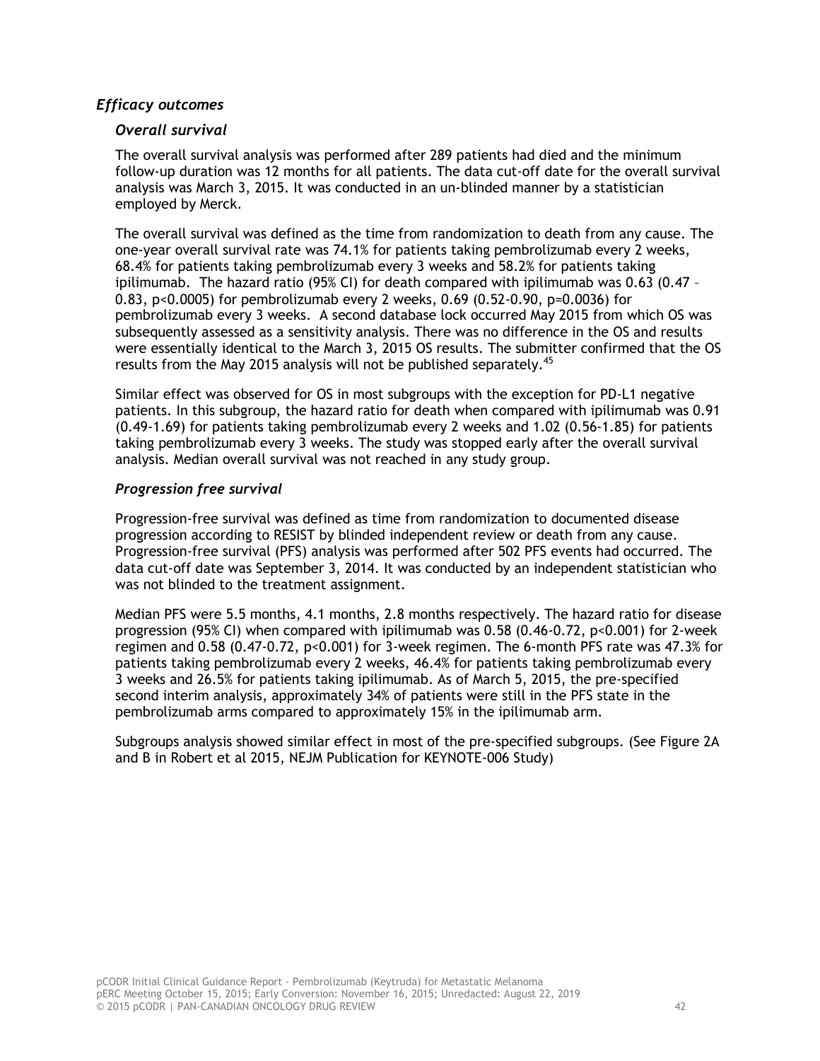### *Efficacy outcomes*

#### *Overall survival*

The overall survival analysis was performed after 289 patients had died and the minimum follow-up duration was 12 months for all patients. The data cut-off date for the overall survival analysis was March 3, 2015. It was conducted in an un-blinded manner by a statistician employed by Merck.

The overall survival was defined as the time from randomization to death from any cause. The one-year overall survival rate was 74.1% for patients taking pembrolizumab every 2 weeks, 68.4% for patients taking pembrolizumab every 3 weeks and 58.2% for patients taking ipilimumab. The hazard ratio (95% CI) for death compared with ipilimumab was 0.63 (0.47 – 0.83, p<0.0005) for pembrolizumab every 2 weeks, 0.69 (0.52-0.90, p=0.0036) for pembrolizumab every 3 weeks. A second database lock occurred May 2015 from which OS was subsequently assessed as a sensitivity analysis. There was no difference in the OS and results were essentially identical to the March 3, 2015 OS results. The submitter confirmed that the OS results from the May 2015 analysis will not be published separately.[45]

Similar effect was observed for OS in most subgroups with the exception for PD-L1 negative patients. In this subgroup, the hazard ratio for death when compared with ipilimumab was 0.91 (0.49-1.69) for patients taking pembrolizumab every 2 weeks and 1.02 (0.56-1.85) for patients taking pembrolizumab every 3 weeks. The study was stopped early after the overall survival analysis. Median overall survival was not reached in any study group.

#### *Progression free survival*

Progression-free survival was defined as time from randomization to documented disease progression according to RESIST by blinded independent review or death from any cause. Progression-free survival (PFS) analysis was performed after 502 PFS events had occurred. The data cut-off date was September 3, 2014. It was conducted by an independent statistician who was not blinded to the treatment assignment.

Median PFS were 5.5 months, 4.1 months, 2.8 months respectively. The hazard ratio for disease progression (95% CI) when compared with ipilimumab was 0.58 (0.46-0.72, p<0.001) for 2-week regimen and 0.58 (0.47-0.72, p<0.001) for 3-week regimen. The 6-month PFS rate was 47.3% for patients taking pembrolizumab every 2 weeks, 46.4% for patients taking pembrolizumab every 3 weeks and 26.5% for patients taking ipilimumab. As of March 5, 2015, the pre-specified second interim analysis, approximately 34% of patients were still in the PFS state in the pembrolizumab arms compared to approximately 15% in the ipilimumab arm.

Subgroups analysis showed similar effect in most of the pre-specified subgroups. (See Figure 2A and B in Robert et al 2015, NEJM Publication for KEYNOTE-006 Study)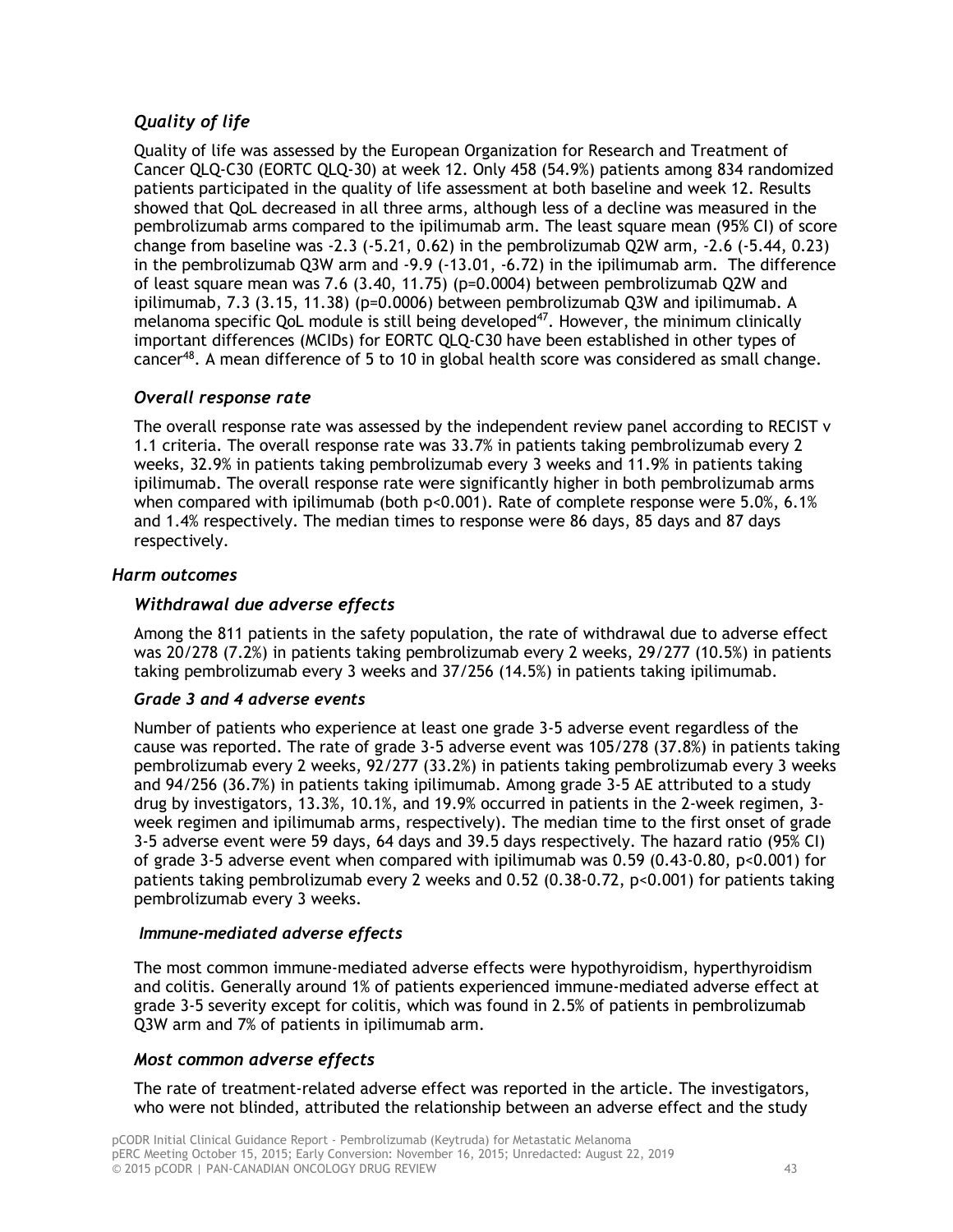#### *Quality of life*

Quality of life was assessed by the European Organization for Research and Treatment of Cancer QLQ-C30 (EORTC QLQ-30) at week 12. Only 458 (54.9%) patients among 834 randomized patients participated in the quality of life assessment at both baseline and week 12. Results showed that QoL decreased in all three arms, although less of a decline was measured in the pembrolizumab arms compared to the ipilimumab arm. The least square mean (95% CI) of score change from baseline was -2.3 (-5.21, 0.62) in the pembrolizumab Q2W arm, -2.6 (-5.44, 0.23) in the pembrolizumab Q3W arm and -9.9 (-13.01, -6.72) in the ipilimumab arm. The difference of least square mean was 7.6 (3.40, 11.75) (p=0.0004) between pembrolizumab Q2W and ipilimumab, 7.3 (3.15, 11.38) (p=0.0006) between pembrolizumab Q3W and ipilimumab. A melanoma specific QoL module is still being developed[47]. However, the minimum clinically important differences (MCIDs) for EORTC QLQ-C30 have been established in other types of cancer[48]. A mean difference of 5 to 10 in global health score was considered as small change.

#### *Overall response rate*

The overall response rate was assessed by the independent review panel according to RECIST v 1.1 criteria. The overall response rate was 33.7% in patients taking pembrolizumab every 2 weeks, 32.9% in patients taking pembrolizumab every 3 weeks and 11.9% in patients taking ipilimumab. The overall response rate were significantly higher in both pembrolizumab arms when compared with ipilimumab (both p<0.001). Rate of complete response were 5.0%, 6.1% and 1.4% respectively. The median times to response were 86 days, 85 days and 87 days respectively.

### *Harm outcomes*

#### *Withdrawal due adverse effects*

Among the 811 patients in the safety population, the rate of withdrawal due to adverse effect was 20/278 (7.2%) in patients taking pembrolizumab every 2 weeks, 29/277 (10.5%) in patients taking pembrolizumab every 3 weeks and 37/256 (14.5%) in patients taking ipilimumab.

#### *Grade 3 and 4 adverse events*

Number of patients who experience at least one grade 3-5 adverse event regardless of the cause was reported. The rate of grade 3-5 adverse event was 105/278 (37.8%) in patients taking pembrolizumab every 2 weeks, 92/277 (33.2%) in patients taking pembrolizumab every 3 weeks and 94/256 (36.7%) in patients taking ipilimumab. Among grade 3-5 AE attributed to a study drug by investigators, 13.3%, 10.1%, and 19.9% occurred in patients in the 2-week regimen, 3-week regimen and ipilimumab arms, respectively). The median time to the first onset of grade 3-5 adverse event were 59 days, 64 days and 39.5 days respectively. The hazard ratio (95% CI) of grade 3-5 adverse event when compared with ipilimumab was 0.59 (0.43-0.80, p<0.001) for patients taking pembrolizumab every 2 weeks and 0.52 (0.38-0.72, p<0.001) for patients taking pembrolizumab every 3 weeks.

#### *Immune-mediated adverse effects*

The most common immune-mediated adverse effects were hypothyroidism, hyperthyroidism and colitis. Generally around 1% of patients experienced immune-mediated adverse effect at grade 3-5 severity except for colitis, which was found in 2.5% of patients in pembrolizumab Q3W arm and 7% of patients in ipilimumab arm.

#### *Most common adverse effects*

The rate of treatment-related adverse effect was reported in the article. The investigators, who were not blinded, attributed the relationship between an adverse effect and the study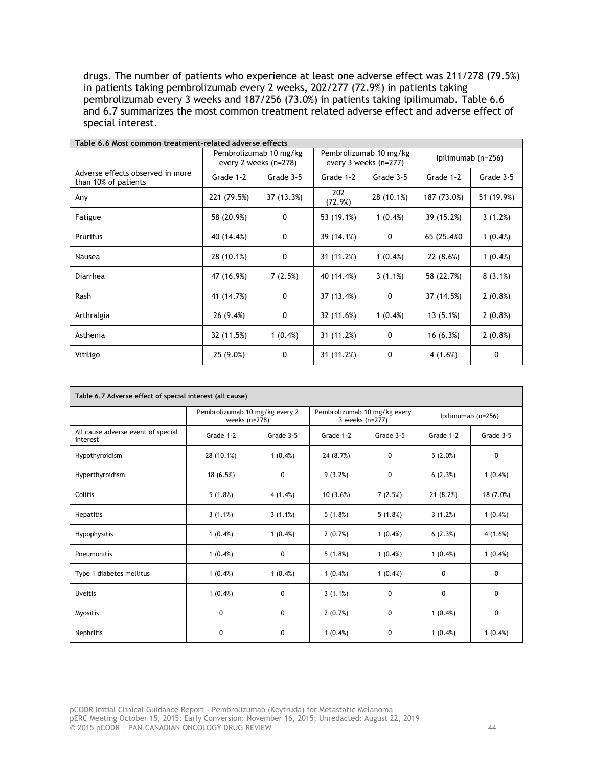drugs. The number of patients who experience at least one adverse effect was 211/278 (79.5%) in patients taking pembrolizumab every 2 weeks, 202/277 (72.9%) in patients taking pembrolizumab every 3 weeks and 187/256 (73.0%) in patients taking ipilimumab. Table 6.6 and 6.7 summarizes the most common treatment related adverse effect and adverse effect of special interest.

| Table 6.6 Most common treatment-related adverse effects | | | | | | |
|---|---|---|---|---|---|---|
| | Pembrolizumab 10 mg/kg every 2 weeks (n=278) | | Pembrolizumab 10 mg/kg every 3 weeks (n=277) | | Ipilimumab (n=256) | |
| Adverse effects observed in more than 10% of patients | Grade 1-2 | Grade 3-5 | Grade 1-2 | Grade 3-5 | Grade 1-2 | Grade 3-5 |
| Any | 221 (79.5%) | 37 (13.3%) | 202 (72.9%) | 28 (10.1%) | 187 (73.0%) | 51 (19.9%) |
| Fatigue | 58 (20.9%) | 0 | 53 (19.1%) | 1 (0.4%) | 39 (15.2%) | 3 (1.2%) |
| Pruritus | 40 (14.4%) | 0 | 39 (14.1%) | 0 | 65 (25.4%0 | 1 (0.4%) |
| Nausea | 28 (10.1%) | 0 | 31 (11.2%) | 1 (0.4%) | 22 (8.6%) | 1 (0.4%) |
| Diarrhea | 47 (16.9%) | 7 (2.5%) | 40 (14.4%) | 3 (1.1%) | 58 (22.7%) | 8 (3.1%) |
| Rash | 41 (14.7%) | 0 | 37 (13.4%) | 0 | 37 (14.5%) | 2 (0.8%) |
| Arthralgia | 26 (9.4%) | 0 | 32 (11.6%) | 1 (0.4%) | 13 (5.1%) | 2 (0.8%) |
| Asthenia | 32 (11.5%) | 1 (0.4%) | 31 (11.2%) | 0 | 16 (6.3%) | 2 (0.8%) |
| Vitiligo | 25 (9.0%) | 0 | 31 (11.2%) | 0 | 4 (1.6%) | 0 |

| Table 6.7 Adverse effect of special interest (all cause) | | | | | | |
|---|---|---|---|---|---|---|
| | Pembrolizumab 10 mg/kg every 2 weeks (n=278) | | Pembrolizumab 10 mg/kg every 3 weeks (n=277) | | Ipilimumab (n=256) | |
| All cause adverse event of special interest | Grade 1-2 | Grade 3-5 | Grade 1-2 | Grade 3-5 | Grade 1-2 | Grade 3-5 |
| Hypothyroidism | 28 (10.1%) | 1 (0.4%) | 24 (8.7%) | 0 | 5 (2.0%) | 0 |
| Hyperthyroidism | 18 (6.5%) | 0 | 9 (3.2%) | 0 | 6 (2.3%) | 1 (0.4%) |
| Colitis | 5 (1.8%) | 4 (1.4%) | 10 (3.6%) | 7 (2.5%) | 21 (8.2%) | 18 (7.0%) |
| Hepatitis | 3 (1.1%) | 3 (1.1%) | 5 (1.8%) | 5 (1.8%) | 3 (1.2%) | 1 (0.4%) |
| Hypophysitis | 1 (0.4%) | 1 (0.4%) | 2 (0.7%) | 1 (0.4%) | 6 (2.3%) | 4 (1.6%) |
| Pneumonitis | 1 (0.4%) | 0 | 5 (1.8%) | 1 (0.4%) | 1 (0.4%) | 1 (0.4%) |
| Type 1 diabetes mellitus | 1 (0.4%) | 1 (0.4%) | 1 (0.4%) | 1 (0.4%) | 0 | 0 |
| Uveitis | 1 (0.4%) | 0 | 3 (1.1%) | 0 | 0 | 0 |
| Myositis | 0 | 0 | 2 (0.7%) | 0 | 1 (0.4%) | 0 |
| Nephritis | 0 | 0 | 1 (0.4%) | 0 | 1 (0.4%) | 1 (0.4%) |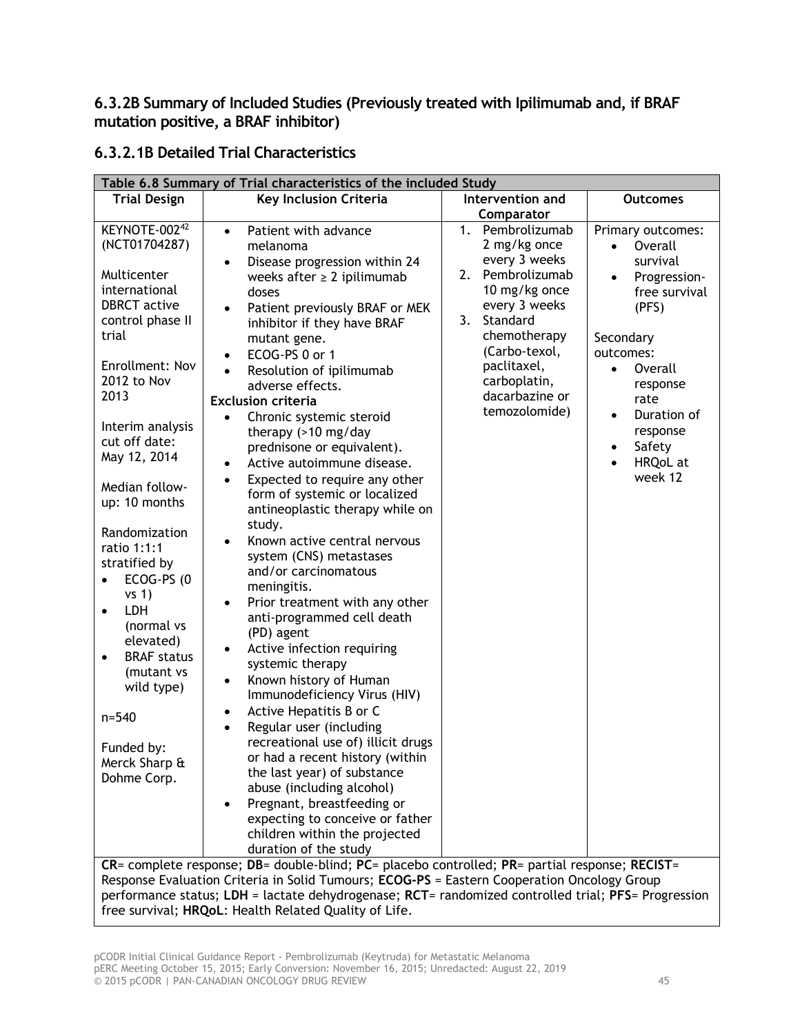## 6.3.2B Summary of Included Studies (Previously treated with Ipilimumab and, if BRAF mutation positive, a BRAF inhibitor)

### 6.3.2.1B Detailed Trial Characteristics

| Table 6.8 Summary of Trial characteristics of the included Study | | | |
|---|---|---|---|
| **Trial Design** | **Key Inclusion Criteria** | **Intervention and Comparator** | **Outcomes** |
| KEYNOTE-002[42] (NCT01704287)<br><br>Multicenter international DBRCT active control phase II trial<br><br>Enrollment: Nov 2012 to Nov 2013<br><br>Interim analysis cut off date: May 12, 2014<br><br>Median follow-up: 10 months<br><br>Randomization ratio 1:1:1 stratified by<br>• ECOG-PS (0 vs 1)<br>• LDH (normal vs elevated)<br>• BRAF status (mutant vs wild type)<br><br>n=540<br><br>Funded by: Merck Sharp & Dohme Corp. | • Patient with advance melanoma<br>• Disease progression within 24 weeks after ≥ 2 ipilimumab doses<br>• Patient previously BRAF or MEK inhibitor if they have BRAF mutant gene.<br>• ECOG-PS 0 or 1<br>• Resolution of ipilimumab adverse effects.<br>**Exclusion criteria**<br>• Chronic systemic steroid therapy (>10 mg/day prednisone or equivalent).<br>• Active autoimmune disease.<br>• Expected to require any other form of systemic or localized antineoplastic therapy while on study.<br>• Known active central nervous system (CNS) metastases and/or carcinomatous meningitis.<br>• Prior treatment with any other anti-programmed cell death (PD) agent<br>• Active infection requiring systemic therapy<br>• Known history of Human Immunodeficiency Virus (HIV)<br>• Active Hepatitis B or C<br>• Regular user (including recreational use of) illicit drugs or had a recent history (within the last year) of substance abuse (including alcohol)<br>• Pregnant, breastfeeding or expecting to conceive or father children within the projected duration of the study | 1. Pembrolizumab 2 mg/kg once every 3 weeks<br>2. Pembrolizumab 10 mg/kg once every 3 weeks<br>3. Standard chemotherapy (Carbo-texol, paclitaxel, carboplatin, dacarbazine or temozolomide) | Primary outcomes:<br>• Overall survival<br>• Progression-free survival (PFS)<br><br>Secondary outcomes:<br>• Overall response rate<br>• Duration of response<br>• Safety<br>• HRQoL at week 12 |

**CR**= complete response; **DB**= double-blind; **PC**= placebo controlled; **PR**= partial response; **RECIST**= Response Evaluation Criteria in Solid Tumours; **ECOG-PS** = Eastern Cooperation Oncology Group performance status; **LDH** = lactate dehydrogenase; **RCT**= randomized controlled trial; **PFS**= Progression free survival; **HRQoL**: Health Related Quality of Life.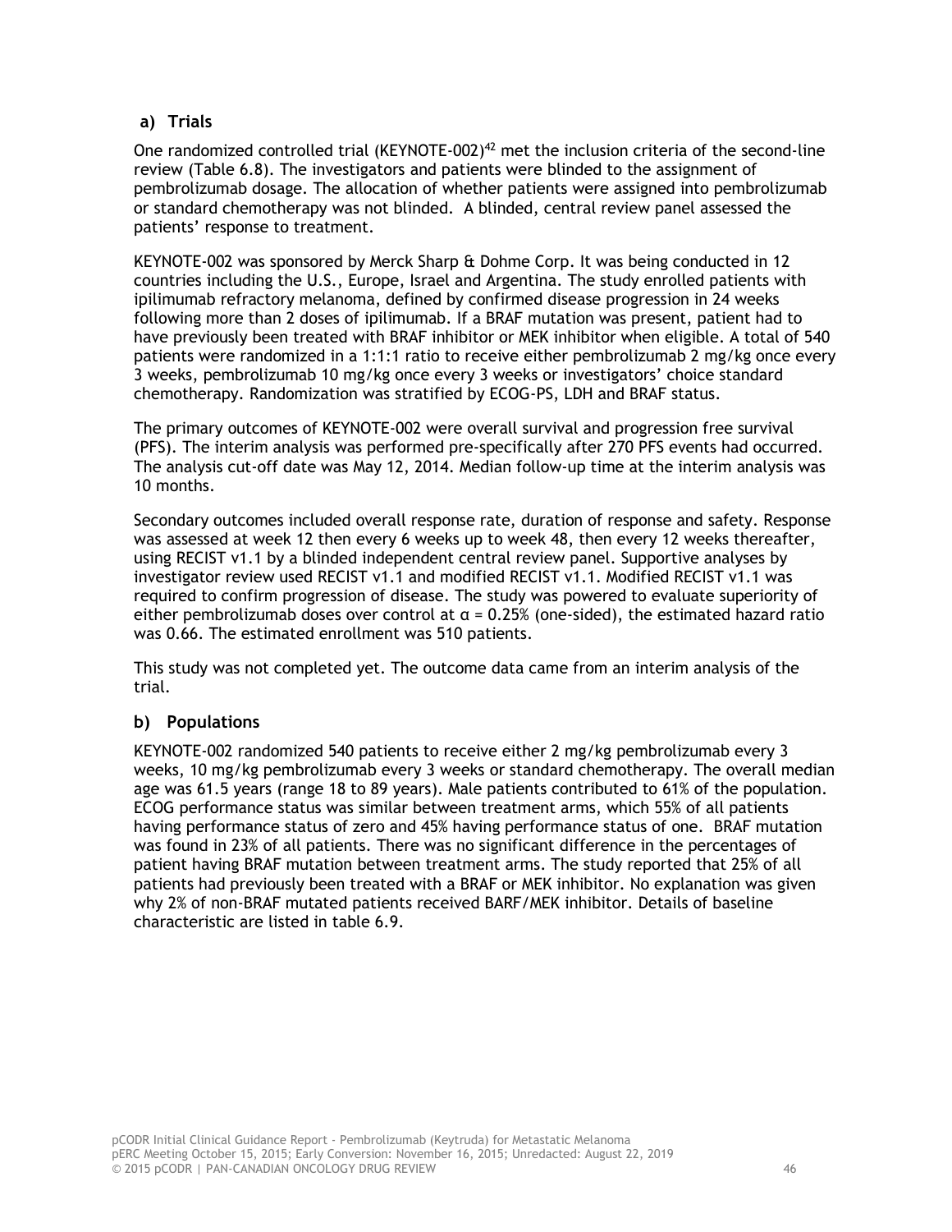### a) Trials

One randomized controlled trial (KEYNOTE-002)[42] met the inclusion criteria of the second-line review (Table 6.8). The investigators and patients were blinded to the assignment of pembrolizumab dosage. The allocation of whether patients were assigned into pembrolizumab or standard chemotherapy was not blinded. A blinded, central review panel assessed the patients' response to treatment.

KEYNOTE-002 was sponsored by Merck Sharp & Dohme Corp. It was being conducted in 12 countries including the U.S., Europe, Israel and Argentina. The study enrolled patients with ipilimumab refractory melanoma, defined by confirmed disease progression in 24 weeks following more than 2 doses of ipilimumab. If a BRAF mutation was present, patient had to have previously been treated with BRAF inhibitor or MEK inhibitor when eligible. A total of 540 patients were randomized in a 1:1:1 ratio to receive either pembrolizumab 2 mg/kg once every 3 weeks, pembrolizumab 10 mg/kg once every 3 weeks or investigators' choice standard chemotherapy. Randomization was stratified by ECOG-PS, LDH and BRAF status.

The primary outcomes of KEYNOTE-002 were overall survival and progression free survival (PFS). The interim analysis was performed pre-specifically after 270 PFS events had occurred. The analysis cut-off date was May 12, 2014. Median follow-up time at the interim analysis was 10 months.

Secondary outcomes included overall response rate, duration of response and safety. Response was assessed at week 12 then every 6 weeks up to week 48, then every 12 weeks thereafter, using RECIST v1.1 by a blinded independent central review panel. Supportive analyses by investigator review used RECIST v1.1 and modified RECIST v1.1. Modified RECIST v1.1 was required to confirm progression of disease. The study was powered to evaluate superiority of either pembrolizumab doses over control at $\alpha = 0.25\%$ (one-sided), the estimated hazard ratio was 0.66. The estimated enrollment was 510 patients.

This study was not completed yet. The outcome data came from an interim analysis of the trial.

### b) Populations

KEYNOTE-002 randomized 540 patients to receive either 2 mg/kg pembrolizumab every 3 weeks, 10 mg/kg pembrolizumab every 3 weeks or standard chemotherapy. The overall median age was 61.5 years (range 18 to 89 years). Male patients contributed to 61% of the population. ECOG performance status was similar between treatment arms, which 55% of all patients having performance status of zero and 45% having performance status of one. BRAF mutation was found in 23% of all patients. There was no significant difference in the percentages of patient having BRAF mutation between treatment arms. The study reported that 25% of all patients had previously been treated with a BRAF or MEK inhibitor. No explanation was given why 2% of non-BRAF mutated patients received BARF/MEK inhibitor. Details of baseline characteristic are listed in table 6.9.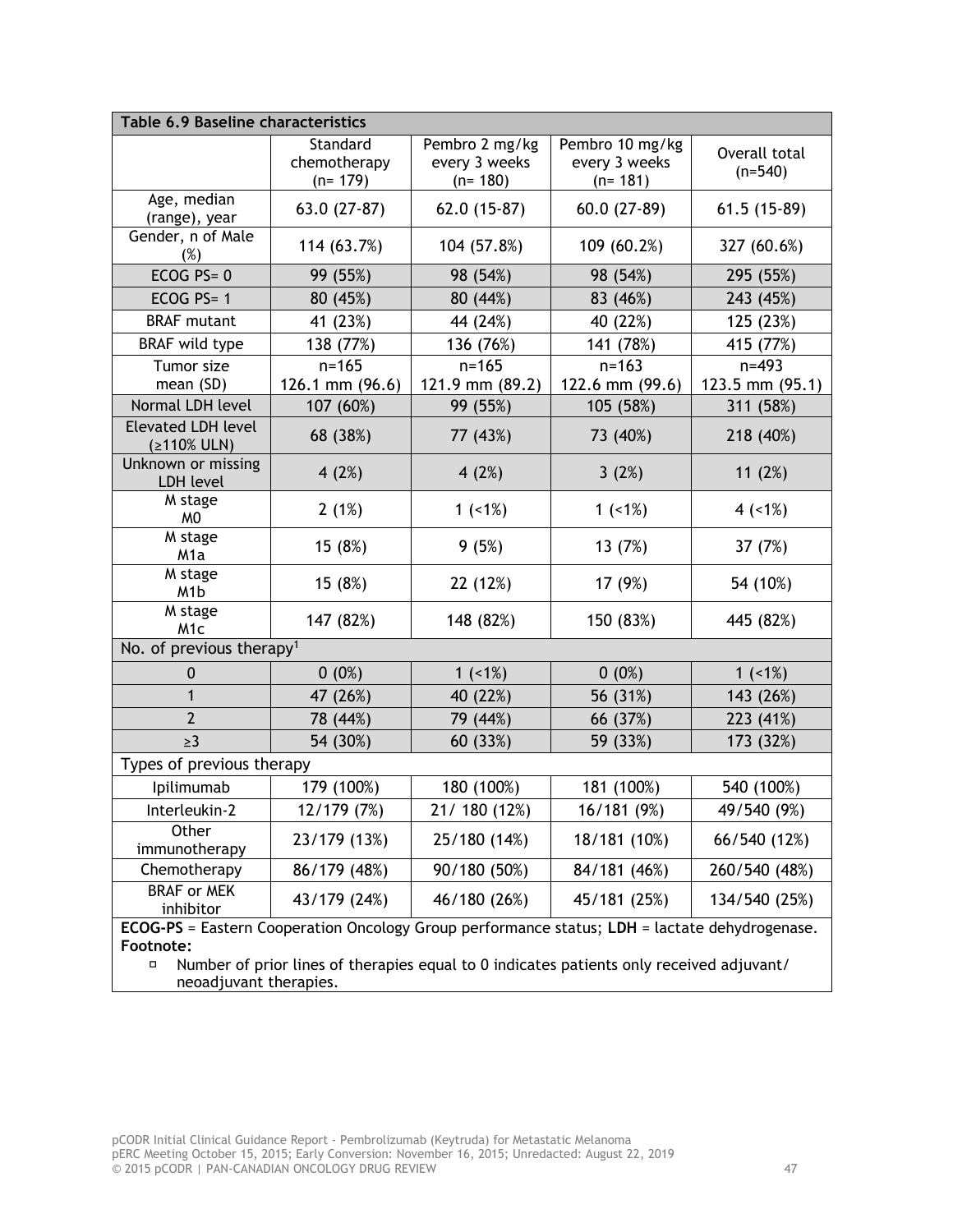**Table 6.9 Baseline characteristics**

| | Standard chemotherapy (n= 179) | Pembro 2 mg/kg every 3 weeks (n= 180) | Pembro 10 mg/kg every 3 weeks (n= 181) | Overall total (n=540) |
|---|---|---|---|---|
| Age, median (range), year | 63.0 (27-87) | 62.0 (15-87) | 60.0 (27-89) | 61.5 (15-89) |
| Gender, n of Male (%) | 114 (63.7%) | 104 (57.8%) | 109 (60.2%) | 327 (60.6%) |
| ECOG PS= 0 | 99 (55%) | 98 (54%) | 98 (54%) | 295 (55%) |
| ECOG PS= 1 | 80 (45%) | 80 (44%) | 83 (46%) | 243 (45%) |
| BRAF mutant | 41 (23%) | 44 (24%) | 40 (22%) | 125 (23%) |
| BRAF wild type | 138 (77%) | 136 (76%) | 141 (78%) | 415 (77%) |
| Tumor size mean (SD) | n=165 126.1 mm (96.6) | n=165 121.9 mm (89.2) | n=163 122.6 mm (99.6) | n=493 123.5 mm (95.1) |
| Normal LDH level | 107 (60%) | 99 (55%) | 105 (58%) | 311 (58%) |
| Elevated LDH level (≥110% ULN) | 68 (38%) | 77 (43%) | 73 (40%) | 218 (40%) |
| Unknown or missing LDH level | 4 (2%) | 4 (2%) | 3 (2%) | 11 (2%) |
| M stage M0 | 2 (1%) | 1 (<1%) | 1 (<1%) | 4 (<1%) |
| M stage M1a | 15 (8%) | 9 (5%) | 13 (7%) | 37 (7%) |
| M stage M1b | 15 (8%) | 22 (12%) | 17 (9%) | 54 (10%) |
| M stage M1c | 147 (82%) | 148 (82%) | 150 (83%) | 445 (82%) |
| No. of previous therapy[1] | | | | |
| 0 | 0 (0%) | 1 (<1%) | 0 (0%) | 1 (<1%) |
| 1 | 47 (26%) | 40 (22%) | 56 (31%) | 143 (26%) |
| 2 | 78 (44%) | 79 (44%) | 66 (37%) | 223 (41%) |
| ≥3 | 54 (30%) | 60 (33%) | 59 (33%) | 173 (32%) |
| Types of previous therapy | | | | |
| Ipilimumab | 179 (100%) | 180 (100%) | 181 (100%) | 540 (100%) |
| Interleukin-2 | 12/179 (7%) | 21/ 180 (12%) | 16/181 (9%) | 49/540 (9%) |
| Other immunotherapy | 23/179 (13%) | 25/180 (14%) | 18/181 (10%) | 66/540 (12%) |
| Chemotherapy | 86/179 (48%) | 90/180 (50%) | 84/181 (46%) | 260/540 (48%) |
| BRAF or MEK inhibitor | 43/179 (24%) | 46/180 (26%) | 45/181 (25%) | 134/540 (25%) |

**ECOG-PS** = Eastern Cooperation Oncology Group performance status; **LDH** = lactate dehydrogenase.

**Footnote:**

- Number of prior lines of therapies equal to 0 indicates patients only received adjuvant/ neoadjuvant therapies.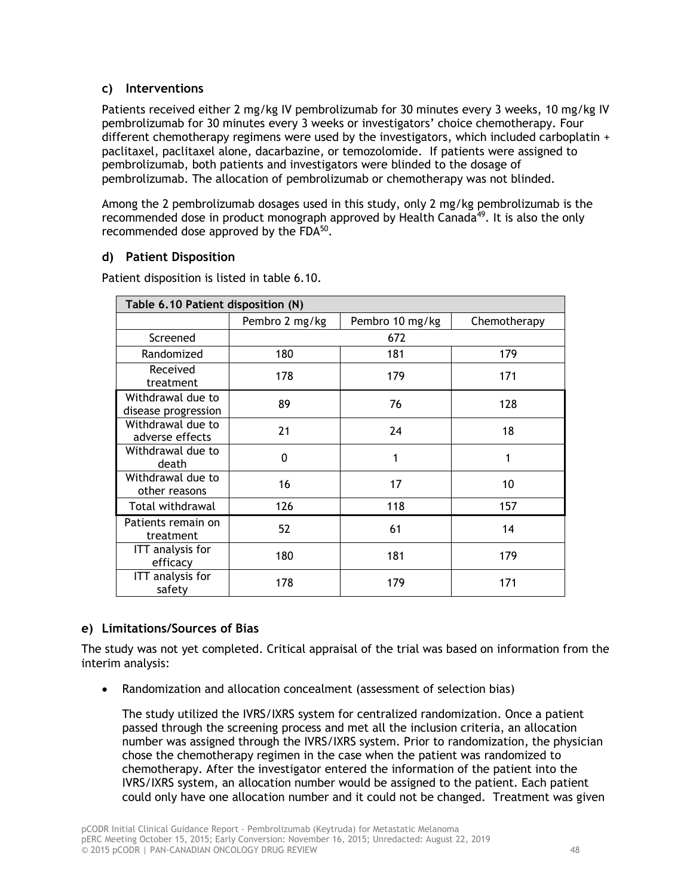### c) Interventions

Patients received either 2 mg/kg IV pembrolizumab for 30 minutes every 3 weeks, 10 mg/kg IV pembrolizumab for 30 minutes every 3 weeks or investigators' choice chemotherapy. Four different chemotherapy regimens were used by the investigators, which included carboplatin + paclitaxel, paclitaxel alone, dacarbazine, or temozolomide. If patients were assigned to pembrolizumab, both patients and investigators were blinded to the dosage of pembrolizumab. The allocation of pembrolizumab or chemotherapy was not blinded.

Among the 2 pembrolizumab dosages used in this study, only 2 mg/kg pembrolizumab is the recommended dose in product monograph approved by Health Canada[49]. It is also the only recommended dose approved by the FDA[50].

### d) Patient Disposition

Patient disposition is listed in table 6.10.

| Table 6.10 Patient disposition (N) | | | |
|---|---|---|---|
| | Pembro 2 mg/kg | Pembro 10 mg/kg | Chemotherapy |
| Screened | 672 | | |
| Randomized | 180 | 181 | 179 |
| Received treatment | 178 | 179 | 171 |
| Withdrawal due to disease progression | 89 | 76 | 128 |
| Withdrawal due to adverse effects | 21 | 24 | 18 |
| Withdrawal due to death | 0 | 1 | 1 |
| Withdrawal due to other reasons | 16 | 17 | 10 |
| Total withdrawal | 126 | 118 | 157 |
| Patients remain on treatment | 52 | 61 | 14 |
| ITT analysis for efficacy | 180 | 181 | 179 |
| ITT analysis for safety | 178 | 179 | 171 |

### e) Limitations/Sources of Bias

The study was not yet completed. Critical appraisal of the trial was based on information from the interim analysis:

- Randomization and allocation concealment (assessment of selection bias)

  The study utilized the IVRS/IXRS system for centralized randomization. Once a patient passed through the screening process and met all the inclusion criteria, an allocation number was assigned through the IVRS/IXRS system. Prior to randomization, the physician chose the chemotherapy regimen in the case when the patient was randomized to chemotherapy. After the investigator entered the information of the patient into the IVRS/IXRS system, an allocation number would be assigned to the patient. Each patient could only have one allocation number and it could not be changed. Treatment was given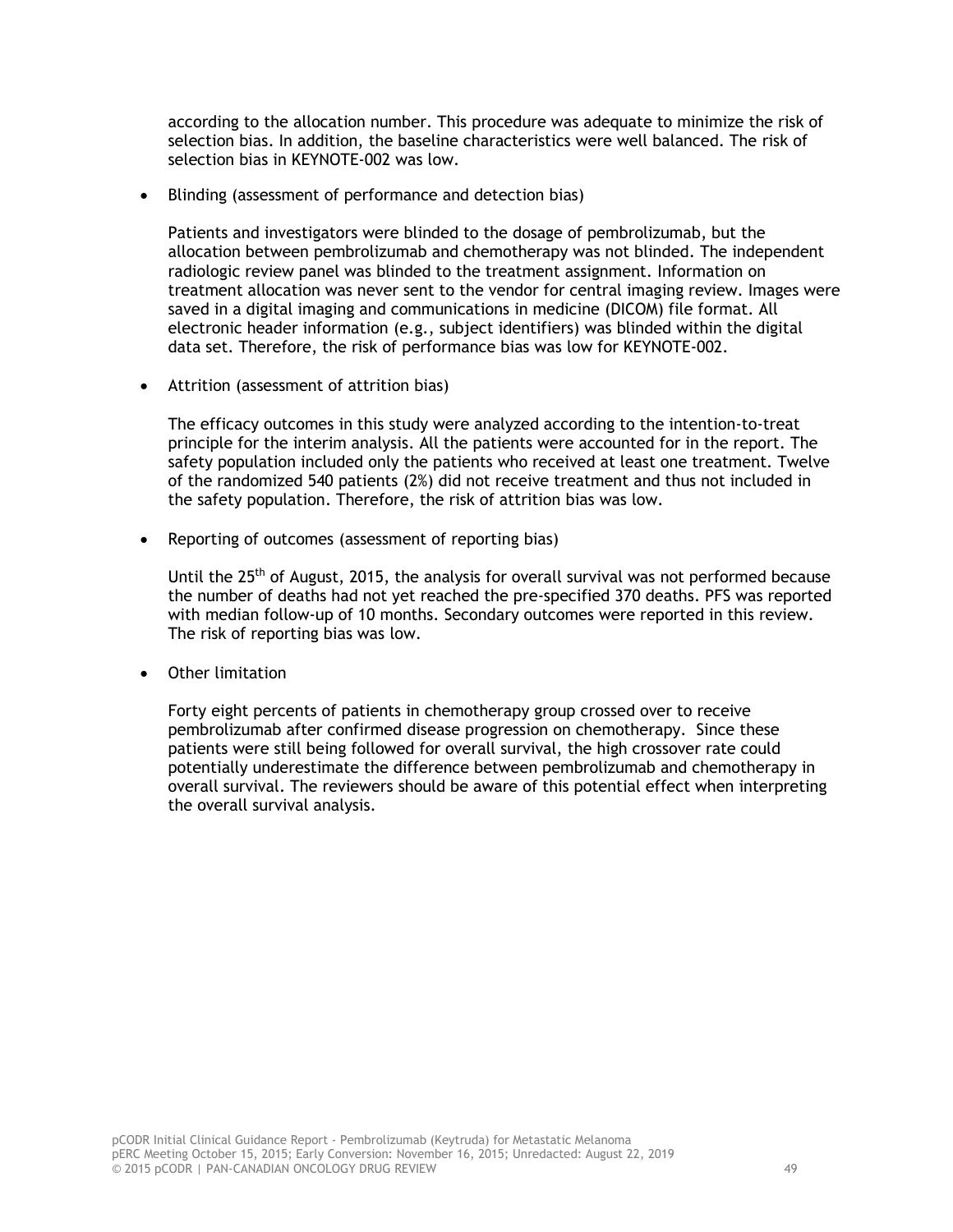according to the allocation number. This procedure was adequate to minimize the risk of selection bias. In addition, the baseline characteristics were well balanced. The risk of selection bias in KEYNOTE-002 was low.

- Blinding (assessment of performance and detection bias)

  Patients and investigators were blinded to the dosage of pembrolizumab, but the allocation between pembrolizumab and chemotherapy was not blinded. The independent radiologic review panel was blinded to the treatment assignment. Information on treatment allocation was never sent to the vendor for central imaging review. Images were saved in a digital imaging and communications in medicine (DICOM) file format. All electronic header information (e.g., subject identifiers) was blinded within the digital data set. Therefore, the risk of performance bias was low for KEYNOTE-002.

- Attrition (assessment of attrition bias)

  The efficacy outcomes in this study were analyzed according to the intention-to-treat principle for the interim analysis. All the patients were accounted for in the report. The safety population included only the patients who received at least one treatment. Twelve of the randomized 540 patients (2%) did not receive treatment and thus not included in the safety population. Therefore, the risk of attrition bias was low.

- Reporting of outcomes (assessment of reporting bias)

  Until the 25th of August, 2015, the analysis for overall survival was not performed because the number of deaths had not yet reached the pre-specified 370 deaths. PFS was reported with median follow-up of 10 months. Secondary outcomes were reported in this review. The risk of reporting bias was low.

- Other limitation

  Forty eight percents of patients in chemotherapy group crossed over to receive pembrolizumab after confirmed disease progression on chemotherapy. Since these patients were still being followed for overall survival, the high crossover rate could potentially underestimate the difference between pembrolizumab and chemotherapy in overall survival. The reviewers should be aware of this potential effect when interpreting the overall survival analysis.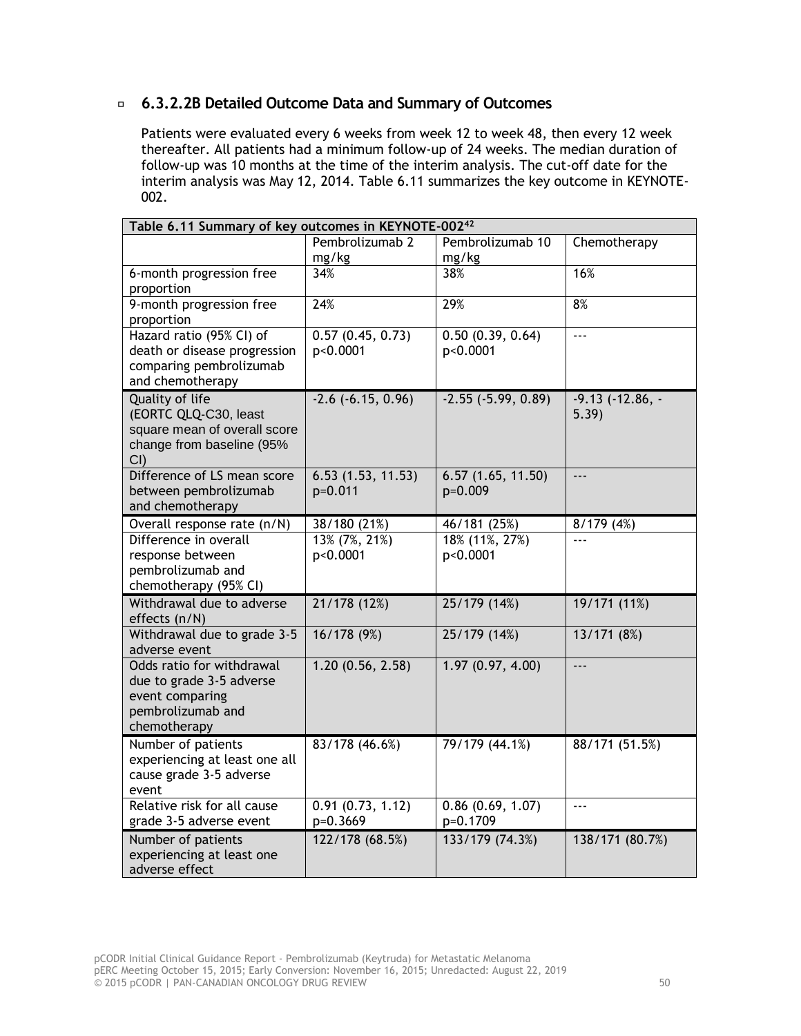### 6.3.2.2B Detailed Outcome Data and Summary of Outcomes

Patients were evaluated every 6 weeks from week 12 to week 48, then every 12 week thereafter. All patients had a minimum follow-up of 24 weeks. The median duration of follow-up was 10 months at the time of the interim analysis. The cut-off date for the interim analysis was May 12, 2014. Table 6.11 summarizes the key outcome in KEYNOTE-002.

| Table 6.11 Summary of key outcomes in KEYNOTE-002[42] | | | |
|---|---|---|---|
| | Pembrolizumab 2 mg/kg | Pembrolizumab 10 mg/kg | Chemotherapy |
| 6-month progression free proportion | 34% | 38% | 16% |
| 9-month progression free proportion | 24% | 29% | 8% |
| Hazard ratio (95% CI) of death or disease progression comparing pembrolizumab and chemotherapy | 0.57 (0.45, 0.73) p<0.0001 | 0.50 (0.39, 0.64) p<0.0001 | --- |
| Quality of life (EORTC QLQ-C30, least square mean of overall score change from baseline (95% CI) | -2.6 (-6.15, 0.96) | -2.55 (-5.99, 0.89) | -9.13 (-12.86, -5.39) |
| Difference of LS mean score between pembrolizumab and chemotherapy | 6.53 (1.53, 11.53) p=0.011 | 6.57 (1.65, 11.50) p=0.009 | --- |
| Overall response rate (n/N) | 38/180 (21%) | 46/181 (25%) | 8/179 (4%) |
| Difference in overall response between pembrolizumab and chemotherapy (95% CI) | 13% (7%, 21%) p<0.0001 | 18% (11%, 27%) p<0.0001 | --- |
| Withdrawal due to adverse effects (n/N) | 21/178 (12%) | 25/179 (14%) | 19/171 (11%) |
| Withdrawal due to grade 3-5 adverse event | 16/178 (9%) | 25/179 (14%) | 13/171 (8%) |
| Odds ratio for withdrawal due to grade 3-5 adverse event comparing pembrolizumab and chemotherapy | 1.20 (0.56, 2.58) | 1.97 (0.97, 4.00) | --- |
| Number of patients experiencing at least one all cause grade 3-5 adverse event | 83/178 (46.6%) | 79/179 (44.1%) | 88/171 (51.5%) |
| Relative risk for all cause grade 3-5 adverse event | 0.91 (0.73, 1.12) p=0.3669 | 0.86 (0.69, 1.07) p=0.1709 | --- |
| Number of patients experiencing at least one adverse effect | 122/178 (68.5%) | 133/179 (74.3%) | 138/171 (80.7%) |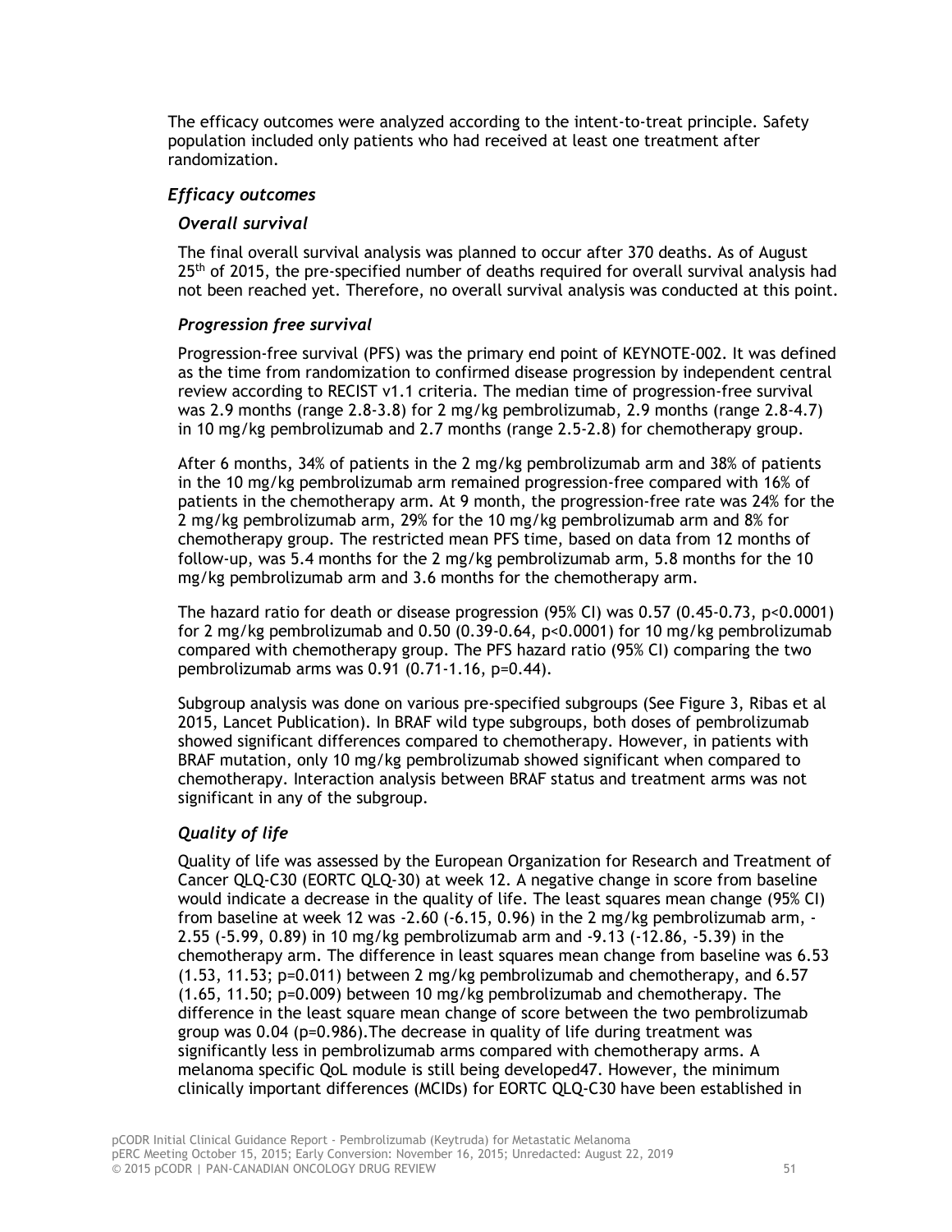The efficacy outcomes were analyzed according to the intent-to-treat principle. Safety population included only patients who had received at least one treatment after randomization.

### *Efficacy outcomes*

#### *Overall survival*

The final overall survival analysis was planned to occur after 370 deaths. As of August 25th of 2015, the pre-specified number of deaths required for overall survival analysis had not been reached yet. Therefore, no overall survival analysis was conducted at this point.

#### *Progression free survival*

Progression-free survival (PFS) was the primary end point of KEYNOTE-002. It was defined as the time from randomization to confirmed disease progression by independent central review according to RECIST v1.1 criteria. The median time of progression-free survival was 2.9 months (range 2.8-3.8) for 2 mg/kg pembrolizumab, 2.9 months (range 2.8-4.7) in 10 mg/kg pembrolizumab and 2.7 months (range 2.5-2.8) for chemotherapy group.

After 6 months, 34% of patients in the 2 mg/kg pembrolizumab arm and 38% of patients in the 10 mg/kg pembrolizumab arm remained progression-free compared with 16% of patients in the chemotherapy arm. At 9 month, the progression-free rate was 24% for the 2 mg/kg pembrolizumab arm, 29% for the 10 mg/kg pembrolizumab arm and 8% for chemotherapy group. The restricted mean PFS time, based on data from 12 months of follow-up, was 5.4 months for the 2 mg/kg pembrolizumab arm, 5.8 months for the 10 mg/kg pembrolizumab arm and 3.6 months for the chemotherapy arm.

The hazard ratio for death or disease progression (95% CI) was 0.57 (0.45-0.73, p<0.0001) for 2 mg/kg pembrolizumab and 0.50 (0.39-0.64, p<0.0001) for 10 mg/kg pembrolizumab compared with chemotherapy group. The PFS hazard ratio (95% CI) comparing the two pembrolizumab arms was 0.91 (0.71-1.16, p=0.44).

Subgroup analysis was done on various pre-specified subgroups (See Figure 3, Ribas et al 2015, Lancet Publication). In BRAF wild type subgroups, both doses of pembrolizumab showed significant differences compared to chemotherapy. However, in patients with BRAF mutation, only 10 mg/kg pembrolizumab showed significant when compared to chemotherapy. Interaction analysis between BRAF status and treatment arms was not significant in any of the subgroup.

#### *Quality of life*

Quality of life was assessed by the European Organization for Research and Treatment of Cancer QLQ-C30 (EORTC QLQ-30) at week 12. A negative change in score from baseline would indicate a decrease in the quality of life. The least squares mean change (95% CI) from baseline at week 12 was -2.60 (-6.15, 0.96) in the 2 mg/kg pembrolizumab arm, -2.55 (-5.99, 0.89) in 10 mg/kg pembrolizumab arm and -9.13 (-12.86, -5.39) in the chemotherapy arm. The difference in least squares mean change from baseline was 6.53 (1.53, 11.53; p=0.011) between 2 mg/kg pembrolizumab and chemotherapy, and 6.57 (1.65, 11.50; p=0.009) between 10 mg/kg pembrolizumab and chemotherapy. The difference in the least square mean change of score between the two pembrolizumab group was 0.04 (p=0.986).The decrease in quality of life during treatment was significantly less in pembrolizumab arms compared with chemotherapy arms. A melanoma specific QoL module is still being developed47. However, the minimum clinically important differences (MCIDs) for EORTC QLQ-C30 have been established in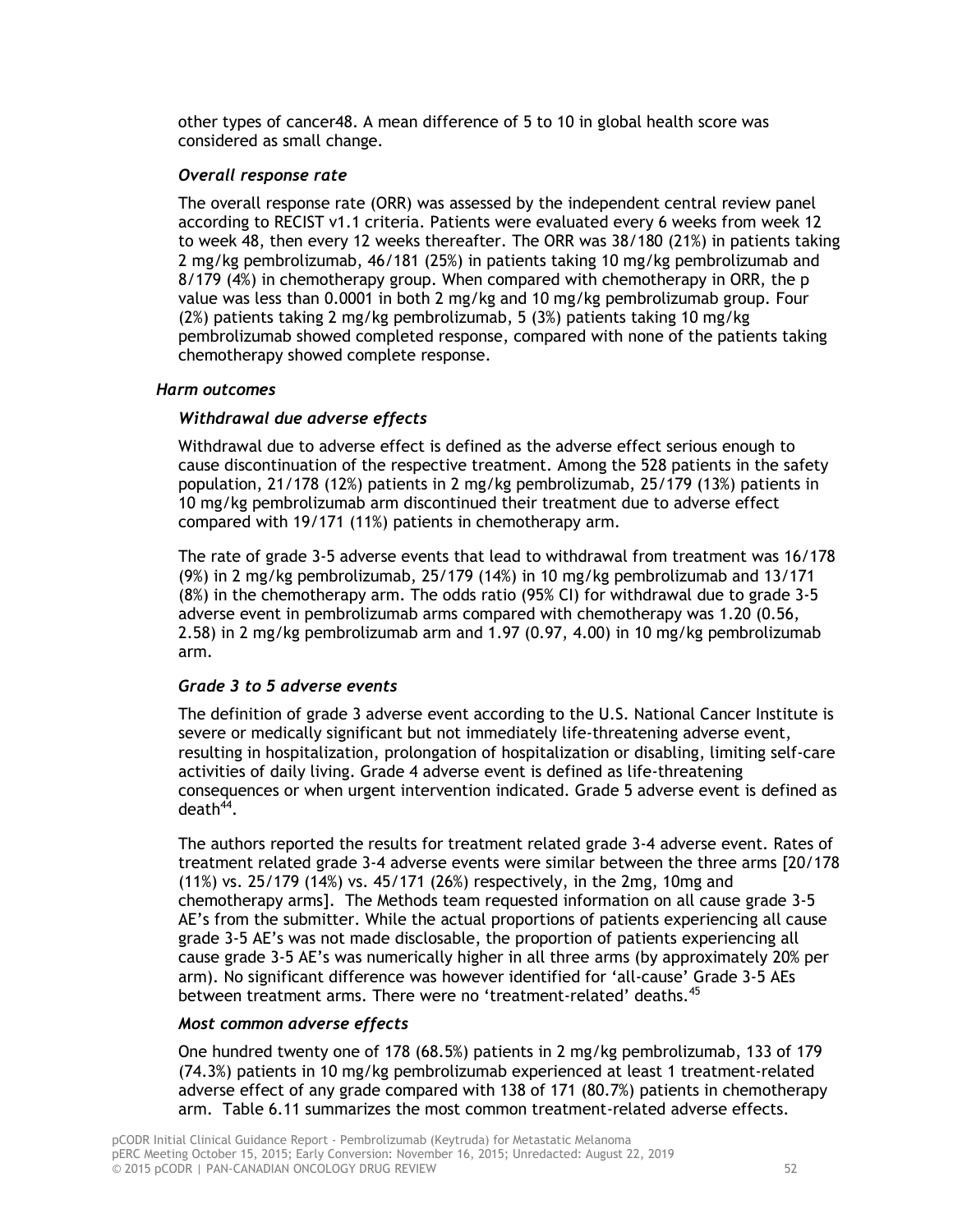other types of cancer48. A mean difference of 5 to 10 in global health score was considered as small change.

#### *Overall response rate*

The overall response rate (ORR) was assessed by the independent central review panel according to RECIST v1.1 criteria. Patients were evaluated every 6 weeks from week 12 to week 48, then every 12 weeks thereafter. The ORR was 38/180 (21%) in patients taking 2 mg/kg pembrolizumab, 46/181 (25%) in patients taking 10 mg/kg pembrolizumab and 8/179 (4%) in chemotherapy group. When compared with chemotherapy in ORR, the p value was less than 0.0001 in both 2 mg/kg and 10 mg/kg pembrolizumab group. Four (2%) patients taking 2 mg/kg pembrolizumab, 5 (3%) patients taking 10 mg/kg pembrolizumab showed completed response, compared with none of the patients taking chemotherapy showed complete response.

### *Harm outcomes*

#### *Withdrawal due adverse effects*

Withdrawal due to adverse effect is defined as the adverse effect serious enough to cause discontinuation of the respective treatment. Among the 528 patients in the safety population, 21/178 (12%) patients in 2 mg/kg pembrolizumab, 25/179 (13%) patients in 10 mg/kg pembrolizumab arm discontinued their treatment due to adverse effect compared with 19/171 (11%) patients in chemotherapy arm.

The rate of grade 3-5 adverse events that lead to withdrawal from treatment was 16/178 (9%) in 2 mg/kg pembrolizumab, 25/179 (14%) in 10 mg/kg pembrolizumab and 13/171 (8%) in the chemotherapy arm. The odds ratio (95% CI) for withdrawal due to grade 3-5 adverse event in pembrolizumab arms compared with chemotherapy was 1.20 (0.56, 2.58) in 2 mg/kg pembrolizumab arm and 1.97 (0.97, 4.00) in 10 mg/kg pembrolizumab arm.

#### *Grade 3 to 5 adverse events*

The definition of grade 3 adverse event according to the U.S. National Cancer Institute is severe or medically significant but not immediately life-threatening adverse event, resulting in hospitalization, prolongation of hospitalization or disabling, limiting self-care activities of daily living. Grade 4 adverse event is defined as life-threatening consequences or when urgent intervention indicated. Grade 5 adverse event is defined as death[44].

The authors reported the results for treatment related grade 3-4 adverse event. Rates of treatment related grade 3-4 adverse events were similar between the three arms [20/178 (11%) vs. 25/179 (14%) vs. 45/171 (26%) respectively, in the 2mg, 10mg and chemotherapy arms]. The Methods team requested information on all cause grade 3-5 AE's from the submitter. While the actual proportions of patients experiencing all cause grade 3-5 AE's was not made disclosable, the proportion of patients experiencing all cause grade 3-5 AE's was numerically higher in all three arms (by approximately 20% per arm). No significant difference was however identified for 'all-cause' Grade 3-5 AEs between treatment arms. There were no 'treatment-related' deaths.[45]

#### *Most common adverse effects*

One hundred twenty one of 178 (68.5%) patients in 2 mg/kg pembrolizumab, 133 of 179 (74.3%) patients in 10 mg/kg pembrolizumab experienced at least 1 treatment-related adverse effect of any grade compared with 138 of 171 (80.7%) patients in chemotherapy arm. Table 6.11 summarizes the most common treatment-related adverse effects.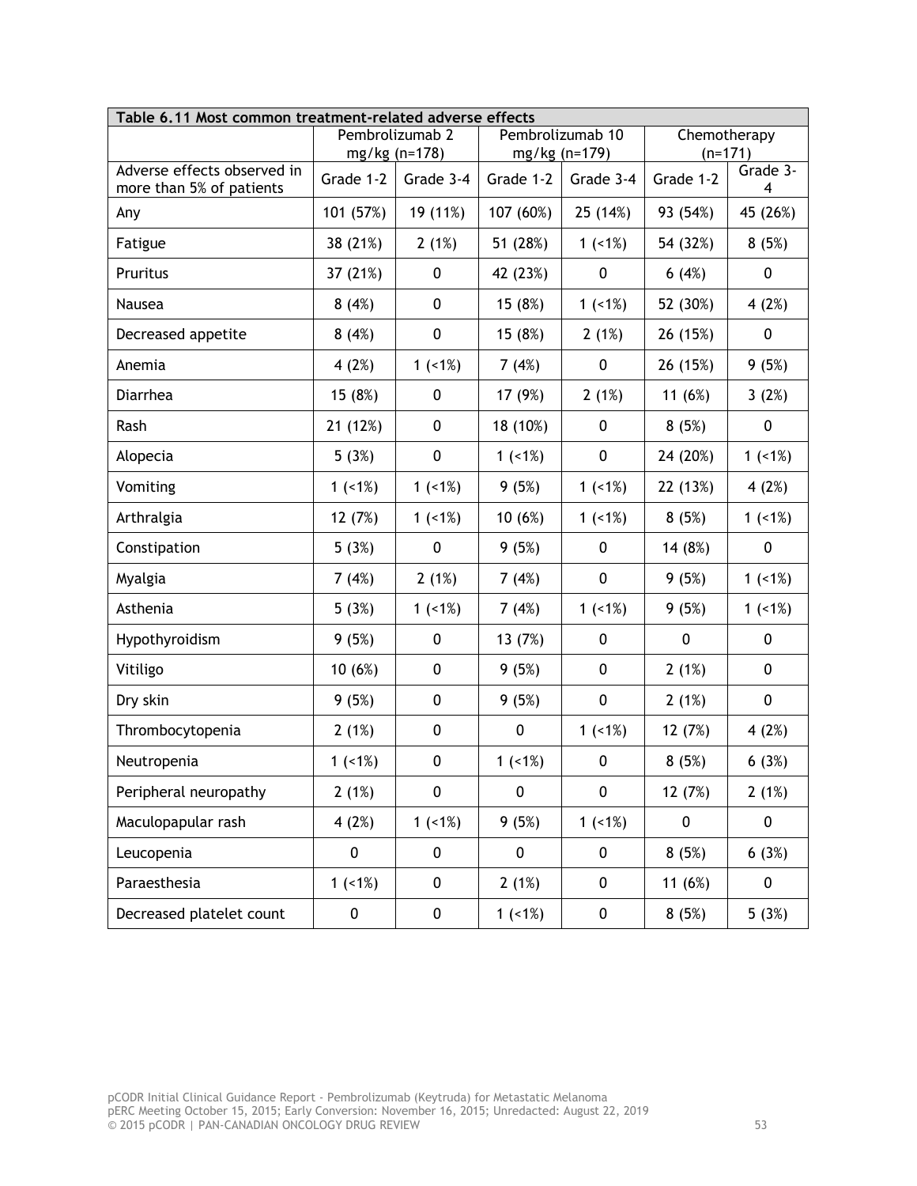| Table 6.11 Most common treatment-related adverse effects | | | | | | |
|---|---|---|---|---|---|---|
| | Pembrolizumab 2 mg/kg (n=178) | | Pembrolizumab 10 mg/kg (n=179) | | Chemotherapy (n=171) | |
| Adverse effects observed in more than 5% of patients | Grade 1-2 | Grade 3-4 | Grade 1-2 | Grade 3-4 | Grade 1-2 | Grade 3-4 |
| Any | 101 (57%) | 19 (11%) | 107 (60%) | 25 (14%) | 93 (54%) | 45 (26%) |
| Fatigue | 38 (21%) | 2 (1%) | 51 (28%) | 1 (<1%) | 54 (32%) | 8 (5%) |
| Pruritus | 37 (21%) | 0 | 42 (23%) | 0 | 6 (4%) | 0 |
| Nausea | 8 (4%) | 0 | 15 (8%) | 1 (<1%) | 52 (30%) | 4 (2%) |
| Decreased appetite | 8 (4%) | 0 | 15 (8%) | 2 (1%) | 26 (15%) | 0 |
| Anemia | 4 (2%) | 1 (<1%) | 7 (4%) | 0 | 26 (15%) | 9 (5%) |
| Diarrhea | 15 (8%) | 0 | 17 (9%) | 2 (1%) | 11 (6%) | 3 (2%) |
| Rash | 21 (12%) | 0 | 18 (10%) | 0 | 8 (5%) | 0 |
| Alopecia | 5 (3%) | 0 | 1 (<1%) | 0 | 24 (20%) | 1 (<1%) |
| Vomiting | 1 (<1%) | 1 (<1%) | 9 (5%) | 1 (<1%) | 22 (13%) | 4 (2%) |
| Arthralgia | 12 (7%) | 1 (<1%) | 10 (6%) | 1 (<1%) | 8 (5%) | 1 (<1%) |
| Constipation | 5 (3%) | 0 | 9 (5%) | 0 | 14 (8%) | 0 |
| Myalgia | 7 (4%) | 2 (1%) | 7 (4%) | 0 | 9 (5%) | 1 (<1%) |
| Asthenia | 5 (3%) | 1 (<1%) | 7 (4%) | 1 (<1%) | 9 (5%) | 1 (<1%) |
| Hypothyroidism | 9 (5%) | 0 | 13 (7%) | 0 | 0 | 0 |
| Vitiligo | 10 (6%) | 0 | 9 (5%) | 0 | 2 (1%) | 0 |
| Dry skin | 9 (5%) | 0 | 9 (5%) | 0 | 2 (1%) | 0 |
| Thrombocytopenia | 2 (1%) | 0 | 0 | 1 (<1%) | 12 (7%) | 4 (2%) |
| Neutropenia | 1 (<1%) | 0 | 1 (<1%) | 0 | 8 (5%) | 6 (3%) |
| Peripheral neuropathy | 2 (1%) | 0 | 0 | 0 | 12 (7%) | 2 (1%) |
| Maculopapular rash | 4 (2%) | 1 (<1%) | 9 (5%) | 1 (<1%) | 0 | 0 |
| Leucopenia | 0 | 0 | 0 | 0 | 8 (5%) | 6 (3%) |
| Paraesthesia | 1 (<1%) | 0 | 2 (1%) | 0 | 11 (6%) | 0 |
| Decreased platelet count | 0 | 0 | 1 (<1%) | 0 | 8 (5%) | 5 (3%) |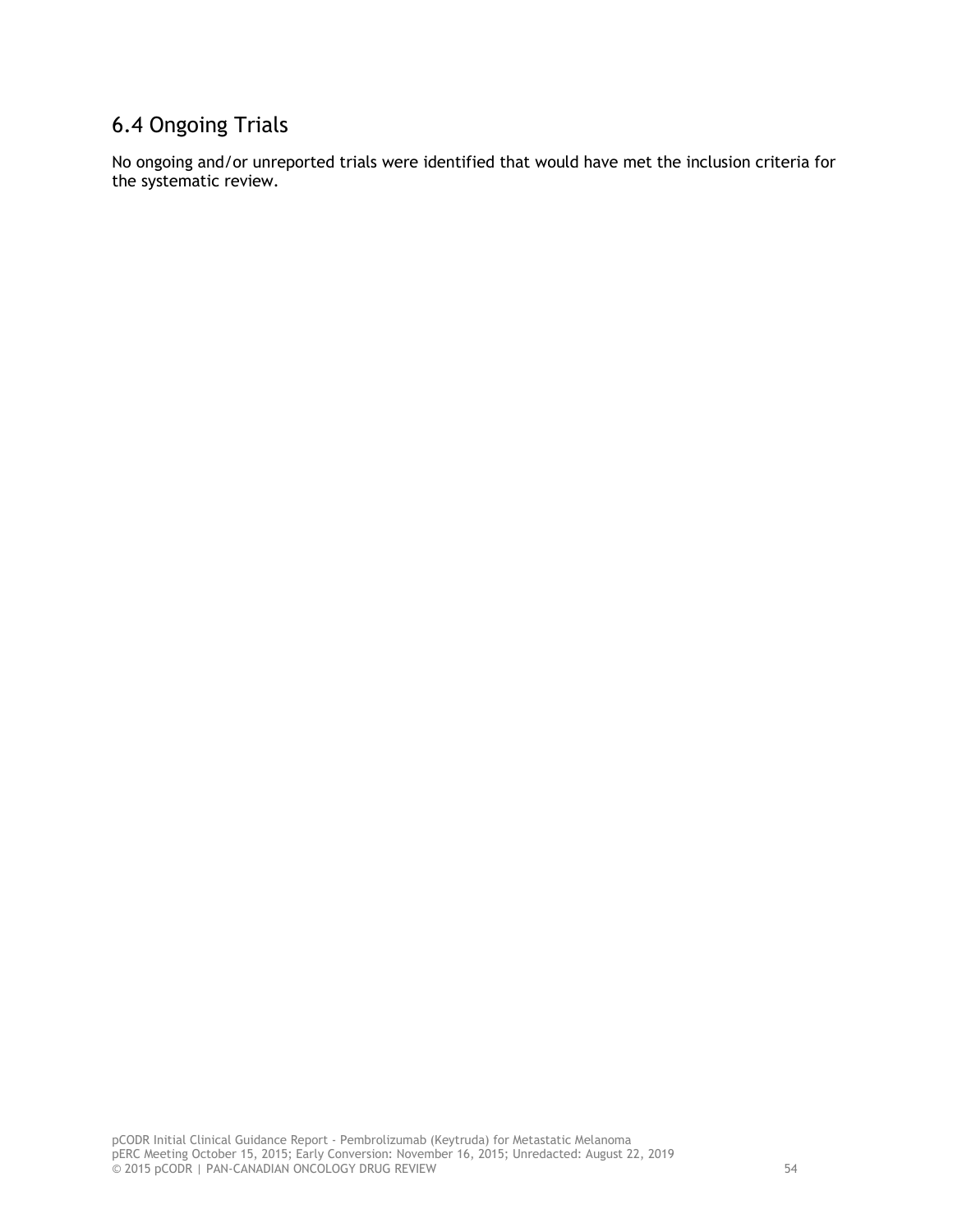## 6.4 Ongoing Trials

No ongoing and/or unreported trials were identified that would have met the inclusion criteria for the systematic review.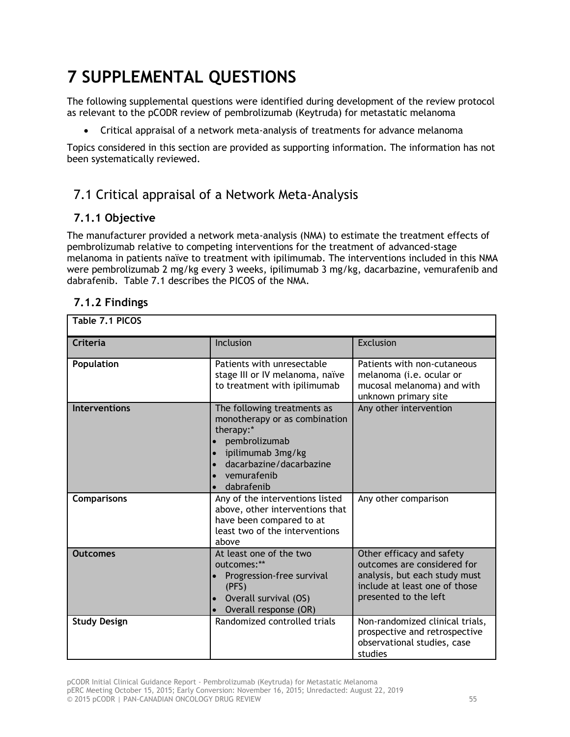# 7 SUPPLEMENTAL QUESTIONS

The following supplemental questions were identified during development of the review protocol as relevant to the pCODR review of pembrolizumab (Keytruda) for metastatic melanoma

- Critical appraisal of a network meta-analysis of treatments for advance melanoma

Topics considered in this section are provided as supporting information. The information has not been systematically reviewed.

## 7.1 Critical appraisal of a Network Meta-Analysis

### 7.1.1 Objective

The manufacturer provided a network meta-analysis (NMA) to estimate the treatment effects of pembrolizumab relative to competing interventions for the treatment of advanced-stage melanoma in patients naïve to treatment with ipilimumab. The interventions included in this NMA were pembrolizumab 2 mg/kg every 3 weeks, ipilimumab 3 mg/kg, dacarbazine, vemurafenib and dabrafenib. Table 7.1 describes the PICOS of the NMA.

### 7.1.2 Findings

**Table 7.1 PICOS**

| Criteria | Inclusion | Exclusion |
|---|---|---|
| **Population** | Patients with unresectable stage III or IV melanoma, naïve to treatment with ipilimumab | Patients with non-cutaneous melanoma (i.e. ocular or mucosal melanoma) and with unknown primary site |
| **Interventions** | The following treatments as monotherapy or as combination therapy:* <br>• pembrolizumab <br>• ipilimumab 3mg/kg <br>• dacarbazine/dacarbazine <br>• vemurafenib <br>• dabrafenib | Any other intervention |
| **Comparisons** | Any of the interventions listed above, other interventions that have been compared to at least two of the interventions above | Any other comparison |
| **Outcomes** | At least one of the two outcomes:** <br>• Progression-free survival (PFS) <br>• Overall survival (OS) <br>• Overall response (OR) | Other efficacy and safety outcomes are considered for analysis, but each study must include at least one of those presented to the left |
| **Study Design** | Randomized controlled trials | Non-randomized clinical trials, prospective and retrospective observational studies, case studies |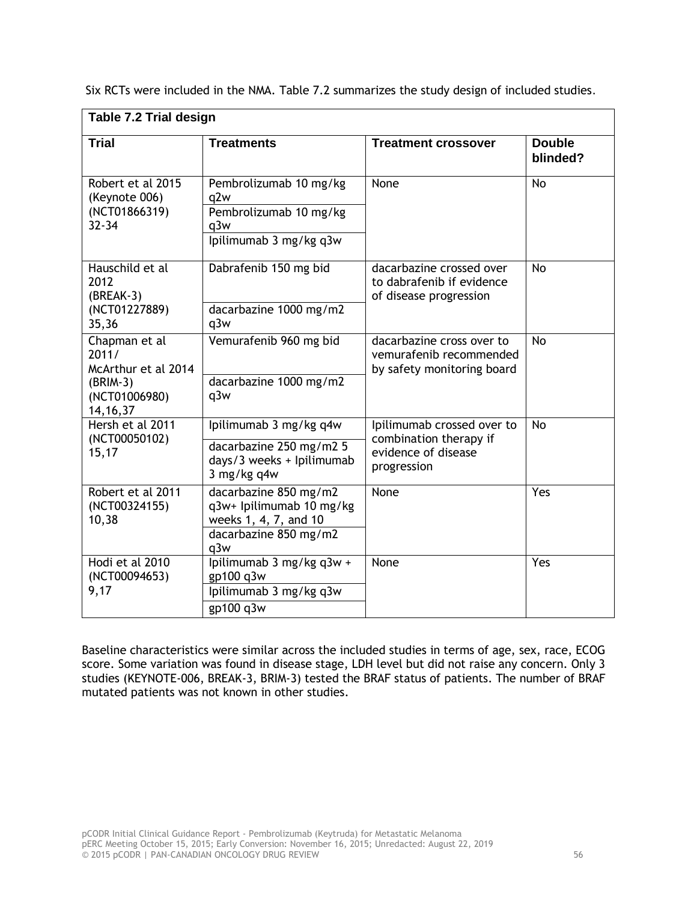Six RCTs were included in the NMA. Table 7.2 summarizes the study design of included studies.

**Table 7.2 Trial design**

| Trial | Treatments | Treatment crossover | Double blinded? |
|---|---|---|---|
| Robert et al 2015 (Keynote 006) (NCT01866319) 32-34 | Pembrolizumab 10 mg/kg q2w | None | No |
| | Pembrolizumab 10 mg/kg q3w | | |
| | Ipilimumab 3 mg/kg q3w | | |
| Hauschild et al 2012 (BREAK-3) (NCT01227889) 35,36 | Dabrafenib 150 mg bid | dacarbazine crossed over to dabrafenib if evidence of disease progression | No |
| | dacarbazine 1000 mg/m2 q3w | | |
| Chapman et al 2011/ McArthur et al 2014 (BRIM-3) (NCT01006980) 14,16,37 | Vemurafenib 960 mg bid | dacarbazine cross over to vemurafenib recommended by safety monitoring board | No |
| | dacarbazine 1000 mg/m2 q3w | | |
| Hersh et al 2011 (NCT00050102) 15,17 | Ipilimumab 3 mg/kg q4w | Ipilimumab crossed over to combination therapy if evidence of disease progression | No |
| | dacarbazine 250 mg/m2 5 days/3 weeks + Ipilimumab 3 mg/kg q4w | | |
| Robert et al 2011 (NCT00324155) 10,38 | dacarbazine 850 mg/m2 q3w+ Ipilimumab 10 mg/kg weeks 1, 4, 7, and 10 | None | Yes |
| | dacarbazine 850 mg/m2 q3w | | |
| Hodi et al 2010 (NCT00094653) 9,17 | Ipilimumab 3 mg/kg q3w + gp100 q3w | None | Yes |
| | Ipilimumab 3 mg/kg q3w | | |
| | gp100 q3w | | |

Baseline characteristics were similar across the included studies in terms of age, sex, race, ECOG score. Some variation was found in disease stage, LDH level but did not raise any concern. Only 3 studies (KEYNOTE-006, BREAK-3, BRIM-3) tested the BRAF status of patients. The number of BRAF mutated patients was not known in other studies.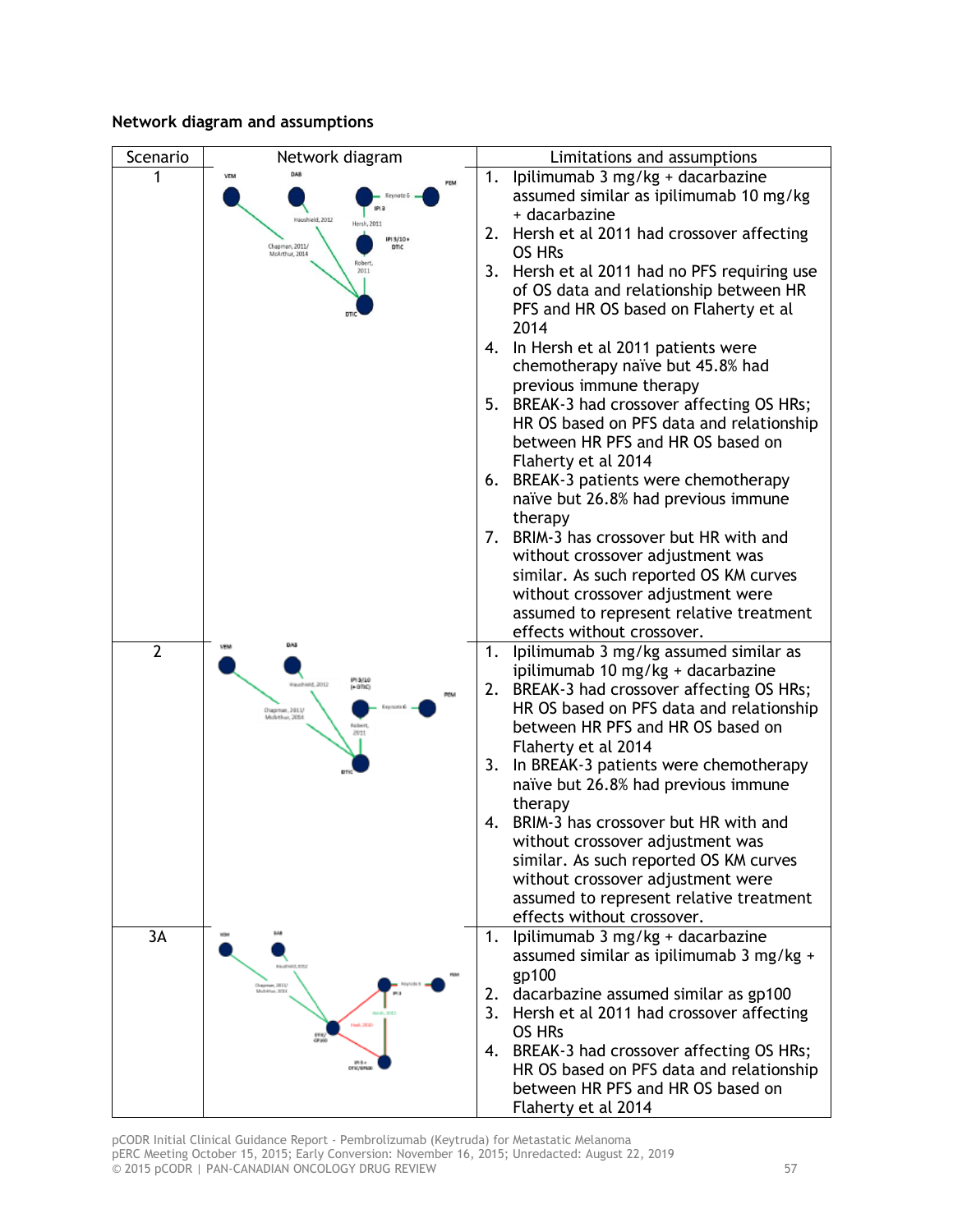**Network diagram and assumptions**

| Scenario | Network diagram | Limitations and assumptions |
|---|---|---|
| 1 | VEM, DAB, PEM, Keynote 6, IPI 3, Haushield, 2012, Hersh, 2011, Chapman, 2011/ McArthur, 2014, IPI 3/10+ DTIC, Robert, 2011, DTIC | 1. Ipilimumab 3 mg/kg + dacarbazine assumed similar as ipilimumab 10 mg/kg + dacarbazine<br>2. Hersh et al 2011 had crossover affecting OS HRs<br>3. Hersh et al 2011 had no PFS requiring use of OS data and relationship between HR PFS and HR OS based on Flaherty et al 2014<br>4. In Hersh et al 2011 patients were chemotherapy naïve but 45.8% had previous immune therapy<br>5. BREAK-3 had crossover affecting OS HRs; HR OS based on PFS data and relationship between HR PFS and HR OS based on Flaherty et al 2014<br>6. BREAK-3 patients were chemotherapy naïve but 26.8% had previous immune therapy<br>7. BRIM-3 has crossover but HR with and without crossover adjustment was similar. As such reported OS KM curves without crossover adjustment were assumed to represent relative treatment effects without crossover. |
| 2 | VEM, DAB, Hauschield, 2012, IPI 3/10 (+DTIC), PEM, Keynote 6, Chapman, 2011/ McArthur, 2014, Robert, 2011, DTIC | 1. Ipilimumab 3 mg/kg assumed similar as ipilimumab 10 mg/kg + dacarbazine<br>2. BREAK-3 had crossover affecting OS HRs; HR OS based on PFS data and relationship between HR PFS and HR OS based on Flaherty et al 2014<br>3. In BREAK-3 patients were chemotherapy naïve but 26.8% had previous immune therapy<br>4. BRIM-3 has crossover but HR with and without crossover adjustment was similar. As such reported OS KM curves without crossover adjustment were assumed to represent relative treatment effects without crossover. |
| 3A | VEM, DAB, PEM, Hauschield, 2012, Keynote 6, IPI 3, Chapman, 2011/ McArthur, 2014, Hersh, 2011, Hodi, 2010, DTIC/ GP100, IPI 3 + DTIC/GP100 | 1. Ipilimumab 3 mg/kg + dacarbazine assumed similar as ipilimumab 3 mg/kg + gp100<br>2. dacarbazine assumed similar as gp100<br>3. Hersh et al 2011 had crossover affecting OS HRs<br>4. BREAK-3 had crossover affecting OS HRs; HR OS based on PFS data and relationship between HR PFS and HR OS based on Flaherty et al 2014 |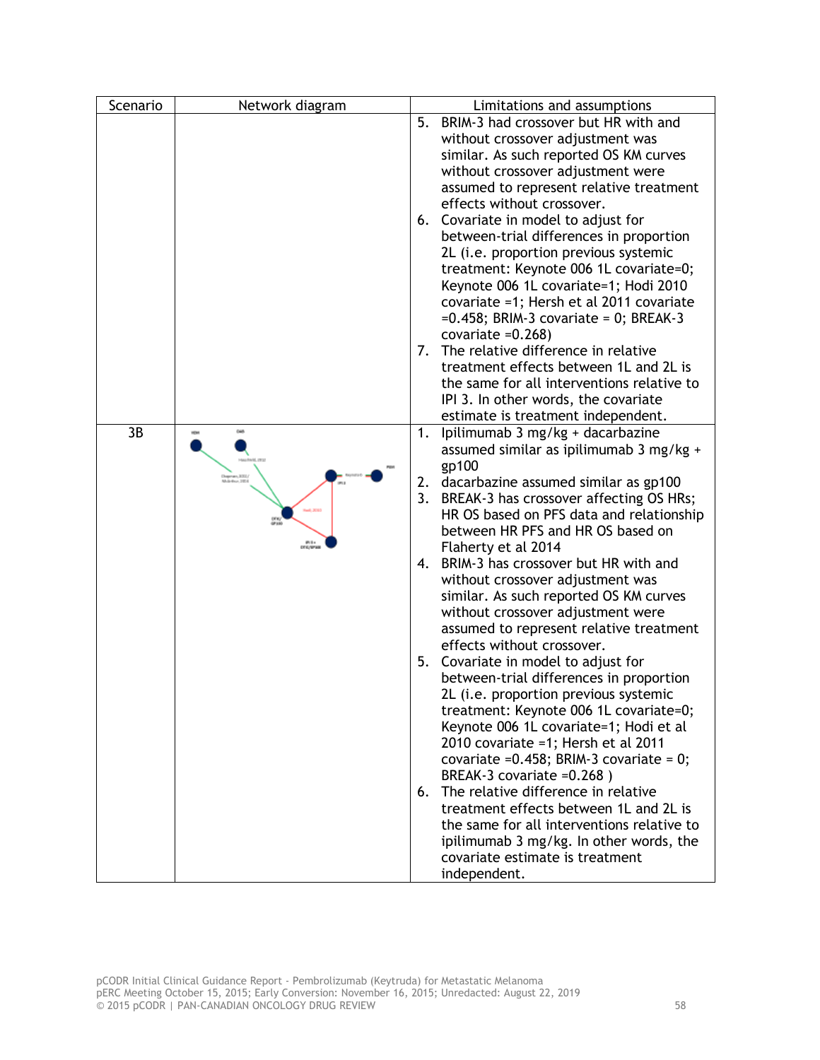| Scenario | Network diagram | Limitations and assumptions |
|---|---|---|
| | | 5. BRIM-3 had crossover but HR with and without crossover adjustment was similar. As such reported OS KM curves without crossover adjustment were assumed to represent relative treatment effects without crossover.<br>6. Covariate in model to adjust for between-trial differences in proportion 2L (i.e. proportion previous systemic treatment: Keynote 006 1L covariate=0; Keynote 006 1L covariate=1; Hodi 2010 covariate =1; Hersh et al 2011 covariate =0.458; BRIM-3 covariate = 0; BREAK-3 covariate =0.268)<br>7. The relative difference in relative treatment effects between 1L and 2L is the same for all interventions relative to IPI 3. In other words, the covariate estimate is treatment independent. |
| 3B | | 1. Ipilimumab 3 mg/kg + dacarbazine assumed similar as ipilimumab 3 mg/kg + gp100<br>2. dacarbazine assumed similar as gp100<br>3. BREAK-3 has crossover affecting OS HRs; HR OS based on PFS data and relationship between HR PFS and HR OS based on Flaherty et al 2014<br>4. BRIM-3 has crossover but HR with and without crossover adjustment was similar. As such reported OS KM curves without crossover adjustment were assumed to represent relative treatment effects without crossover.<br>5. Covariate in model to adjust for between-trial differences in proportion 2L (i.e. proportion previous systemic treatment: Keynote 006 1L covariate=0; Keynote 006 1L covariate=1; Hodi et al 2010 covariate =1; Hersh et al 2011 covariate =0.458; BRIM-3 covariate = 0; BREAK-3 covariate =0.268 )<br>6. The relative difference in relative treatment effects between 1L and 2L is the same for all interventions relative to ipilimumab 3 mg/kg. In other words, the covariate estimate is treatment independent. |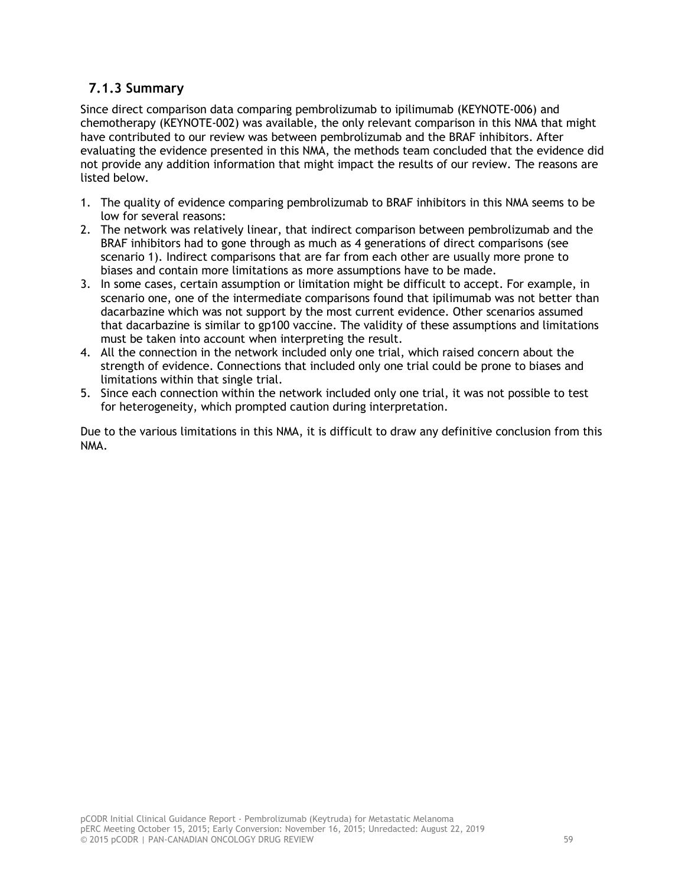### 7.1.3 Summary

Since direct comparison data comparing pembrolizumab to ipilimumab (KEYNOTE-006) and chemotherapy (KEYNOTE-002) was available, the only relevant comparison in this NMA that might have contributed to our review was between pembrolizumab and the BRAF inhibitors. After evaluating the evidence presented in this NMA, the methods team concluded that the evidence did not provide any addition information that might impact the results of our review. The reasons are listed below.

1. The quality of evidence comparing pembrolizumab to BRAF inhibitors in this NMA seems to be low for several reasons:
2. The network was relatively linear, that indirect comparison between pembrolizumab and the BRAF inhibitors had to gone through as much as 4 generations of direct comparisons (see scenario 1). Indirect comparisons that are far from each other are usually more prone to biases and contain more limitations as more assumptions have to be made.
3. In some cases, certain assumption or limitation might be difficult to accept. For example, in scenario one, one of the intermediate comparisons found that ipilimumab was not better than dacarbazine which was not support by the most current evidence. Other scenarios assumed that dacarbazine is similar to gp100 vaccine. The validity of these assumptions and limitations must be taken into account when interpreting the result.
4. All the connection in the network included only one trial, which raised concern about the strength of evidence. Connections that included only one trial could be prone to biases and limitations within that single trial.
5. Since each connection within the network included only one trial, it was not possible to test for heterogeneity, which prompted caution during interpretation.

Due to the various limitations in this NMA, it is difficult to draw any definitive conclusion from this NMA.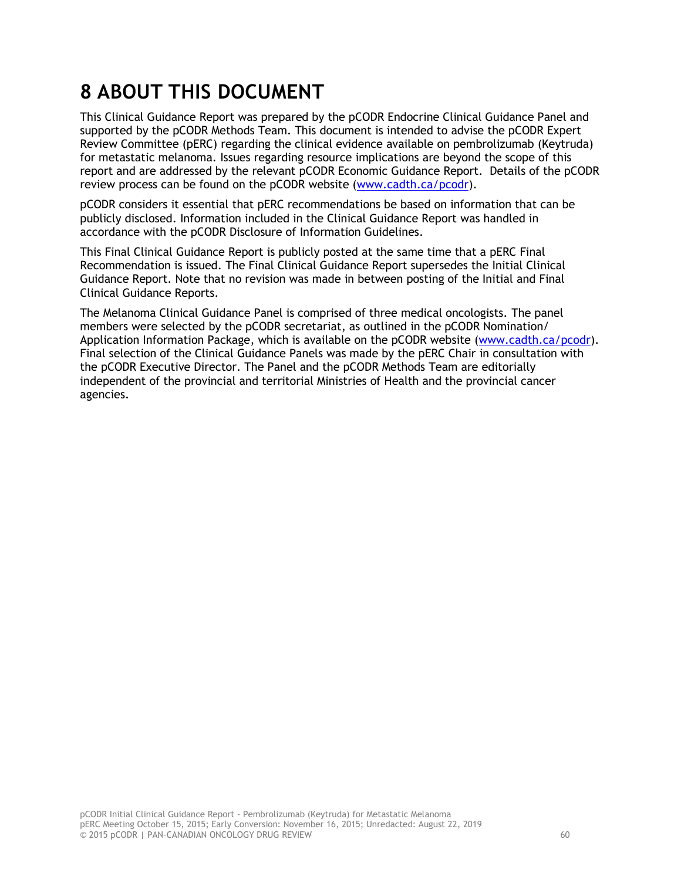# 8 ABOUT THIS DOCUMENT

This Clinical Guidance Report was prepared by the pCODR Endocrine Clinical Guidance Panel and supported by the pCODR Methods Team. This document is intended to advise the pCODR Expert Review Committee (pERC) regarding the clinical evidence available on pembrolizumab (Keytruda) for metastatic melanoma. Issues regarding resource implications are beyond the scope of this report and are addressed by the relevant pCODR Economic Guidance Report. Details of the pCODR review process can be found on the pCODR website (www.cadth.ca/pcodr).

pCODR considers it essential that pERC recommendations be based on information that can be publicly disclosed. Information included in the Clinical Guidance Report was handled in accordance with the pCODR Disclosure of Information Guidelines.

This Final Clinical Guidance Report is publicly posted at the same time that a pERC Final Recommendation is issued. The Final Clinical Guidance Report supersedes the Initial Clinical Guidance Report. Note that no revision was made in between posting of the Initial and Final Clinical Guidance Reports.

The Melanoma Clinical Guidance Panel is comprised of three medical oncologists. The panel members were selected by the pCODR secretariat, as outlined in the pCODR Nomination/Application Information Package, which is available on the pCODR website (www.cadth.ca/pcodr). Final selection of the Clinical Guidance Panels was made by the pERC Chair in consultation with the pCODR Executive Director. The Panel and the pCODR Methods Team are editorially independent of the provincial and territorial Ministries of Health and the provincial cancer agencies.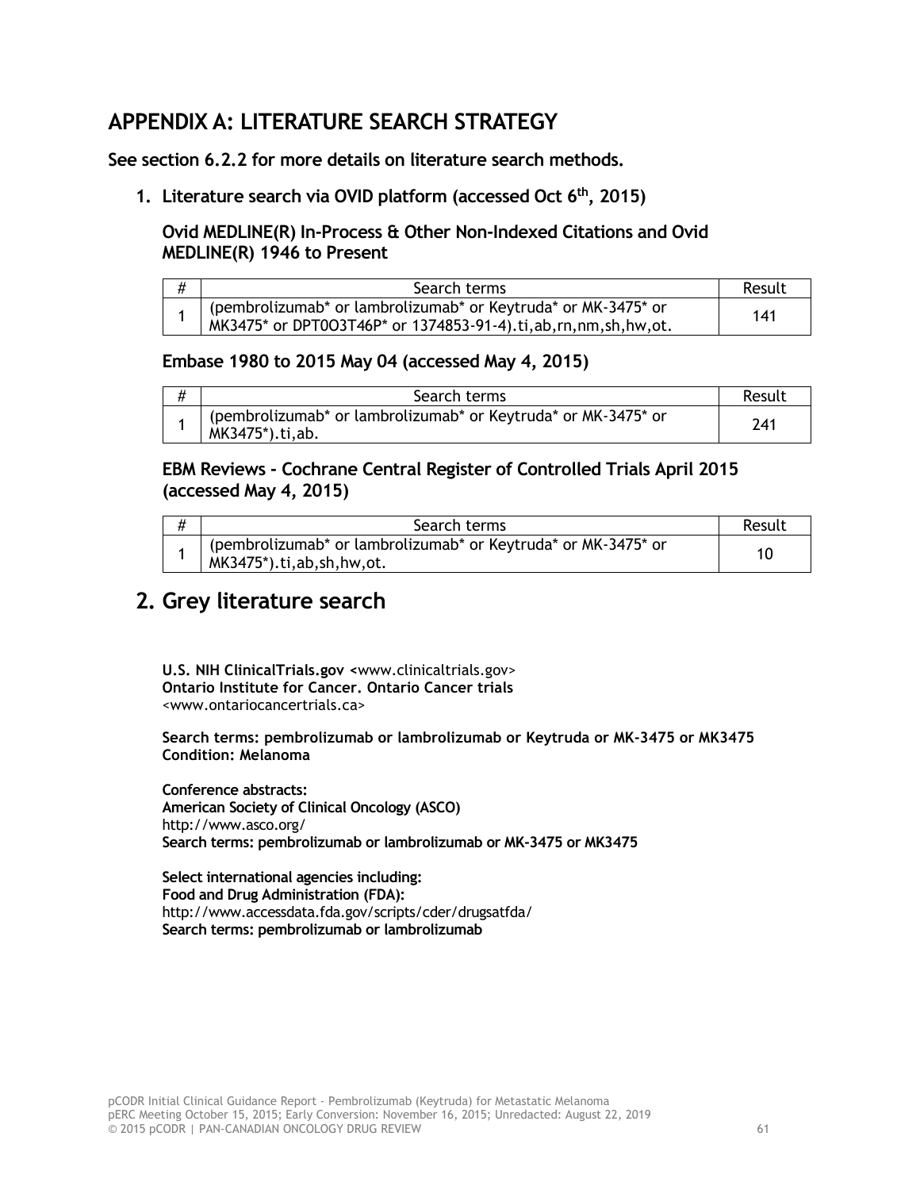## APPENDIX A: LITERATURE SEARCH STRATEGY

**See section 6.2.2 for more details on literature search methods.**

1. **Literature search via OVID platform (accessed Oct 6th, 2015)**

**Ovid MEDLINE(R) In-Process & Other Non-Indexed Citations and Ovid MEDLINE(R) 1946 to Present**

| # | Search terms | Result |
|---|---|---|
| 1 | (pembrolizumab* or lambrolizumab* or Keytruda* or MK-3475* or MK3475* or DPT0O3T46P* or 1374853-91-4).ti,ab,rn,nm,sh,hw,ot. | 141 |

**Embase 1980 to 2015 May 04 (accessed May 4, 2015)**

| # | Search terms | Result |
|---|---|---|
| 1 | (pembrolizumab* or lambrolizumab* or Keytruda* or MK-3475* or MK3475*).ti,ab. | 241 |

**EBM Reviews - Cochrane Central Register of Controlled Trials April 2015 (accessed May 4, 2015)**

| # | Search terms | Result |
|---|---|---|
| 1 | (pembrolizumab* or lambrolizumab* or Keytruda* or MK-3475* or MK3475*).ti,ab,sh,hw,ot. | 10 |

## 2. Grey literature search

**U.S. NIH ClinicalTrials.gov** <www.clinicaltrials.gov>
**Ontario Institute for Cancer. Ontario Cancer trials**
<www.ontariocancertrials.ca>

**Search terms: pembrolizumab or lambrolizumab or Keytruda or MK-3475 or MK3475**
**Condition: Melanoma**

**Conference abstracts:**
**American Society of Clinical Oncology (ASCO)**
http://www.asco.org/
**Search terms: pembrolizumab or lambrolizumab or MK-3475 or MK3475**

**Select international agencies including:**
**Food and Drug Administration (FDA):**
http://www.accessdata.fda.gov/scripts/cder/drugsatfda/
**Search terms: pembrolizumab or lambrolizumab**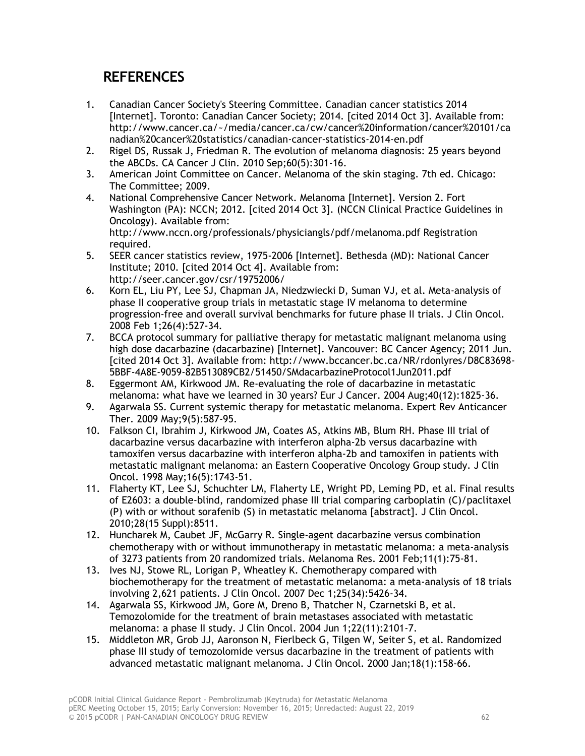## REFERENCES

1. Canadian Cancer Society's Steering Committee. Canadian cancer statistics 2014 [Internet]. Toronto: Canadian Cancer Society; 2014. [cited 2014 Oct 3]. Available from: http://www.cancer.ca/~/media/cancer.ca/cw/cancer%20information/cancer%20101/canadian%20cancer%20statistics/canadian-cancer-statistics-2014-en.pdf
2. Rigel DS, Russak J, Friedman R. The evolution of melanoma diagnosis: 25 years beyond the ABCDs. CA Cancer J Clin. 2010 Sep;60(5):301-16.
3. American Joint Committee on Cancer. Melanoma of the skin staging. 7th ed. Chicago: The Committee; 2009.
4. National Comprehensive Cancer Network. Melanoma [Internet]. Version 2. Fort Washington (PA): NCCN; 2012. [cited 2014 Oct 3]. (NCCN Clinical Practice Guidelines in Oncology). Available from: http://www.nccn.org/professionals/physiciangls/pdf/melanoma.pdf Registration required.
5. SEER cancer statistics review, 1975-2006 [Internet]. Bethesda (MD): National Cancer Institute; 2010. [cited 2014 Oct 4]. Available from: http://seer.cancer.gov/csr/19752006/
6. Korn EL, Liu PY, Lee SJ, Chapman JA, Niedzwiecki D, Suman VJ, et al. Meta-analysis of phase II cooperative group trials in metastatic stage IV melanoma to determine progression-free and overall survival benchmarks for future phase II trials. J Clin Oncol. 2008 Feb 1;26(4):527-34.
7. BCCA protocol summary for palliative therapy for metastatic malignant melanoma using high dose dacarbazine (dacarbazine) [Internet]. Vancouver: BC Cancer Agency; 2011 Jun. [cited 2014 Oct 3]. Available from: http://www.bccancer.bc.ca/NR/rdonlyres/D8C83698-5BBF-4A8E-9059-82B513089CB2/51450/SMdacarbazineProtocol1Jun2011.pdf
8. Eggermont AM, Kirkwood JM. Re-evaluating the role of dacarbazine in metastatic melanoma: what have we learned in 30 years? Eur J Cancer. 2004 Aug;40(12):1825-36.
9. Agarwala SS. Current systemic therapy for metastatic melanoma. Expert Rev Anticancer Ther. 2009 May;9(5):587-95.
10. Falkson CI, Ibrahim J, Kirkwood JM, Coates AS, Atkins MB, Blum RH. Phase III trial of dacarbazine versus dacarbazine with interferon alpha-2b versus dacarbazine with tamoxifen versus dacarbazine with interferon alpha-2b and tamoxifen in patients with metastatic malignant melanoma: an Eastern Cooperative Oncology Group study. J Clin Oncol. 1998 May;16(5):1743-51.
11. Flaherty KT, Lee SJ, Schuchter LM, Flaherty LE, Wright PD, Leming PD, et al. Final results of E2603: a double-blind, randomized phase III trial comparing carboplatin (C)/paclitaxel (P) with or without sorafenib (S) in metastatic melanoma [abstract]. J Clin Oncol. 2010;28(15 Suppl):8511.
12. Huncharek M, Caubet JF, McGarry R. Single-agent dacarbazine versus combination chemotherapy with or without immunotherapy in metastatic melanoma: a meta-analysis of 3273 patients from 20 randomized trials. Melanoma Res. 2001 Feb;11(1):75-81.
13. Ives NJ, Stowe RL, Lorigan P, Wheatley K. Chemotherapy compared with biochemotherapy for the treatment of metastatic melanoma: a meta-analysis of 18 trials involving 2,621 patients. J Clin Oncol. 2007 Dec 1;25(34):5426-34.
14. Agarwala SS, Kirkwood JM, Gore M, Dreno B, Thatcher N, Czarnetski B, et al. Temozolomide for the treatment of brain metastases associated with metastatic melanoma: a phase II study. J Clin Oncol. 2004 Jun 1;22(11):2101-7.
15. Middleton MR, Grob JJ, Aaronson N, Fierlbeck G, Tilgen W, Seiter S, et al. Randomized phase III study of temozolomide versus dacarbazine in the treatment of patients with advanced metastatic malignant melanoma. J Clin Oncol. 2000 Jan;18(1):158-66.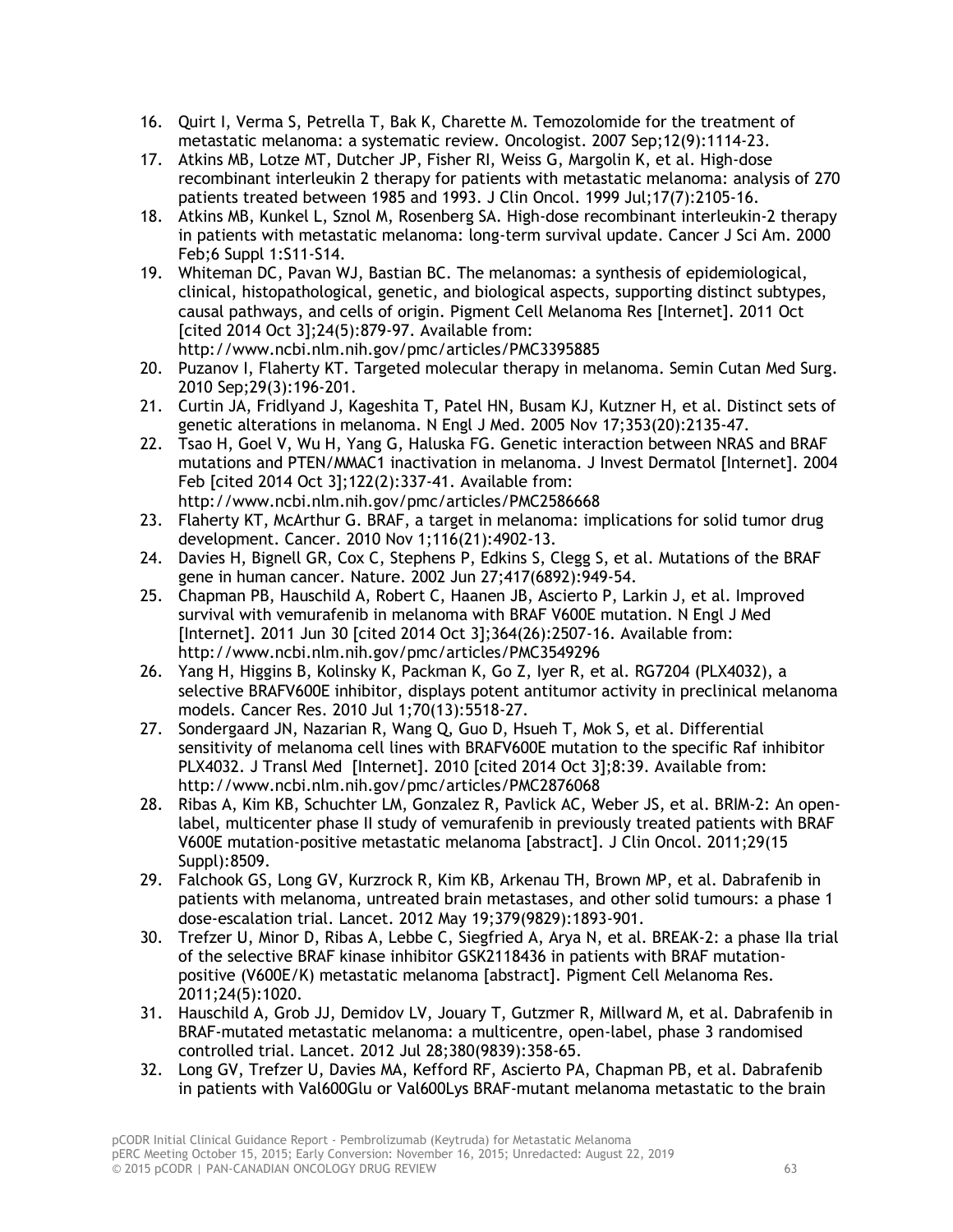16. Quirt I, Verma S, Petrella T, Bak K, Charette M. Temozolomide for the treatment of metastatic melanoma: a systematic review. Oncologist. 2007 Sep;12(9):1114-23.
17. Atkins MB, Lotze MT, Dutcher JP, Fisher RI, Weiss G, Margolin K, et al. High-dose recombinant interleukin 2 therapy for patients with metastatic melanoma: analysis of 270 patients treated between 1985 and 1993. J Clin Oncol. 1999 Jul;17(7):2105-16.
18. Atkins MB, Kunkel L, Sznol M, Rosenberg SA. High-dose recombinant interleukin-2 therapy in patients with metastatic melanoma: long-term survival update. Cancer J Sci Am. 2000 Feb;6 Suppl 1:S11-S14.
19. Whiteman DC, Pavan WJ, Bastian BC. The melanomas: a synthesis of epidemiological, clinical, histopathological, genetic, and biological aspects, supporting distinct subtypes, causal pathways, and cells of origin. Pigment Cell Melanoma Res [Internet]. 2011 Oct [cited 2014 Oct 3];24(5):879-97. Available from: http://www.ncbi.nlm.nih.gov/pmc/articles/PMC3395885
20. Puzanov I, Flaherty KT. Targeted molecular therapy in melanoma. Semin Cutan Med Surg. 2010 Sep;29(3):196-201.
21. Curtin JA, Fridlyand J, Kageshita T, Patel HN, Busam KJ, Kutzner H, et al. Distinct sets of genetic alterations in melanoma. N Engl J Med. 2005 Nov 17;353(20):2135-47.
22. Tsao H, Goel V, Wu H, Yang G, Haluska FG. Genetic interaction between NRAS and BRAF mutations and PTEN/MMAC1 inactivation in melanoma. J Invest Dermatol [Internet]. 2004 Feb [cited 2014 Oct 3];122(2):337-41. Available from: http://www.ncbi.nlm.nih.gov/pmc/articles/PMC2586668
23. Flaherty KT, McArthur G. BRAF, a target in melanoma: implications for solid tumor drug development. Cancer. 2010 Nov 1;116(21):4902-13.
24. Davies H, Bignell GR, Cox C, Stephens P, Edkins S, Clegg S, et al. Mutations of the BRAF gene in human cancer. Nature. 2002 Jun 27;417(6892):949-54.
25. Chapman PB, Hauschild A, Robert C, Haanen JB, Ascierto P, Larkin J, et al. Improved survival with vemurafenib in melanoma with BRAF V600E mutation. N Engl J Med [Internet]. 2011 Jun 30 [cited 2014 Oct 3];364(26):2507-16. Available from: http://www.ncbi.nlm.nih.gov/pmc/articles/PMC3549296
26. Yang H, Higgins B, Kolinsky K, Packman K, Go Z, Iyer R, et al. RG7204 (PLX4032), a selective BRAFV600E inhibitor, displays potent antitumor activity in preclinical melanoma models. Cancer Res. 2010 Jul 1;70(13):5518-27.
27. Sondergaard JN, Nazarian R, Wang Q, Guo D, Hsueh T, Mok S, et al. Differential sensitivity of melanoma cell lines with BRAFV600E mutation to the specific Raf inhibitor PLX4032. J Transl Med [Internet]. 2010 [cited 2014 Oct 3];8:39. Available from: http://www.ncbi.nlm.nih.gov/pmc/articles/PMC2876068
28. Ribas A, Kim KB, Schuchter LM, Gonzalez R, Pavlick AC, Weber JS, et al. BRIM-2: An open-label, multicenter phase II study of vemurafenib in previously treated patients with BRAF V600E mutation-positive metastatic melanoma [abstract]. J Clin Oncol. 2011;29(15 Suppl):8509.
29. Falchook GS, Long GV, Kurzrock R, Kim KB, Arkenau TH, Brown MP, et al. Dabrafenib in patients with melanoma, untreated brain metastases, and other solid tumours: a phase 1 dose-escalation trial. Lancet. 2012 May 19;379(9829):1893-901.
30. Trefzer U, Minor D, Ribas A, Lebbe C, Siegfried A, Arya N, et al. BREAK-2: a phase IIa trial of the selective BRAF kinase inhibitor GSK2118436 in patients with BRAF mutation-positive (V600E/K) metastatic melanoma [abstract]. Pigment Cell Melanoma Res. 2011;24(5):1020.
31. Hauschild A, Grob JJ, Demidov LV, Jouary T, Gutzmer R, Millward M, et al. Dabrafenib in BRAF-mutated metastatic melanoma: a multicentre, open-label, phase 3 randomised controlled trial. Lancet. 2012 Jul 28;380(9839):358-65.
32. Long GV, Trefzer U, Davies MA, Kefford RF, Ascierto PA, Chapman PB, et al. Dabrafenib in patients with Val600Glu or Val600Lys BRAF-mutant melanoma metastatic to the brain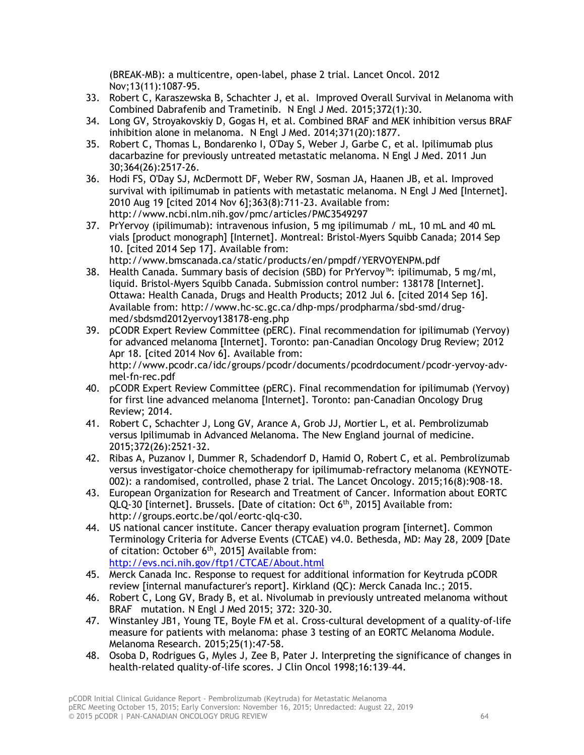(BREAK-MB): a multicentre, open-label, phase 2 trial. Lancet Oncol. 2012 Nov;13(11):1087-95.

33. Robert C, Karaszewska B, Schachter J, et al. Improved Overall Survival in Melanoma with Combined Dabrafenib and Trametinib. N Engl J Med. 2015;372(1):30.
34. Long GV, Stroyakovskiy D, Gogas H, et al. Combined BRAF and MEK inhibition versus BRAF inhibition alone in melanoma. N Engl J Med. 2014;371(20):1877.
35. Robert C, Thomas L, Bondarenko I, O'Day S, Weber J, Garbe C, et al. Ipilimumab plus dacarbazine for previously untreated metastatic melanoma. N Engl J Med. 2011 Jun 30;364(26):2517-26.
36. Hodi FS, O'Day SJ, McDermott DF, Weber RW, Sosman JA, Haanen JB, et al. Improved survival with ipilimumab in patients with metastatic melanoma. N Engl J Med [Internet]. 2010 Aug 19 [cited 2014 Nov 6];363(8):711-23. Available from: http://www.ncbi.nlm.nih.gov/pmc/articles/PMC3549297
37. PrYervoy (ipilimumab): intravenous infusion, 5 mg ipilimumab / mL, 10 mL and 40 mL vials [product monograph] [Internet]. Montreal: Bristol-Myers Squibb Canada; 2014 Sep 10. [cited 2014 Sep 17]. Available from: http://www.bmscanada.ca/static/products/en/pmpdf/YERVOYENPM.pdf
38. Health Canada. Summary basis of decision (SBD) for PrYervoy™: ipilimumab, 5 mg/ml, liquid. Bristol-Myers Squibb Canada. Submission control number: 138178 [Internet]. Ottawa: Health Canada, Drugs and Health Products; 2012 Jul 6. [cited 2014 Sep 16]. Available from: http://www.hc-sc.gc.ca/dhp-mps/prodpharma/sbd-smd/drug-med/sbdsmd2012yervoy138178-eng.php
39. pCODR Expert Review Committee (pERC). Final recommendation for ipilimumab (Yervoy) for advanced melanoma [Internet]. Toronto: pan-Canadian Oncology Drug Review; 2012 Apr 18. [cited 2014 Nov 6]. Available from: http://www.pcodr.ca/idc/groups/pcodr/documents/pcodrdocument/pcodr-yervoy-adv-mel-fn-rec.pdf
40. pCODR Expert Review Committee (pERC). Final recommendation for ipilimumab (Yervoy) for first line advanced melanoma [Internet]. Toronto: pan-Canadian Oncology Drug Review; 2014.
41. Robert C, Schachter J, Long GV, Arance A, Grob JJ, Mortier L, et al. Pembrolizumab versus Ipilimumab in Advanced Melanoma. The New England journal of medicine. 2015;372(26):2521-32.
42. Ribas A, Puzanov I, Dummer R, Schadendorf D, Hamid O, Robert C, et al. Pembrolizumab versus investigator-choice chemotherapy for ipilimumab-refractory melanoma (KEYNOTE-002): a randomised, controlled, phase 2 trial. The Lancet Oncology. 2015;16(8):908-18.
43. European Organization for Research and Treatment of Cancer. Information about EORTC QLQ-30 [internet]. Brussels. [Date of citation: Oct 6th, 2015] Available from: http://groups.eortc.be/qol/eortc-qlq-c30.
44. US national cancer institute. Cancer therapy evaluation program [internet]. Common Terminology Criteria for Adverse Events (CTCAE) v4.0. Bethesda, MD: May 28, 2009 [Date of citation: October 6th, 2015] Available from: http://evs.nci.nih.gov/ftp1/CTCAE/About.html
45. Merck Canada Inc. Response to request for additional information for Keytruda pCODR review [internal manufacturer's report]. Kirkland (QC): Merck Canada Inc.; 2015.
46. Robert C, Long GV, Brady B, et al. Nivolumab in previously untreated melanoma without BRAF mutation. N Engl J Med 2015; 372: 320-30.
47. Winstanley JB1, Young TE, Boyle FM et al. Cross-cultural development of a quality-of-life measure for patients with melanoma: phase 3 testing of an EORTC Melanoma Module. Melanoma Research. 2015;25(1):47-58.
48. Osoba D, Rodrigues G, Myles J, Zee B, Pater J. Interpreting the significance of changes in health-related quality-of-life scores. J Clin Oncol 1998;16:139–44.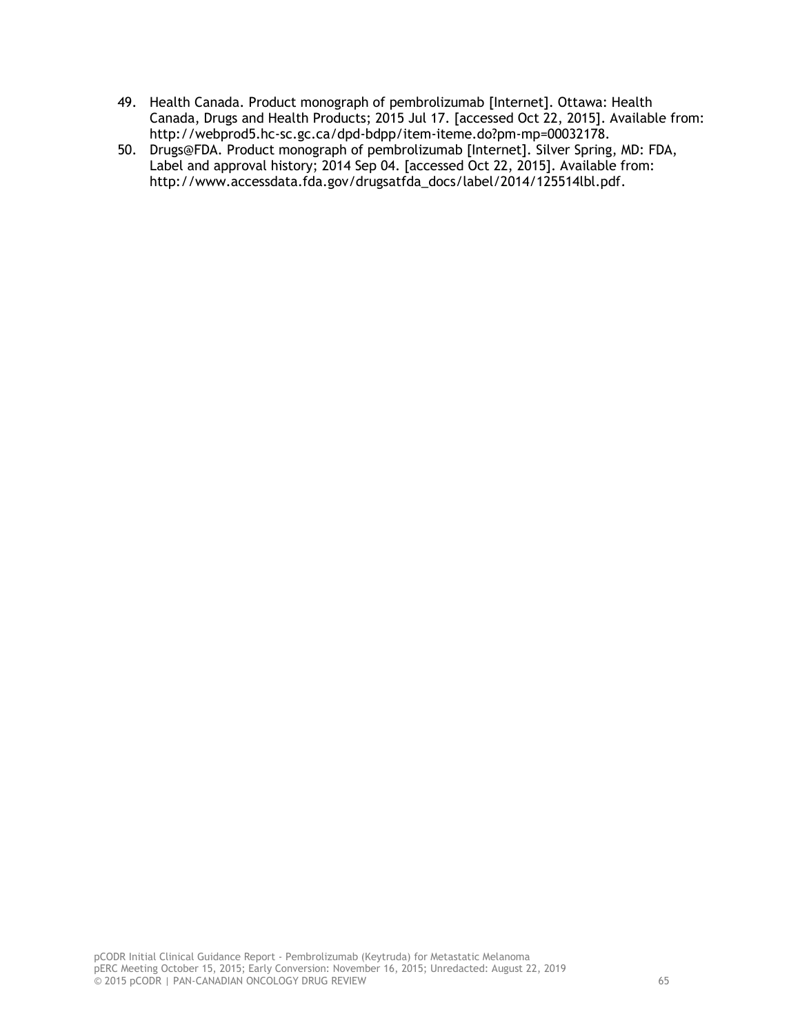49. Health Canada. Product monograph of pembrolizumab [Internet]. Ottawa: Health Canada, Drugs and Health Products; 2015 Jul 17. [accessed Oct 22, 2015]. Available from: http://webprod5.hc-sc.gc.ca/dpd-bdpp/item-iteme.do?pm-mp=00032178.
50. Drugs@FDA. Product monograph of pembrolizumab [Internet]. Silver Spring, MD: FDA, Label and approval history; 2014 Sep 04. [accessed Oct 22, 2015]. Available from: http://www.accessdata.fda.gov/drugsatfda_docs/label/2014/125514lbl.pdf.